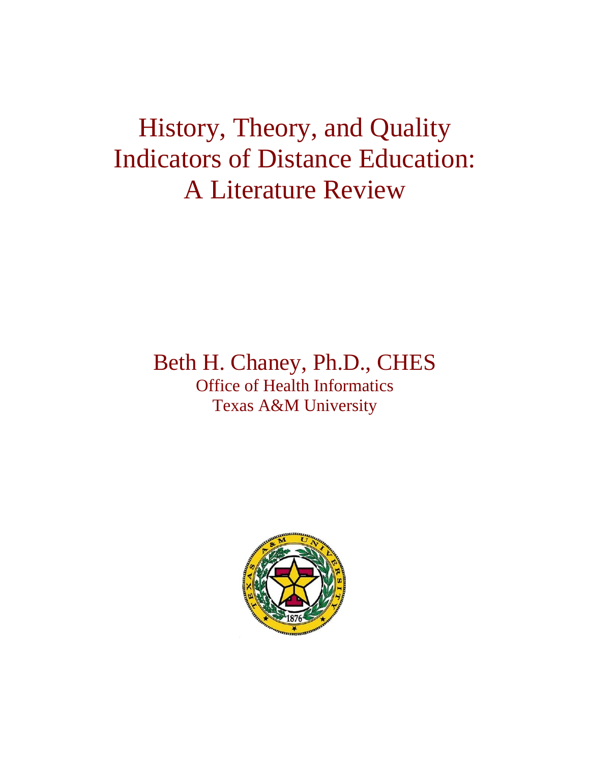# History, Theory, and Quality Indicators of Distance Education: A Literature Review

Beth H. Chaney, Ph.D., CHES

Office of Health Informatics

Texas A&M University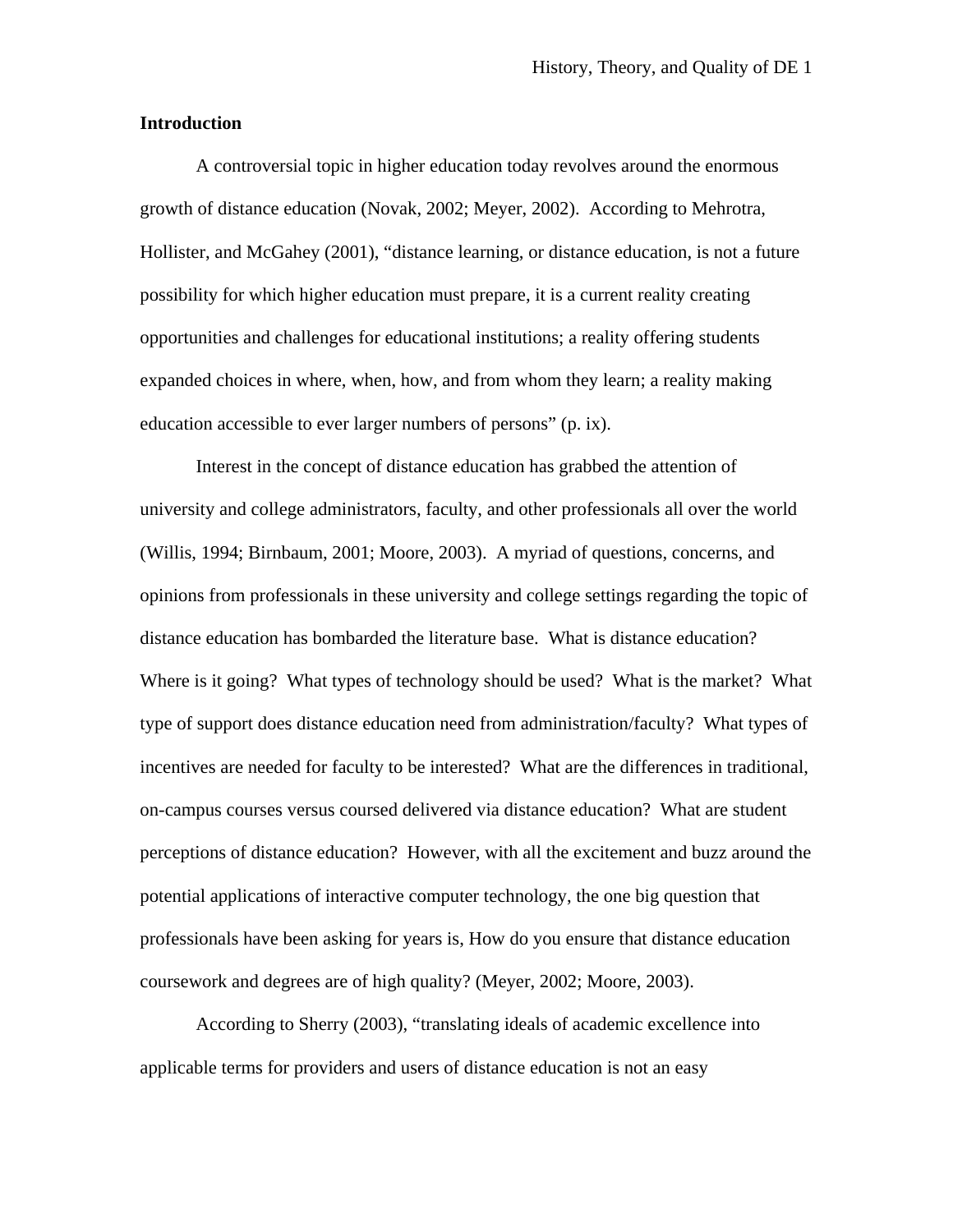## Introduction

A controversial topic in higher education today revolves around the enormous growth of distance education (Novak, 2002; Meyer, 2002). According to Mehrotra, Hollister, and McGahey (2001), "distance learning, or distance education, is not a future possibility for which higher education must prepare, it is a current reality creating opportunities and challenges for educational institutions; a reality offering students expanded choices in where, when, how, and from whom they learn; a reality making education accessible to ever larger numbers of persons" (p. ix).

Interest in the concept of distance education has grabbed the attention of university and college administrators, faculty, and other professionals all over the world (Willis, 1994; Birnbaum, 2001; Moore, 2003). A myriad of questions, concerns, and opinions from professionals in these university and college settings regarding the topic of distance education has bombarded the literature base. What is distance education? Where is it going? What types of technology should be used? What is the market? What type of support does distance education need from administration/faculty? What types of incentives are needed for faculty to be interested? What are the differences in traditional, on-campus courses versus coursed delivered via distance education? What are student perceptions of distance education? However, with all the excitement and buzz around the potential applications of interactive computer technology, the one big question that professionals have been asking for years is, How do you ensure that distance education coursework and degrees are of high quality? (Meyer, 2002; Moore, 2003).

According to Sherry (2003), "translating ideals of academic excellence into applicable terms for providers and users of distance education is not an easy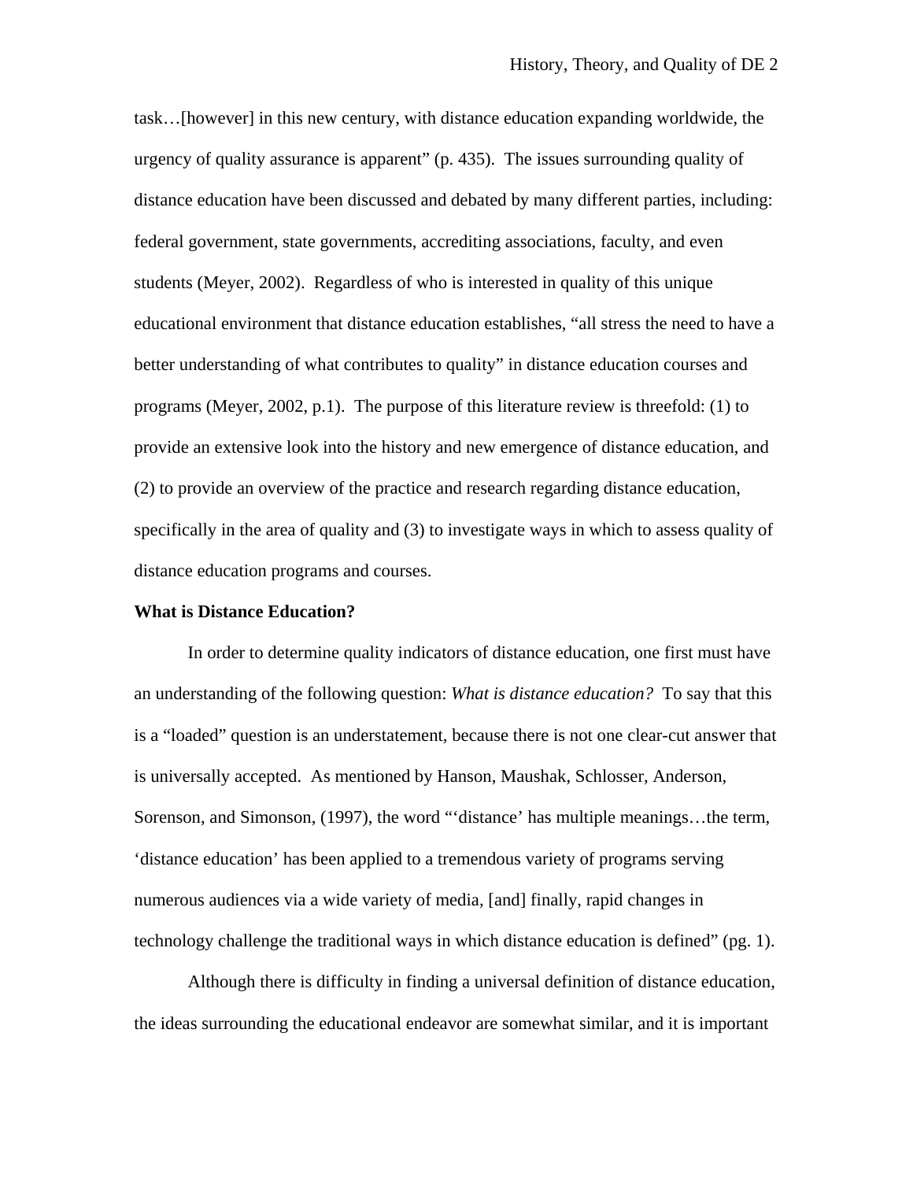task…[however] in this new century, with distance education expanding worldwide, the urgency of quality assurance is apparent" (p. 435). The issues surrounding quality of distance education have been discussed and debated by many different parties, including: federal government, state governments, accrediting associations, faculty, and even students (Meyer, 2002). Regardless of who is interested in quality of this unique educational environment that distance education establishes, "all stress the need to have a better understanding of what contributes to quality" in distance education courses and programs (Meyer, 2002, p.1). The purpose of this literature review is threefold: (1) to provide an extensive look into the history and new emergence of distance education, and (2) to provide an overview of the practice and research regarding distance education, specifically in the area of quality and (3) to investigate ways in which to assess quality of distance education programs and courses.

**What is Distance Education?**

In order to determine quality indicators of distance education, one first must have an understanding of the following question: *What is distance education?* To say that this is a "loaded" question is an understatement, because there is not one clear-cut answer that is universally accepted. As mentioned by Hanson, Maushak, Schlosser, Anderson, Sorenson, and Simonson, (1997), the word "'distance' has multiple meanings…the term, 'distance education' has been applied to a tremendous variety of programs serving numerous audiences via a wide variety of media, [and] finally, rapid changes in technology challenge the traditional ways in which distance education is defined" (pg. 1).

Although there is difficulty in finding a universal definition of distance education, the ideas surrounding the educational endeavor are somewhat similar, and it is important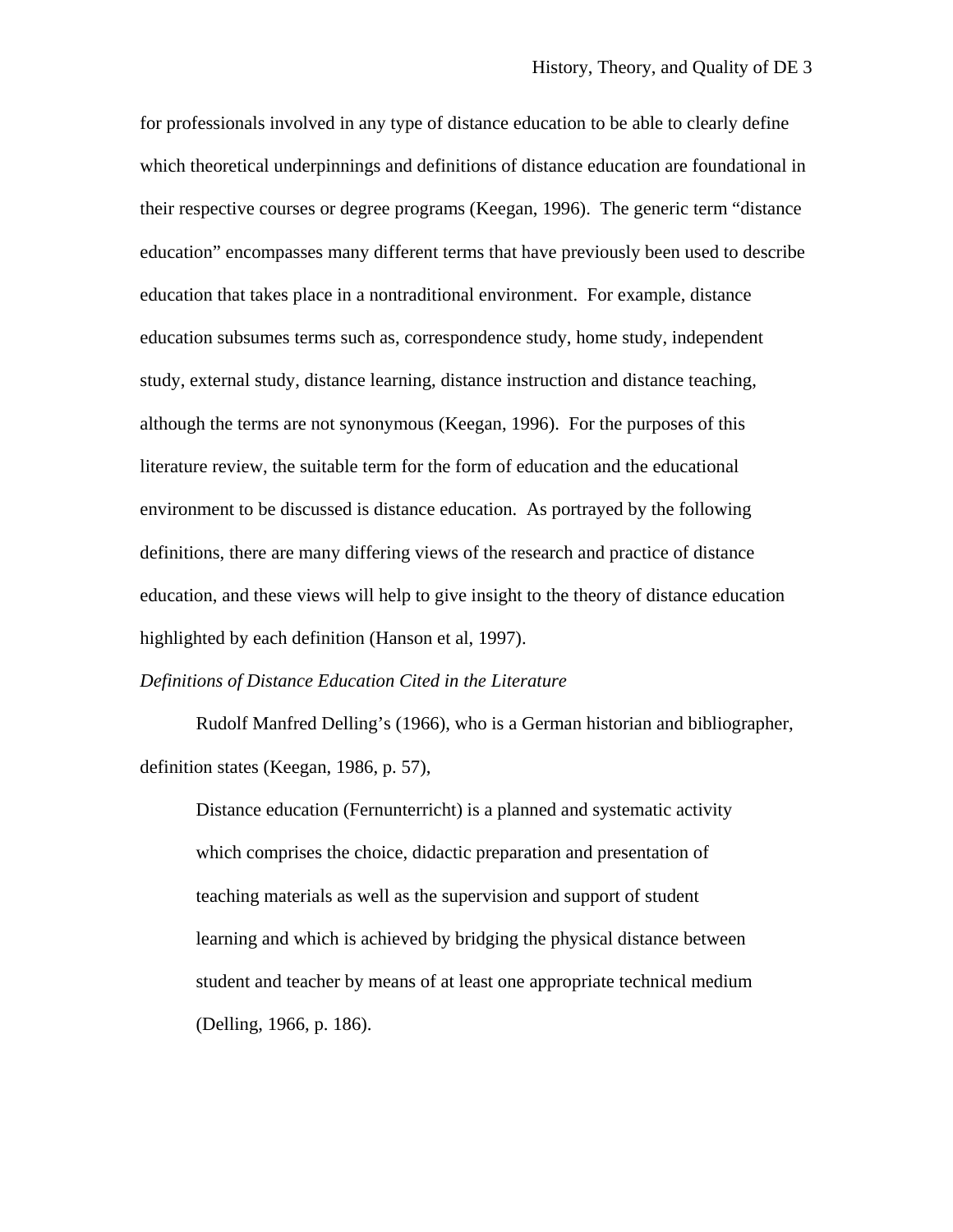for professionals involved in any type of distance education to be able to clearly define which theoretical underpinnings and definitions of distance education are foundational in their respective courses or degree programs (Keegan, 1996). The generic term "distance education" encompasses many different terms that have previously been used to describe education that takes place in a nontraditional environment. For example, distance education subsumes terms such as, correspondence study, home study, independent study, external study, distance learning, distance instruction and distance teaching, although the terms are not synonymous (Keegan, 1996). For the purposes of this literature review, the suitable term for the form of education and the educational environment to be discussed is distance education. As portrayed by the following definitions, there are many differing views of the research and practice of distance education, and these views will help to give insight to the theory of distance education highlighted by each definition (Hanson et al, 1997).

*Definitions of Distance Education Cited in the Literature*

Rudolf Manfred Delling's (1966), who is a German historian and bibliographer, definition states (Keegan, 1986, p. 57),

> Distance education (Fernunterricht) is a planned and systematic activity which comprises the choice, didactic preparation and presentation of teaching materials as well as the supervision and support of student learning and which is achieved by bridging the physical distance between student and teacher by means of at least one appropriate technical medium (Delling, 1966, p. 186).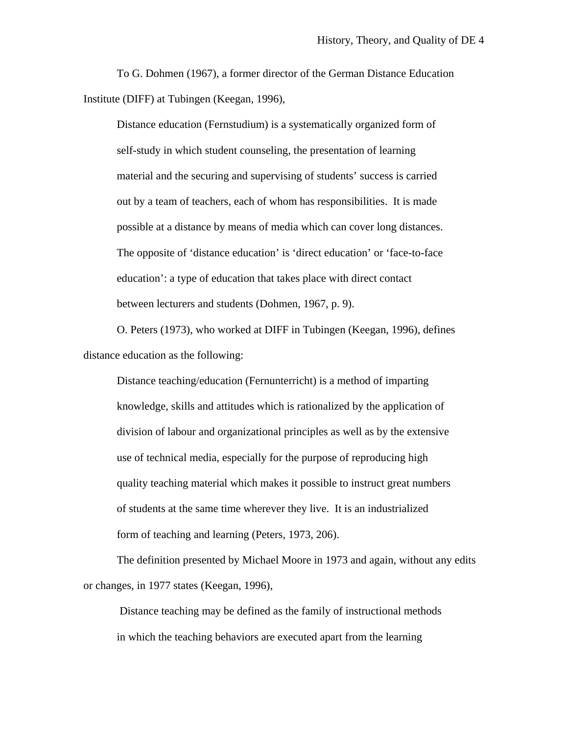To G. Dohmen (1967), a former director of the German Distance Education Institute (DIFF) at Tubingen (Keegan, 1996),

> Distance education (Fernstudium) is a systematically organized form of self-study in which student counseling, the presentation of learning material and the securing and supervising of students' success is carried out by a team of teachers, each of whom has responsibilities. It is made possible at a distance by means of media which can cover long distances. The opposite of 'distance education' is 'direct education' or 'face-to-face education': a type of education that takes place with direct contact between lecturers and students (Dohmen, 1967, p. 9).

O. Peters (1973), who worked at DIFF in Tubingen (Keegan, 1996), defines distance education as the following:

> Distance teaching/education (Fernunterricht) is a method of imparting knowledge, skills and attitudes which is rationalized by the application of division of labour and organizational principles as well as by the extensive use of technical media, especially for the purpose of reproducing high quality teaching material which makes it possible to instruct great numbers of students at the same time wherever they live. It is an industrialized form of teaching and learning (Peters, 1973, 206).

The definition presented by Michael Moore in 1973 and again, without any edits or changes, in 1977 states (Keegan, 1996),

> Distance teaching may be defined as the family of instructional methods in which the teaching behaviors are executed apart from the learning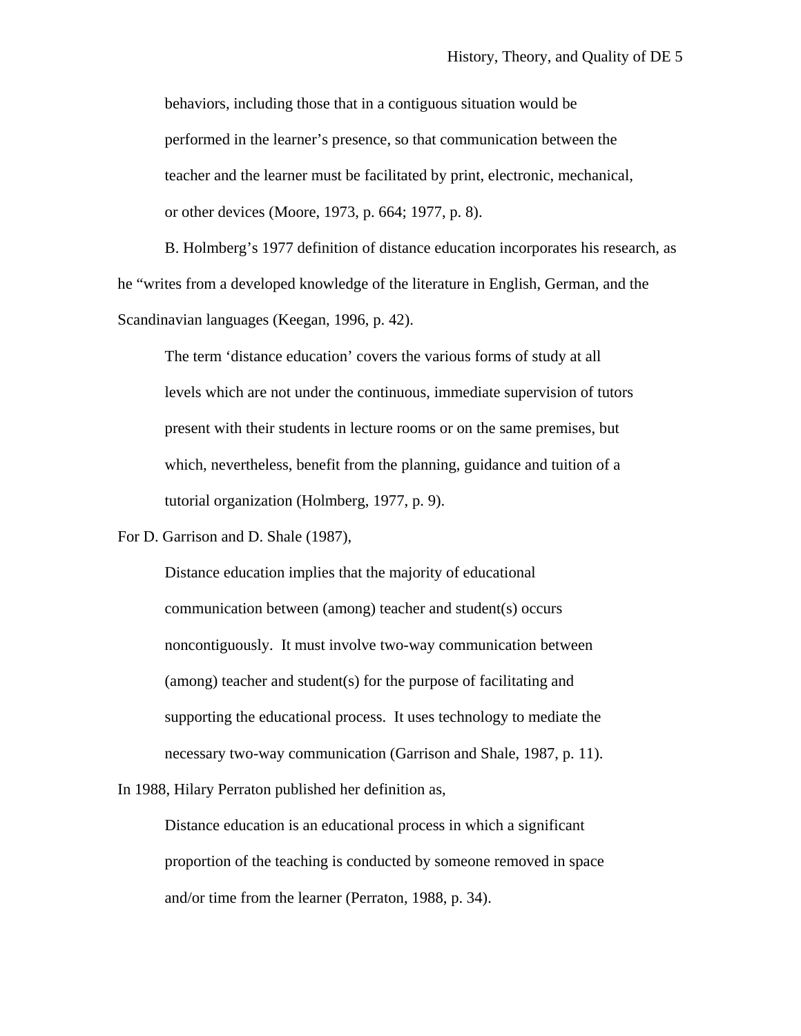> behaviors, including those that in a contiguous situation would be performed in the learner's presence, so that communication between the teacher and the learner must be facilitated by print, electronic, mechanical, or other devices (Moore, 1973, p. 664; 1977, p. 8).

B. Holmberg's 1977 definition of distance education incorporates his research, as he "writes from a developed knowledge of the literature in English, German, and the Scandinavian languages (Keegan, 1996, p. 42).

> The term 'distance education' covers the various forms of study at all levels which are not under the continuous, immediate supervision of tutors present with their students in lecture rooms or on the same premises, but which, nevertheless, benefit from the planning, guidance and tuition of a tutorial organization (Holmberg, 1977, p. 9).

For D. Garrison and D. Shale (1987),

> Distance education implies that the majority of educational communication between (among) teacher and student(s) occurs noncontiguously. It must involve two-way communication between (among) teacher and student(s) for the purpose of facilitating and supporting the educational process. It uses technology to mediate the necessary two-way communication (Garrison and Shale, 1987, p. 11).

In 1988, Hilary Perraton published her definition as,

> Distance education is an educational process in which a significant proportion of the teaching is conducted by someone removed in space and/or time from the learner (Perraton, 1988, p. 34).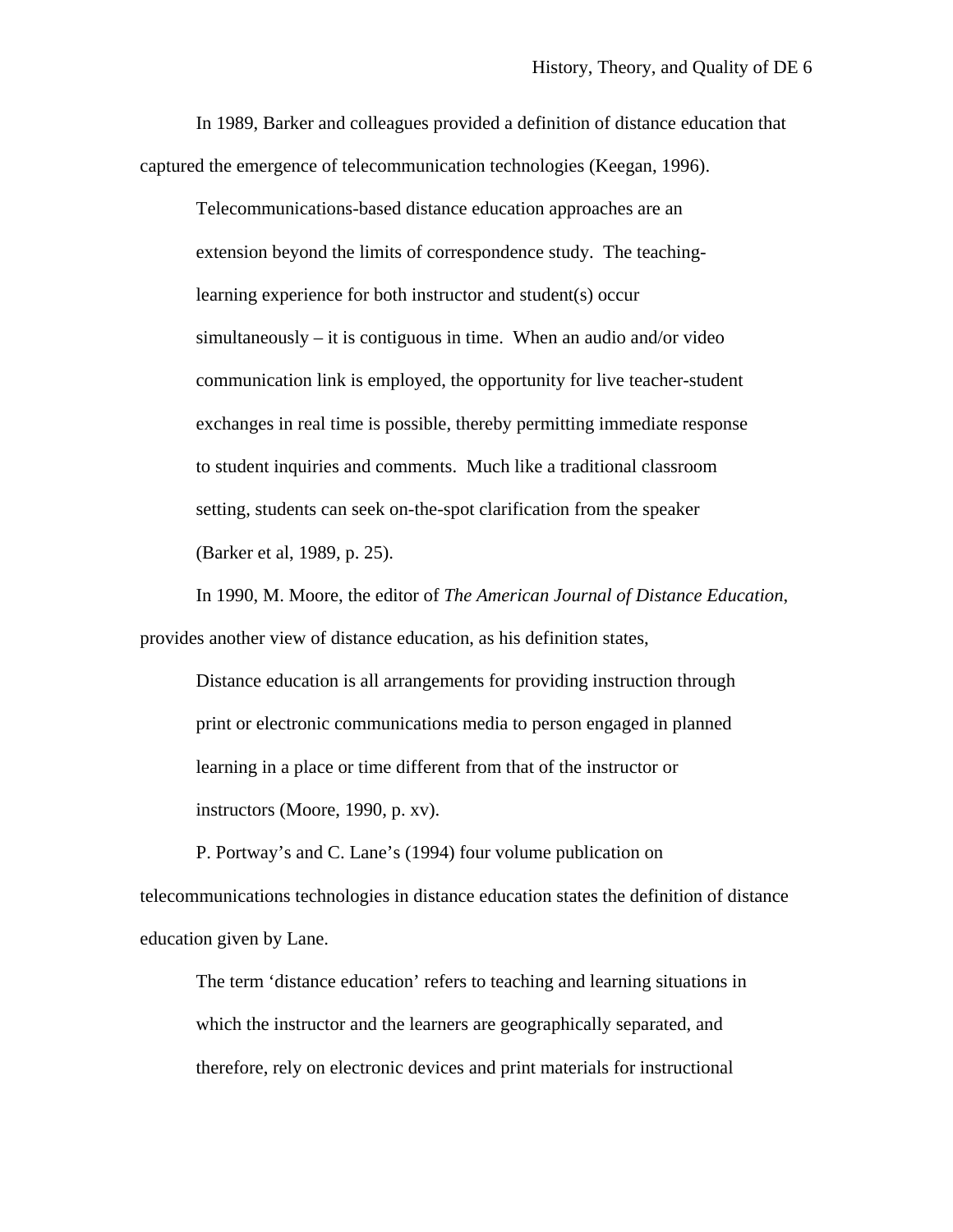In 1989, Barker and colleagues provided a definition of distance education that captured the emergence of telecommunication technologies (Keegan, 1996).

> Telecommunications-based distance education approaches are an extension beyond the limits of correspondence study. The teaching-learning experience for both instructor and student(s) occur simultaneously – it is contiguous in time. When an audio and/or video communication link is employed, the opportunity for live teacher-student exchanges in real time is possible, thereby permitting immediate response to student inquiries and comments. Much like a traditional classroom setting, students can seek on-the-spot clarification from the speaker (Barker et al, 1989, p. 25).

In 1990, M. Moore, the editor of *The American Journal of Distance Education*, provides another view of distance education, as his definition states,

> Distance education is all arrangements for providing instruction through print or electronic communications media to person engaged in planned learning in a place or time different from that of the instructor or instructors (Moore, 1990, p. xv).

P. Portway's and C. Lane's (1994) four volume publication on telecommunications technologies in distance education states the definition of distance education given by Lane.

> The term 'distance education' refers to teaching and learning situations in which the instructor and the learners are geographically separated, and therefore, rely on electronic devices and print materials for instructional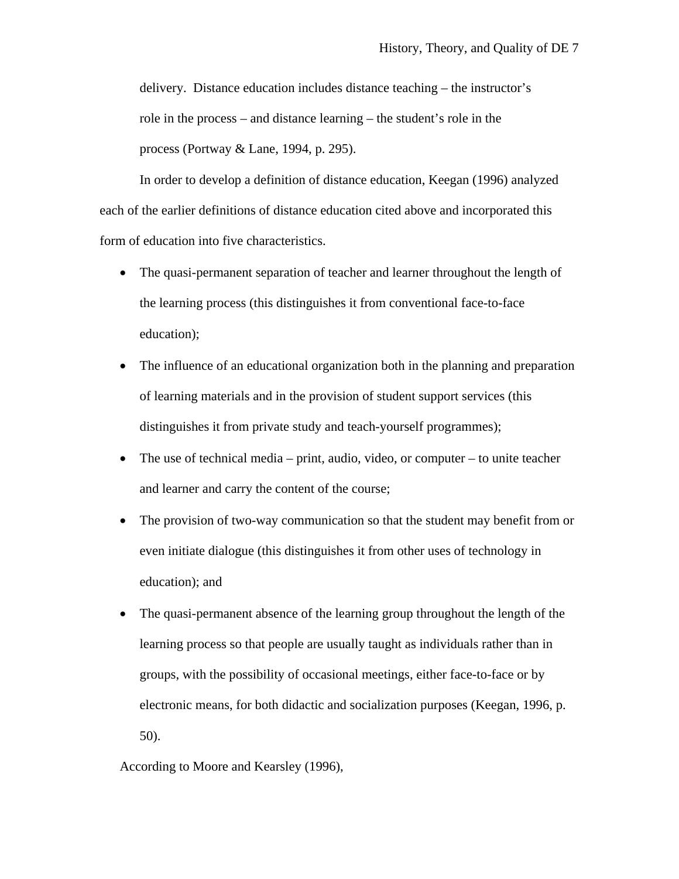> delivery. Distance education includes distance teaching – the instructor's role in the process – and distance learning – the student's role in the process (Portway & Lane, 1994, p. 295).

In order to develop a definition of distance education, Keegan (1996) analyzed each of the earlier definitions of distance education cited above and incorporated this form of education into five characteristics.

- The quasi-permanent separation of teacher and learner throughout the length of the learning process (this distinguishes it from conventional face-to-face education);
- The influence of an educational organization both in the planning and preparation of learning materials and in the provision of student support services (this distinguishes it from private study and teach-yourself programmes);
- The use of technical media – print, audio, video, or computer – to unite teacher and learner and carry the content of the course;
- The provision of two-way communication so that the student may benefit from or even initiate dialogue (this distinguishes it from other uses of technology in education); and
- The quasi-permanent absence of the learning group throughout the length of the learning process so that people are usually taught as individuals rather than in groups, with the possibility of occasional meetings, either face-to-face or by electronic means, for both didactic and socialization purposes (Keegan, 1996, p. 50).

According to Moore and Kearsley (1996),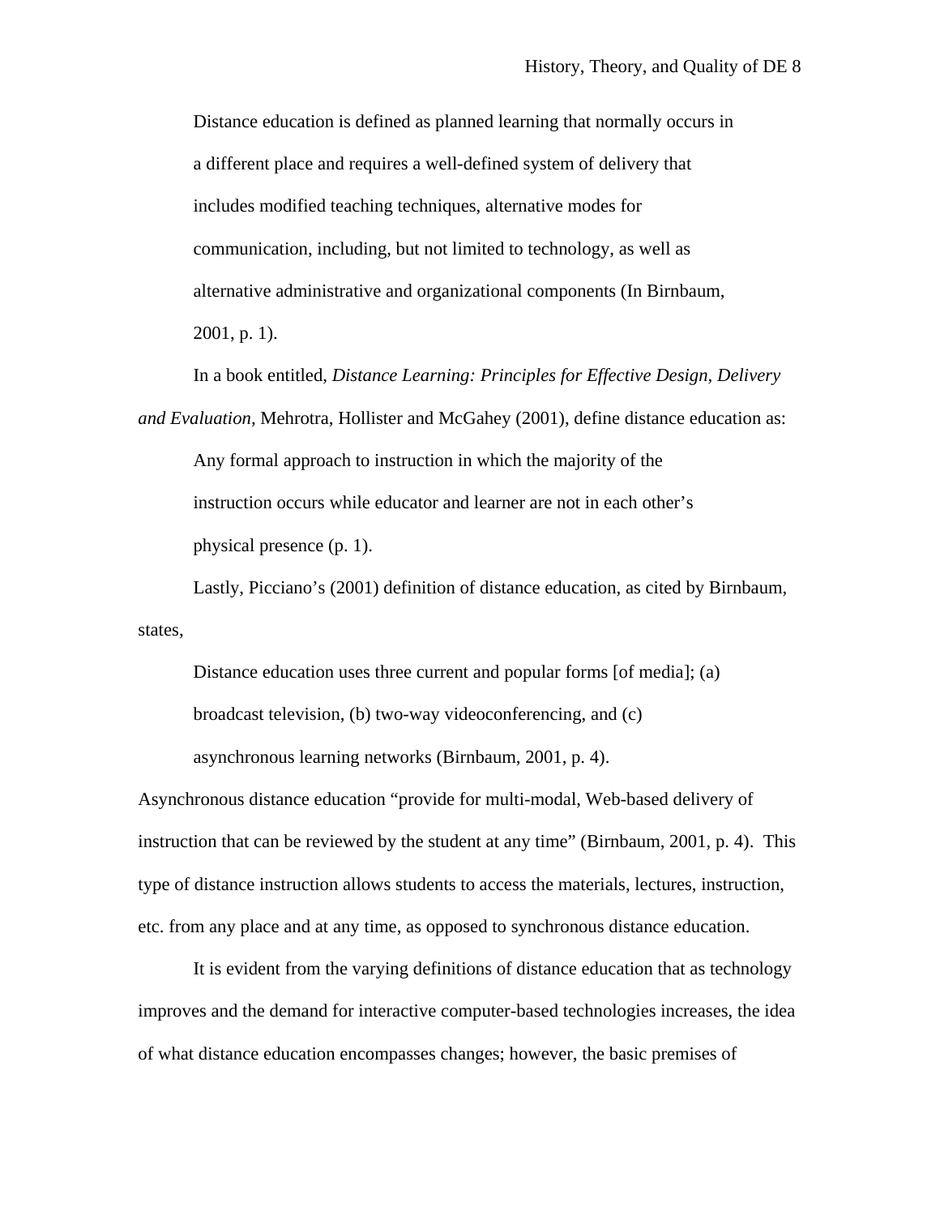> Distance education is defined as planned learning that normally occurs in a different place and requires a well-defined system of delivery that includes modified teaching techniques, alternative modes for communication, including, but not limited to technology, as well as alternative administrative and organizational components (In Birnbaum, 2001, p. 1).

In a book entitled, *Distance Learning: Principles for Effective Design, Delivery and Evaluation,* Mehrotra, Hollister and McGahey (2001), define distance education as:

> Any formal approach to instruction in which the majority of the instruction occurs while educator and learner are not in each other's physical presence (p. 1).

Lastly, Picciano's (2001) definition of distance education, as cited by Birnbaum, states,

> Distance education uses three current and popular forms [of media]; (a) broadcast television, (b) two-way videoconferencing, and (c) asynchronous learning networks (Birnbaum, 2001, p. 4).

Asynchronous distance education "provide for multi-modal, Web-based delivery of instruction that can be reviewed by the student at any time" (Birnbaum, 2001, p. 4). This type of distance instruction allows students to access the materials, lectures, instruction, etc. from any place and at any time, as opposed to synchronous distance education.

It is evident from the varying definitions of distance education that as technology improves and the demand for interactive computer-based technologies increases, the idea of what distance education encompasses changes; however, the basic premises of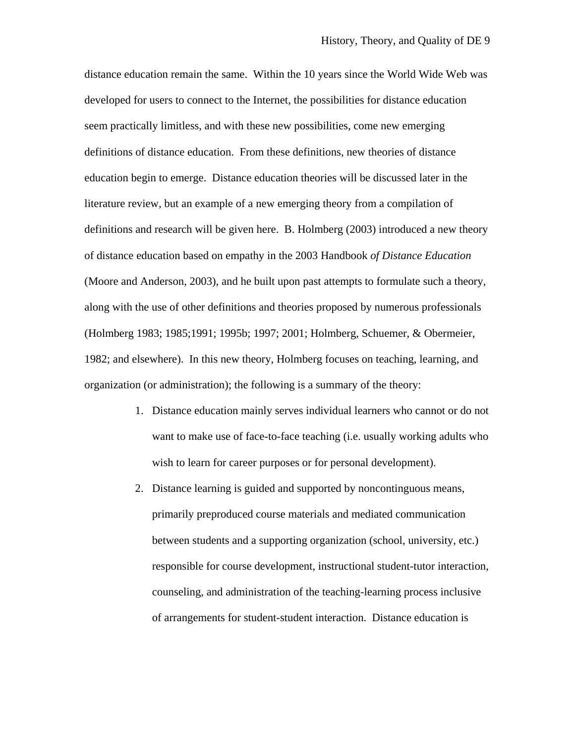distance education remain the same. Within the 10 years since the World Wide Web was developed for users to connect to the Internet, the possibilities for distance education seem practically limitless, and with these new possibilities, come new emerging definitions of distance education. From these definitions, new theories of distance education begin to emerge. Distance education theories will be discussed later in the literature review, but an example of a new emerging theory from a compilation of definitions and research will be given here. B. Holmberg (2003) introduced a new theory of distance education based on empathy in the 2003 Handbook *of Distance Education* (Moore and Anderson, 2003), and he built upon past attempts to formulate such a theory, along with the use of other definitions and theories proposed by numerous professionals (Holmberg 1983; 1985;1991; 1995b; 1997; 2001; Holmberg, Schuemer, & Obermeier, 1982; and elsewhere). In this new theory, Holmberg focuses on teaching, learning, and organization (or administration); the following is a summary of the theory:

1. Distance education mainly serves individual learners who cannot or do not want to make use of face-to-face teaching (i.e. usually working adults who wish to learn for career purposes or for personal development).
2. Distance learning is guided and supported by noncontinguous means, primarily preproduced course materials and mediated communication between students and a supporting organization (school, university, etc.) responsible for course development, instructional student-tutor interaction, counseling, and administration of the teaching-learning process inclusive of arrangements for student-student interaction. Distance education is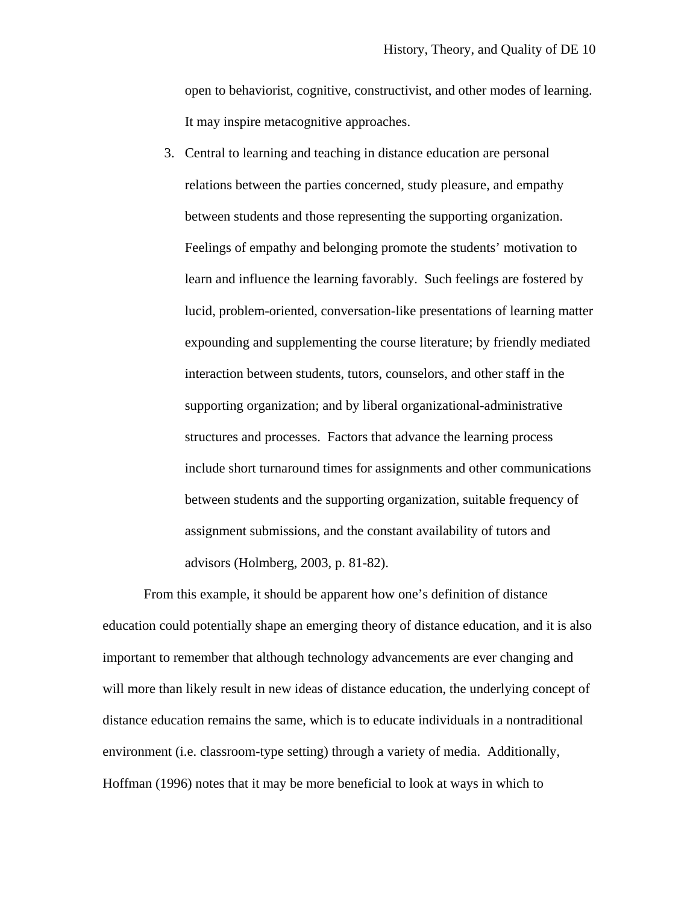open to behaviorist, cognitive, constructivist, and other modes of learning. It may inspire metacognitive approaches.

3. Central to learning and teaching in distance education are personal relations between the parties concerned, study pleasure, and empathy between students and those representing the supporting organization. Feelings of empathy and belonging promote the students' motivation to learn and influence the learning favorably. Such feelings are fostered by lucid, problem-oriented, conversation-like presentations of learning matter expounding and supplementing the course literature; by friendly mediated interaction between students, tutors, counselors, and other staff in the supporting organization; and by liberal organizational-administrative structures and processes. Factors that advance the learning process include short turnaround times for assignments and other communications between students and the supporting organization, suitable frequency of assignment submissions, and the constant availability of tutors and advisors (Holmberg, 2003, p. 81-82).

From this example, it should be apparent how one's definition of distance education could potentially shape an emerging theory of distance education, and it is also important to remember that although technology advancements are ever changing and will more than likely result in new ideas of distance education, the underlying concept of distance education remains the same, which is to educate individuals in a nontraditional environment (i.e. classroom-type setting) through a variety of media. Additionally, Hoffman (1996) notes that it may be more beneficial to look at ways in which to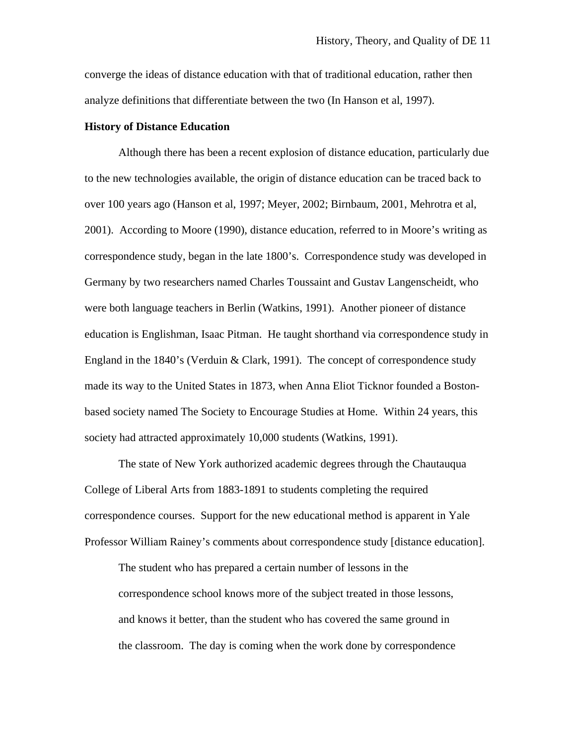converge the ideas of distance education with that of traditional education, rather then analyze definitions that differentiate between the two (In Hanson et al, 1997).

**History of Distance Education**

Although there has been a recent explosion of distance education, particularly due to the new technologies available, the origin of distance education can be traced back to over 100 years ago (Hanson et al, 1997; Meyer, 2002; Birnbaum, 2001, Mehrotra et al, 2001). According to Moore (1990), distance education, referred to in Moore's writing as correspondence study, began in the late 1800's. Correspondence study was developed in Germany by two researchers named Charles Toussaint and Gustav Langenscheidt, who were both language teachers in Berlin (Watkins, 1991). Another pioneer of distance education is Englishman, Isaac Pitman. He taught shorthand via correspondence study in England in the 1840's (Verduin & Clark, 1991). The concept of correspondence study made its way to the United States in 1873, when Anna Eliot Ticknor founded a Boston-based society named The Society to Encourage Studies at Home. Within 24 years, this society had attracted approximately 10,000 students (Watkins, 1991).

The state of New York authorized academic degrees through the Chautauqua College of Liberal Arts from 1883-1891 to students completing the required correspondence courses. Support for the new educational method is apparent in Yale Professor William Rainey's comments about correspondence study [distance education].

> The student who has prepared a certain number of lessons in the correspondence school knows more of the subject treated in those lessons, and knows it better, than the student who has covered the same ground in the classroom. The day is coming when the work done by correspondence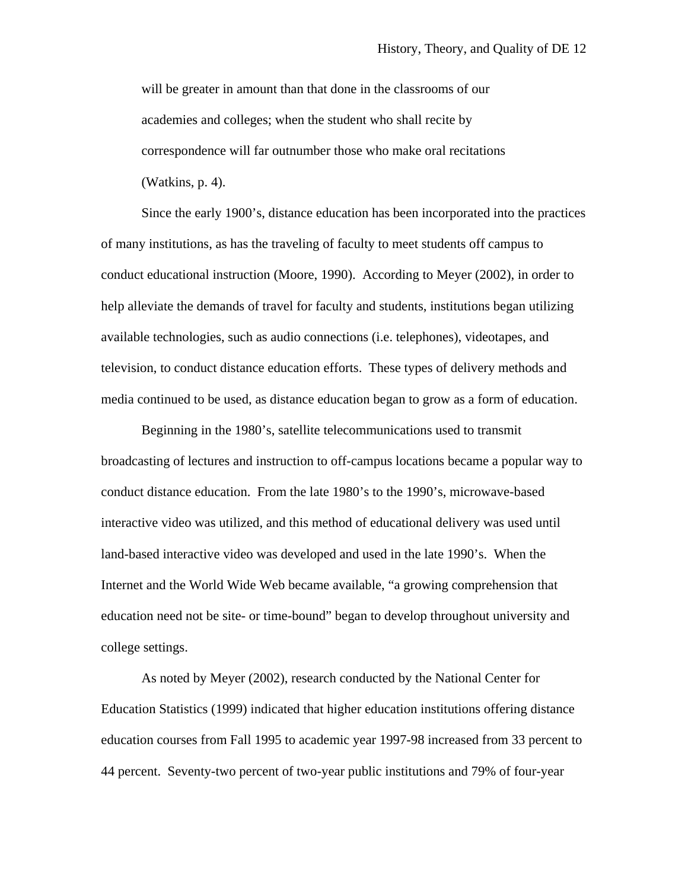> will be greater in amount than that done in the classrooms of our academies and colleges; when the student who shall recite by correspondence will far outnumber those who make oral recitations (Watkins, p. 4).

Since the early 1900's, distance education has been incorporated into the practices of many institutions, as has the traveling of faculty to meet students off campus to conduct educational instruction (Moore, 1990). According to Meyer (2002), in order to help alleviate the demands of travel for faculty and students, institutions began utilizing available technologies, such as audio connections (i.e. telephones), videotapes, and television, to conduct distance education efforts. These types of delivery methods and media continued to be used, as distance education began to grow as a form of education.

Beginning in the 1980's, satellite telecommunications used to transmit broadcasting of lectures and instruction to off-campus locations became a popular way to conduct distance education. From the late 1980's to the 1990's, microwave-based interactive video was utilized, and this method of educational delivery was used until land-based interactive video was developed and used in the late 1990's. When the Internet and the World Wide Web became available, "a growing comprehension that education need not be site- or time-bound" began to develop throughout university and college settings.

As noted by Meyer (2002), research conducted by the National Center for Education Statistics (1999) indicated that higher education institutions offering distance education courses from Fall 1995 to academic year 1997-98 increased from 33 percent to 44 percent. Seventy-two percent of two-year public institutions and 79% of four-year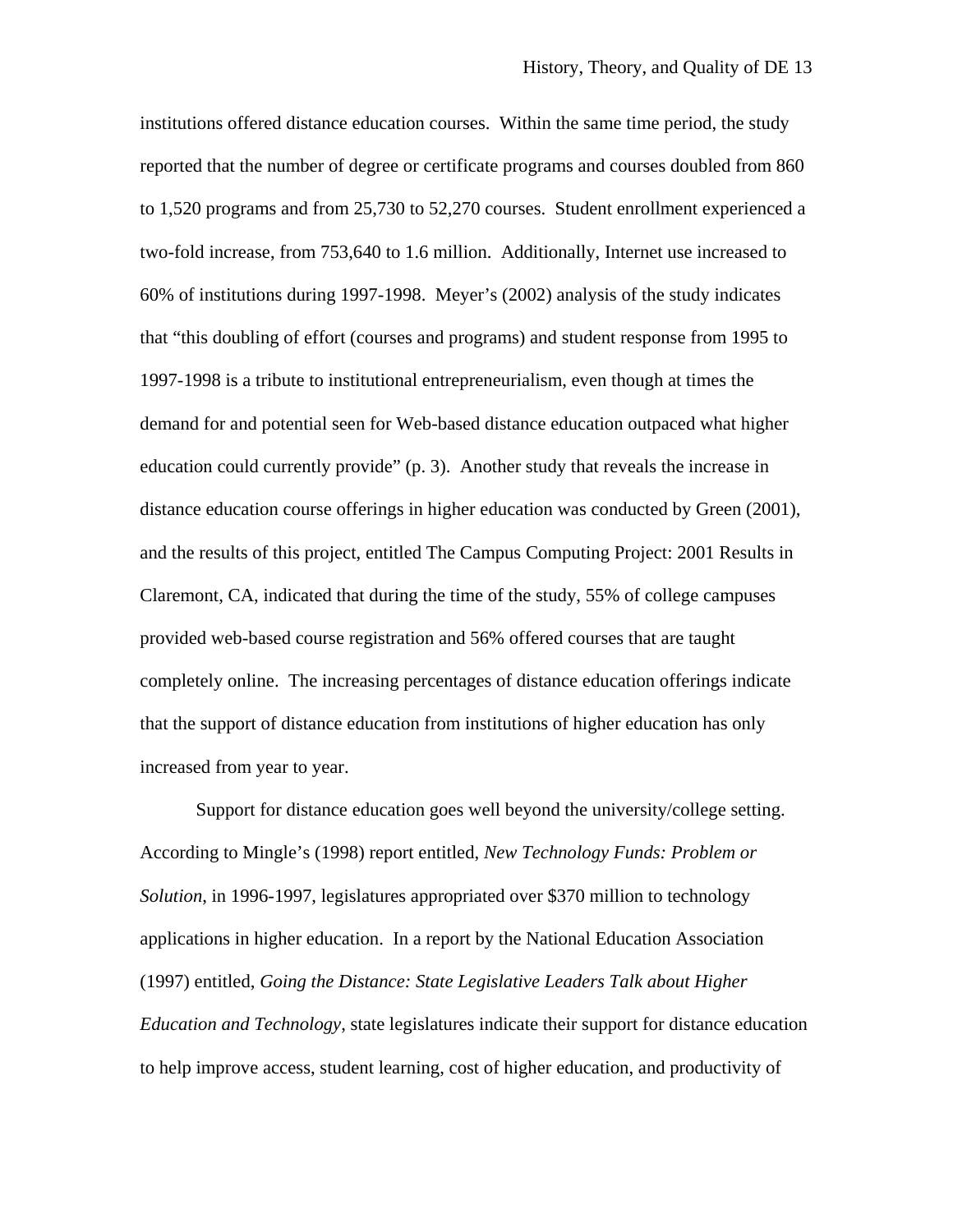institutions offered distance education courses. Within the same time period, the study reported that the number of degree or certificate programs and courses doubled from 860 to 1,520 programs and from 25,730 to 52,270 courses. Student enrollment experienced a two-fold increase, from 753,640 to 1.6 million. Additionally, Internet use increased to 60% of institutions during 1997-1998. Meyer's (2002) analysis of the study indicates that "this doubling of effort (courses and programs) and student response from 1995 to 1997-1998 is a tribute to institutional entrepreneurialism, even though at times the demand for and potential seen for Web-based distance education outpaced what higher education could currently provide" (p. 3). Another study that reveals the increase in distance education course offerings in higher education was conducted by Green (2001), and the results of this project, entitled The Campus Computing Project: 2001 Results in Claremont, CA, indicated that during the time of the study, 55% of college campuses provided web-based course registration and 56% offered courses that are taught completely online. The increasing percentages of distance education offerings indicate that the support of distance education from institutions of higher education has only increased from year to year.

Support for distance education goes well beyond the university/college setting. According to Mingle's (1998) report entitled, *New Technology Funds: Problem or Solution*, in 1996-1997, legislatures appropriated over $370 million to technology applications in higher education. In a report by the National Education Association (1997) entitled, *Going the Distance: State Legislative Leaders Talk about Higher Education and Technology*, state legislatures indicate their support for distance education to help improve access, student learning, cost of higher education, and productivity of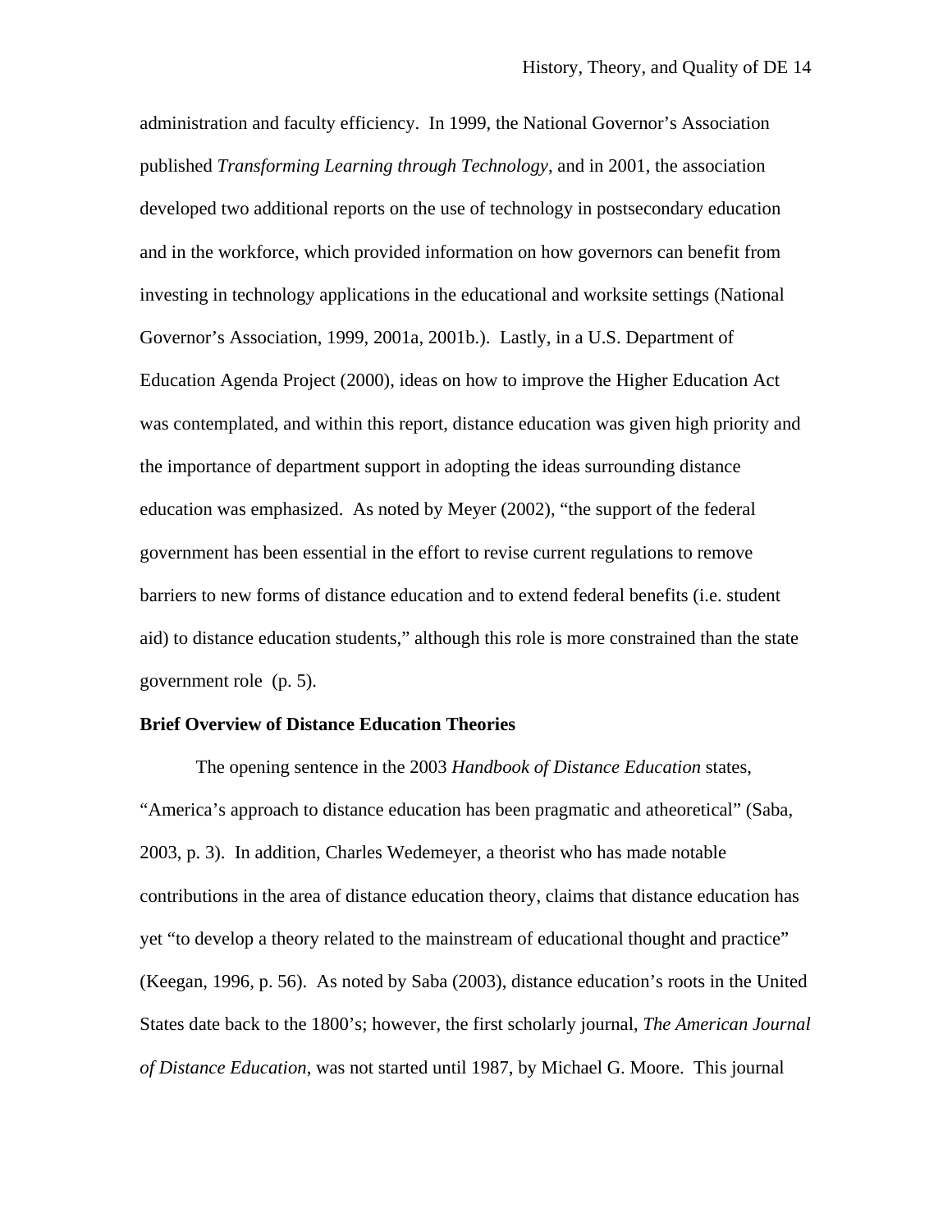administration and faculty efficiency. In 1999, the National Governor's Association published *Transforming Learning through Technology*, and in 2001, the association developed two additional reports on the use of technology in postsecondary education and in the workforce, which provided information on how governors can benefit from investing in technology applications in the educational and worksite settings (National Governor's Association, 1999, 2001a, 2001b.). Lastly, in a U.S. Department of Education Agenda Project (2000), ideas on how to improve the Higher Education Act was contemplated, and within this report, distance education was given high priority and the importance of department support in adopting the ideas surrounding distance education was emphasized. As noted by Meyer (2002), "the support of the federal government has been essential in the effort to revise current regulations to remove barriers to new forms of distance education and to extend federal benefits (i.e. student aid) to distance education students," although this role is more constrained than the state government role (p. 5).

**Brief Overview of Distance Education Theories**

The opening sentence in the 2003 *Handbook of Distance Education* states, "America's approach to distance education has been pragmatic and atheoretical" (Saba, 2003, p. 3). In addition, Charles Wedemeyer, a theorist who has made notable contributions in the area of distance education theory, claims that distance education has yet "to develop a theory related to the mainstream of educational thought and practice" (Keegan, 1996, p. 56). As noted by Saba (2003), distance education's roots in the United States date back to the 1800's; however, the first scholarly journal, *The American Journal of Distance Education*, was not started until 1987, by Michael G. Moore. This journal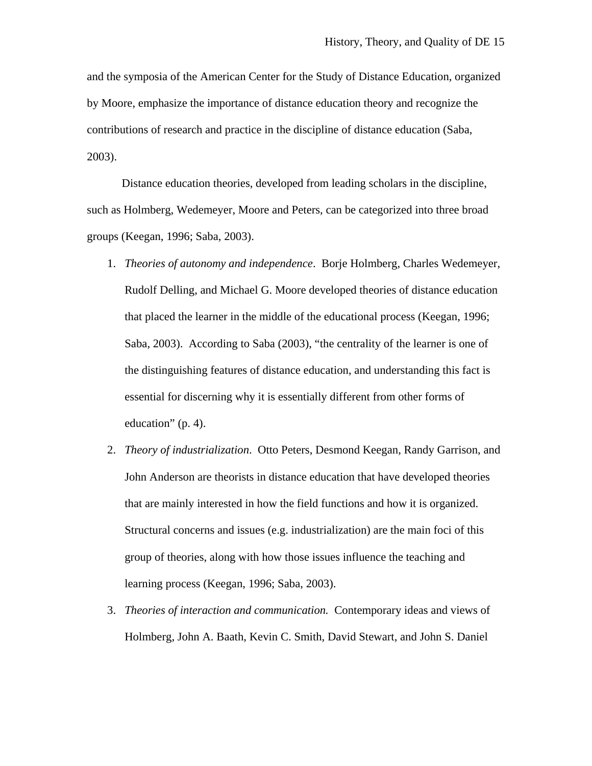and the symposia of the American Center for the Study of Distance Education, organized by Moore, emphasize the importance of distance education theory and recognize the contributions of research and practice in the discipline of distance education (Saba, 2003).

Distance education theories, developed from leading scholars in the discipline, such as Holmberg, Wedemeyer, Moore and Peters, can be categorized into three broad groups (Keegan, 1996; Saba, 2003).

1. *Theories of autonomy and independence*. Borje Holmberg, Charles Wedemeyer, Rudolf Delling, and Michael G. Moore developed theories of distance education that placed the learner in the middle of the educational process (Keegan, 1996; Saba, 2003). According to Saba (2003), "the centrality of the learner is one of the distinguishing features of distance education, and understanding this fact is essential for discerning why it is essentially different from other forms of education" (p. 4).
2. *Theory of industrialization*. Otto Peters, Desmond Keegan, Randy Garrison, and John Anderson are theorists in distance education that have developed theories that are mainly interested in how the field functions and how it is organized. Structural concerns and issues (e.g. industrialization) are the main foci of this group of theories, along with how those issues influence the teaching and learning process (Keegan, 1996; Saba, 2003).
3. *Theories of interaction and communication.* Contemporary ideas and views of Holmberg, John A. Baath, Kevin C. Smith, David Stewart, and John S. Daniel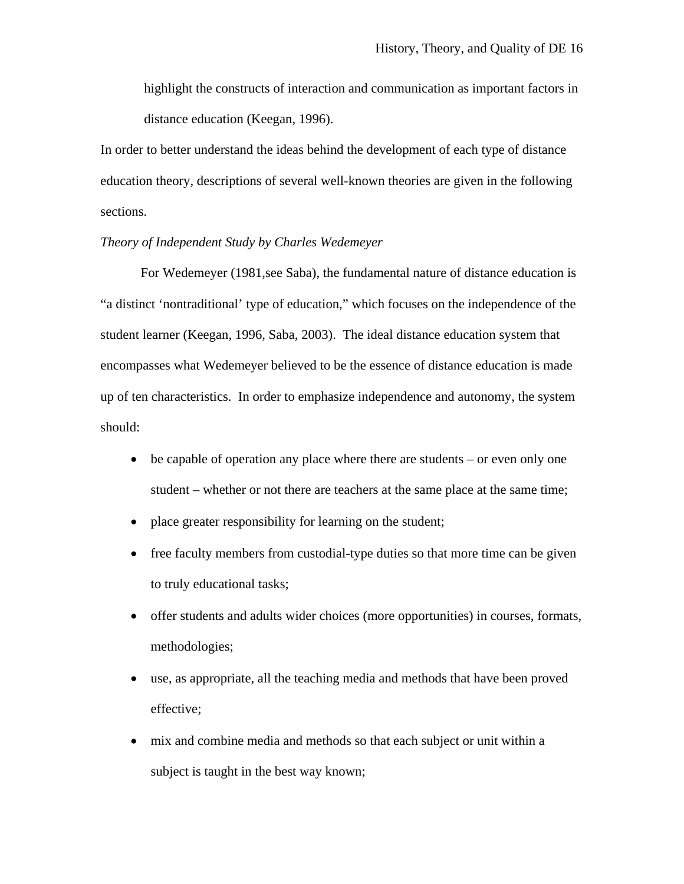highlight the constructs of interaction and communication as important factors in distance education (Keegan, 1996).

In order to better understand the ideas behind the development of each type of distance education theory, descriptions of several well-known theories are given in the following sections.

*Theory of Independent Study by Charles Wedemeyer*

For Wedemeyer (1981,see Saba), the fundamental nature of distance education is "a distinct 'nontraditional' type of education," which focuses on the independence of the student learner (Keegan, 1996, Saba, 2003). The ideal distance education system that encompasses what Wedemeyer believed to be the essence of distance education is made up of ten characteristics. In order to emphasize independence and autonomy, the system should:

- be capable of operation any place where there are students – or even only one student – whether or not there are teachers at the same place at the same time;
- place greater responsibility for learning on the student;
- free faculty members from custodial-type duties so that more time can be given to truly educational tasks;
- offer students and adults wider choices (more opportunities) in courses, formats, methodologies;
- use, as appropriate, all the teaching media and methods that have been proved effective;
- mix and combine media and methods so that each subject or unit within a subject is taught in the best way known;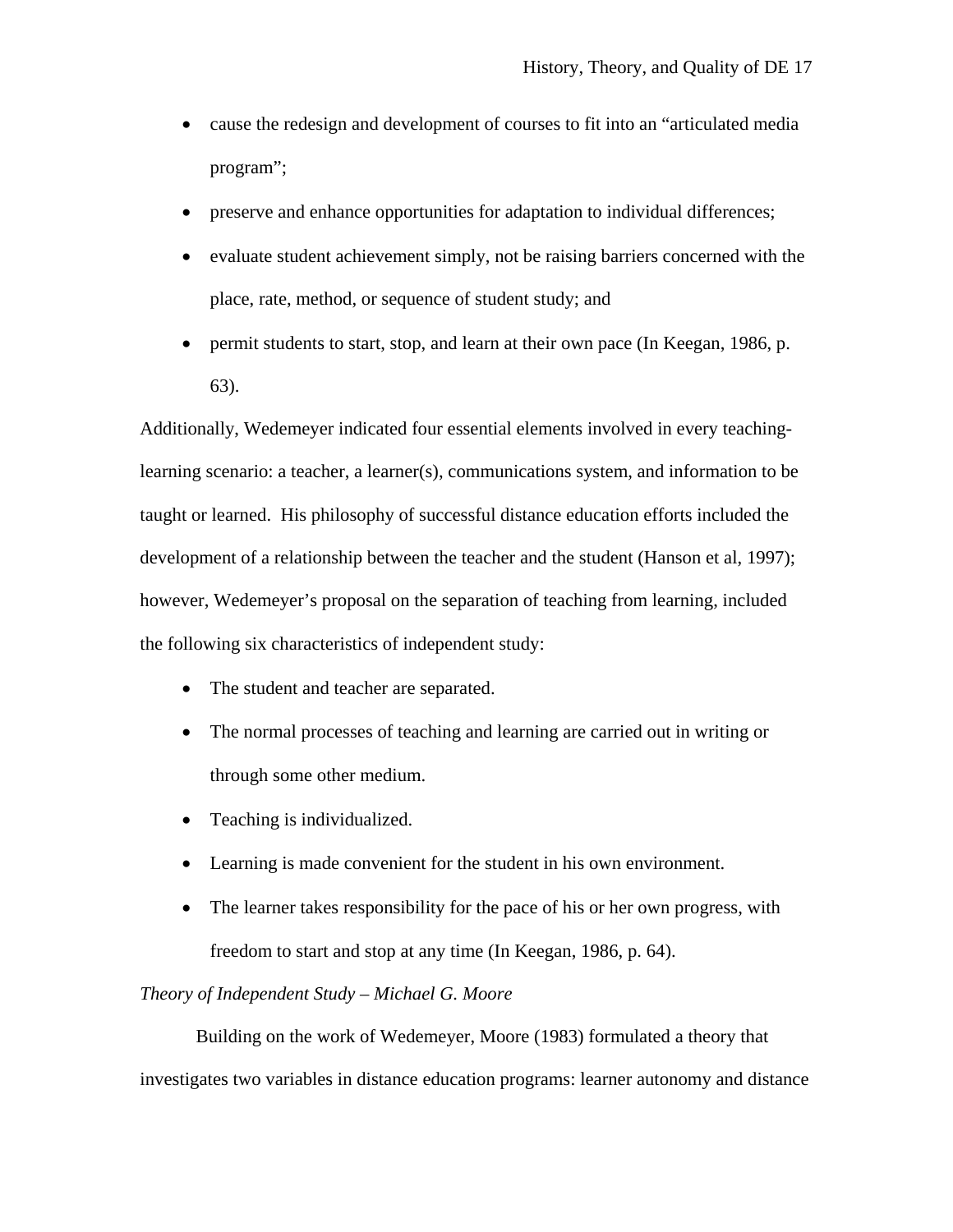- cause the redesign and development of courses to fit into an "articulated media program";
- preserve and enhance opportunities for adaptation to individual differences;
- evaluate student achievement simply, not be raising barriers concerned with the place, rate, method, or sequence of student study; and
- permit students to start, stop, and learn at their own pace (In Keegan, 1986, p. 63).

Additionally, Wedemeyer indicated four essential elements involved in every teaching-learning scenario: a teacher, a learner(s), communications system, and information to be taught or learned. His philosophy of successful distance education efforts included the development of a relationship between the teacher and the student (Hanson et al, 1997); however, Wedemeyer's proposal on the separation of teaching from learning, included the following six characteristics of independent study:

- The student and teacher are separated.
- The normal processes of teaching and learning are carried out in writing or through some other medium.
- Teaching is individualized.
- Learning is made convenient for the student in his own environment.
- The learner takes responsibility for the pace of his or her own progress, with freedom to start and stop at any time (In Keegan, 1986, p. 64).

*Theory of Independent Study – Michael G. Moore*

Building on the work of Wedemeyer, Moore (1983) formulated a theory that investigates two variables in distance education programs: learner autonomy and distance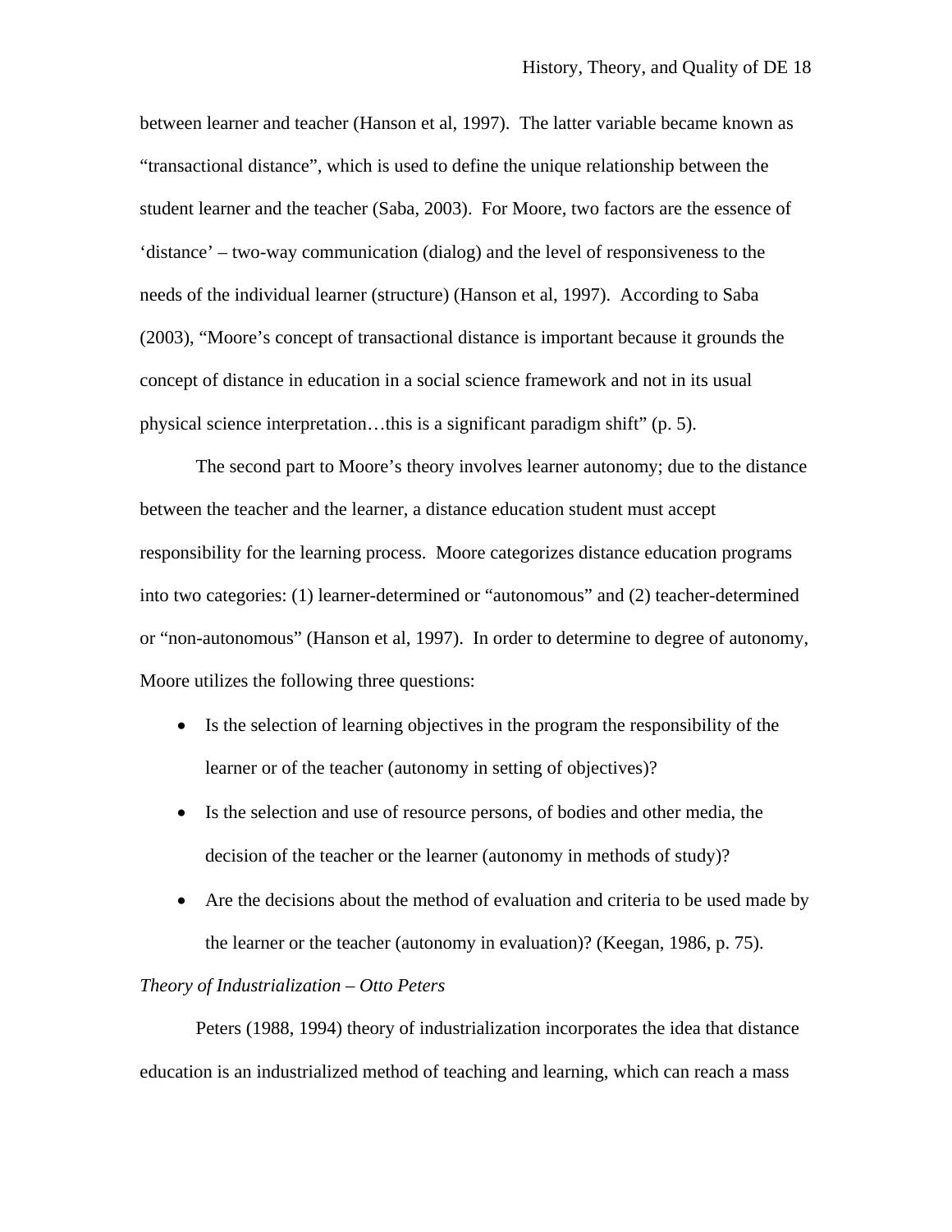between learner and teacher (Hanson et al, 1997). The latter variable became known as "transactional distance", which is used to define the unique relationship between the student learner and the teacher (Saba, 2003). For Moore, two factors are the essence of 'distance' – two-way communication (dialog) and the level of responsiveness to the needs of the individual learner (structure) (Hanson et al, 1997). According to Saba (2003), "Moore's concept of transactional distance is important because it grounds the concept of distance in education in a social science framework and not in its usual physical science interpretation…this is a significant paradigm shift" (p. 5).

The second part to Moore's theory involves learner autonomy; due to the distance between the teacher and the learner, a distance education student must accept responsibility for the learning process. Moore categorizes distance education programs into two categories: (1) learner-determined or "autonomous" and (2) teacher-determined or "non-autonomous" (Hanson et al, 1997). In order to determine to degree of autonomy, Moore utilizes the following three questions:

- Is the selection of learning objectives in the program the responsibility of the learner or of the teacher (autonomy in setting of objectives)?
- Is the selection and use of resource persons, of bodies and other media, the decision of the teacher or the learner (autonomy in methods of study)?
- Are the decisions about the method of evaluation and criteria to be used made by the learner or the teacher (autonomy in evaluation)? (Keegan, 1986, p. 75).

*Theory of Industrialization – Otto Peters*

Peters (1988, 1994) theory of industrialization incorporates the idea that distance education is an industrialized method of teaching and learning, which can reach a mass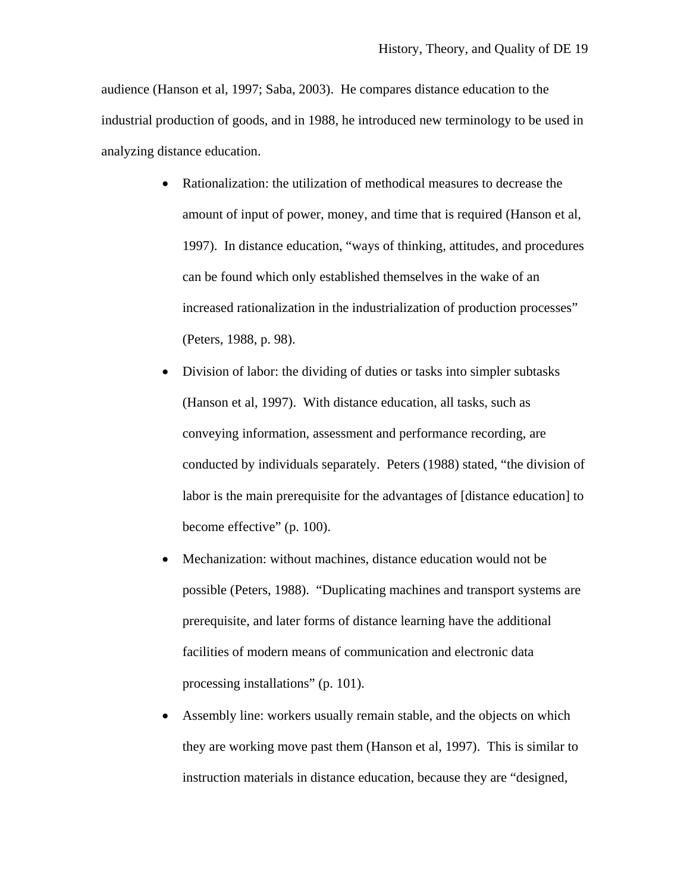audience (Hanson et al, 1997; Saba, 2003). He compares distance education to the industrial production of goods, and in 1988, he introduced new terminology to be used in analyzing distance education.

- Rationalization: the utilization of methodical measures to decrease the amount of input of power, money, and time that is required (Hanson et al, 1997). In distance education, "ways of thinking, attitudes, and procedures can be found which only established themselves in the wake of an increased rationalization in the industrialization of production processes" (Peters, 1988, p. 98).
- Division of labor: the dividing of duties or tasks into simpler subtasks (Hanson et al, 1997). With distance education, all tasks, such as conveying information, assessment and performance recording, are conducted by individuals separately. Peters (1988) stated, "the division of labor is the main prerequisite for the advantages of [distance education] to become effective" (p. 100).
- Mechanization: without machines, distance education would not be possible (Peters, 1988). "Duplicating machines and transport systems are prerequisite, and later forms of distance learning have the additional facilities of modern means of communication and electronic data processing installations" (p. 101).
- Assembly line: workers usually remain stable, and the objects on which they are working move past them (Hanson et al, 1997). This is similar to instruction materials in distance education, because they are "designed,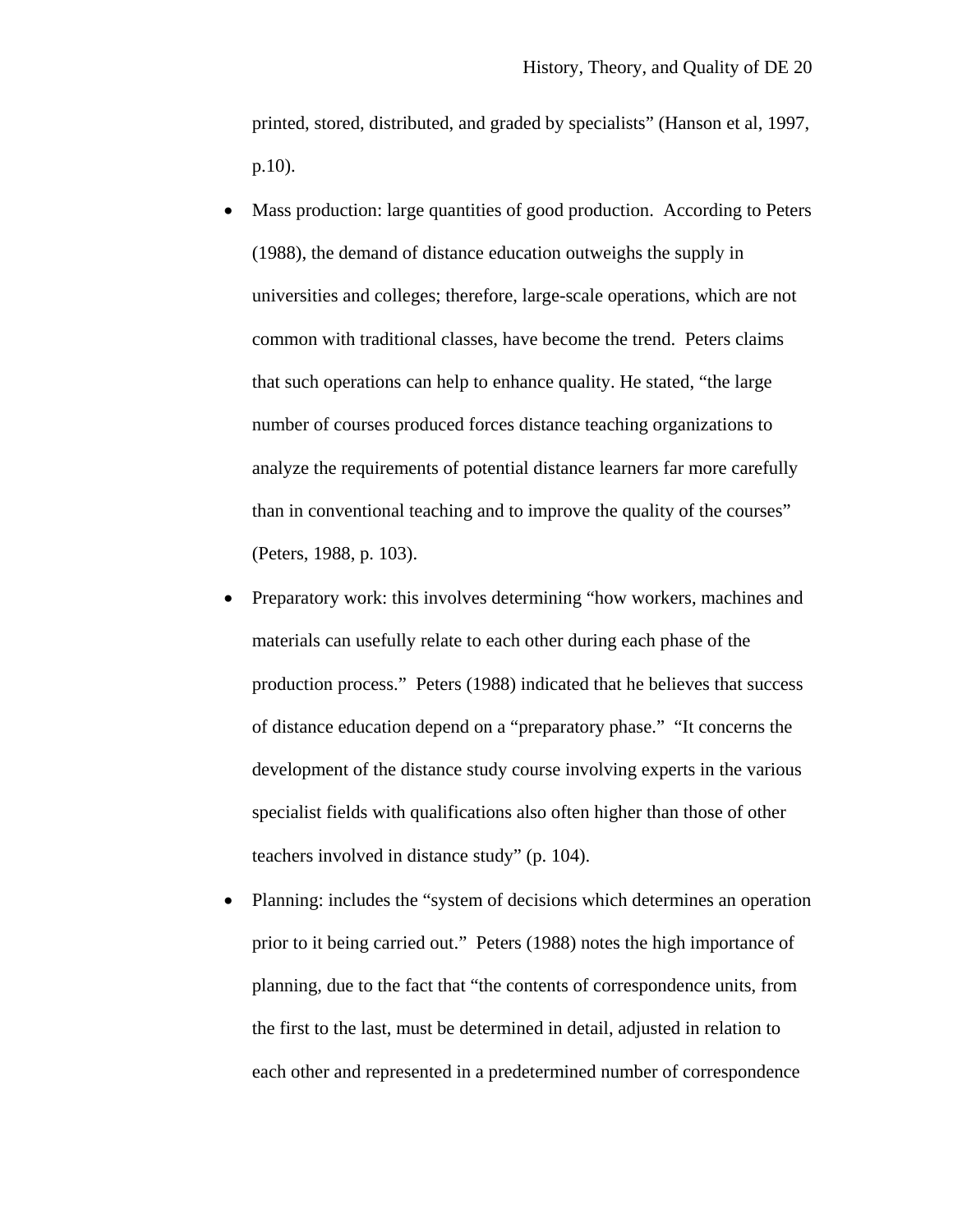printed, stored, distributed, and graded by specialists" (Hanson et al, 1997, p.10).

- Mass production: large quantities of good production. According to Peters (1988), the demand of distance education outweighs the supply in universities and colleges; therefore, large-scale operations, which are not common with traditional classes, have become the trend. Peters claims that such operations can help to enhance quality. He stated, "the large number of courses produced forces distance teaching organizations to analyze the requirements of potential distance learners far more carefully than in conventional teaching and to improve the quality of the courses" (Peters, 1988, p. 103).
- Preparatory work: this involves determining "how workers, machines and materials can usefully relate to each other during each phase of the production process." Peters (1988) indicated that he believes that success of distance education depend on a "preparatory phase." "It concerns the development of the distance study course involving experts in the various specialist fields with qualifications also often higher than those of other teachers involved in distance study" (p. 104).
- Planning: includes the "system of decisions which determines an operation prior to it being carried out." Peters (1988) notes the high importance of planning, due to the fact that "the contents of correspondence units, from the first to the last, must be determined in detail, adjusted in relation to each other and represented in a predetermined number of correspondence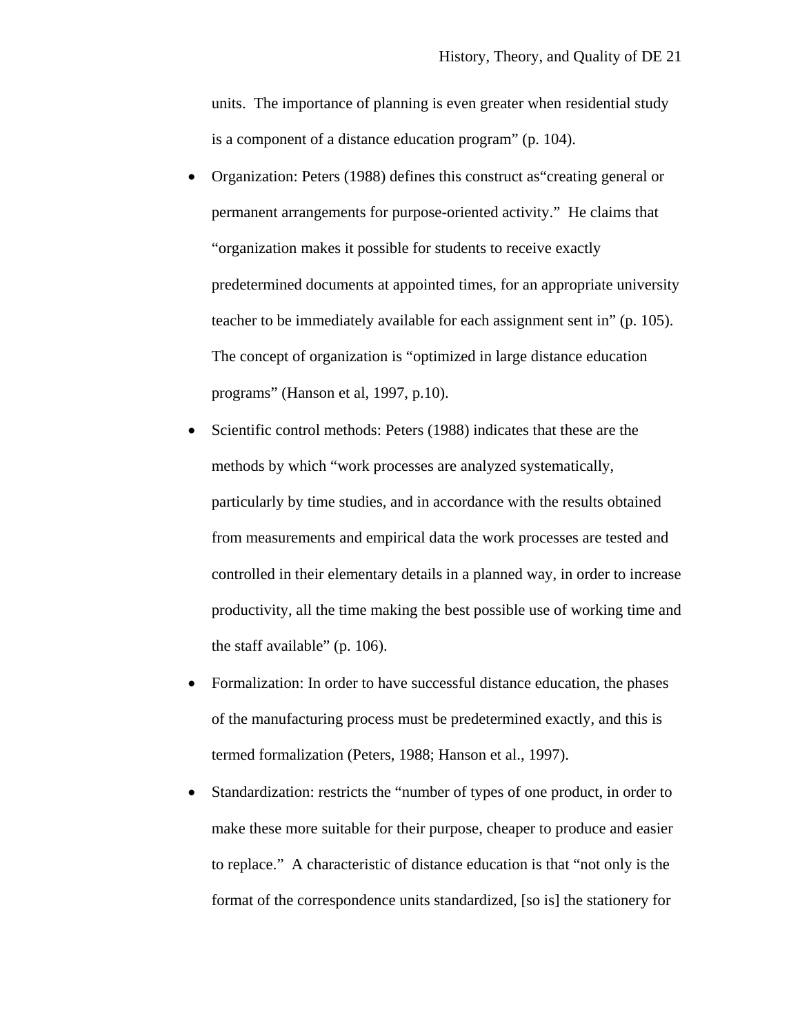units. The importance of planning is even greater when residential study is a component of a distance education program" (p. 104).

- Organization: Peters (1988) defines this construct as"creating general or permanent arrangements for purpose-oriented activity." He claims that "organization makes it possible for students to receive exactly predetermined documents at appointed times, for an appropriate university teacher to be immediately available for each assignment sent in" (p. 105). The concept of organization is "optimized in large distance education programs" (Hanson et al, 1997, p.10).
- Scientific control methods: Peters (1988) indicates that these are the methods by which "work processes are analyzed systematically, particularly by time studies, and in accordance with the results obtained from measurements and empirical data the work processes are tested and controlled in their elementary details in a planned way, in order to increase productivity, all the time making the best possible use of working time and the staff available" (p. 106).
- Formalization: In order to have successful distance education, the phases of the manufacturing process must be predetermined exactly, and this is termed formalization (Peters, 1988; Hanson et al., 1997).
- Standardization: restricts the "number of types of one product, in order to make these more suitable for their purpose, cheaper to produce and easier to replace." A characteristic of distance education is that "not only is the format of the correspondence units standardized, [so is] the stationery for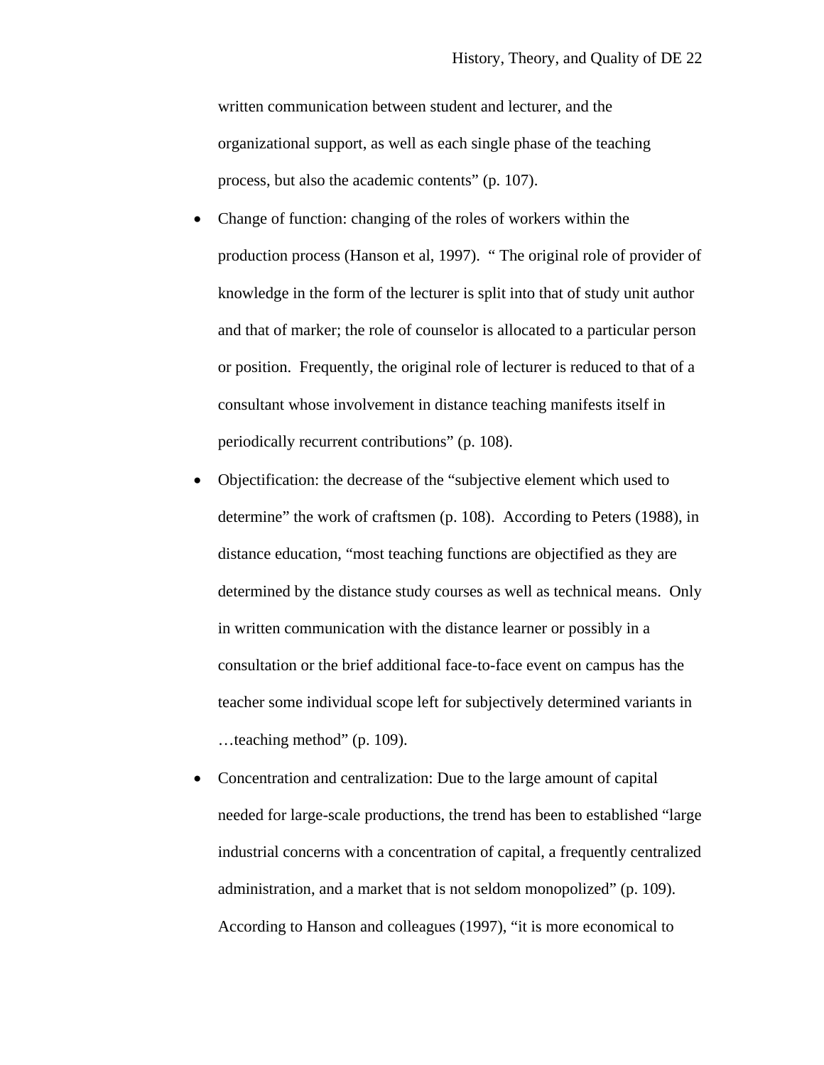written communication between student and lecturer, and the organizational support, as well as each single phase of the teaching process, but also the academic contents" (p. 107).

- Change of function: changing of the roles of workers within the production process (Hanson et al, 1997). " The original role of provider of knowledge in the form of the lecturer is split into that of study unit author and that of marker; the role of counselor is allocated to a particular person or position. Frequently, the original role of lecturer is reduced to that of a consultant whose involvement in distance teaching manifests itself in periodically recurrent contributions" (p. 108).
- Objectification: the decrease of the "subjective element which used to determine" the work of craftsmen (p. 108). According to Peters (1988), in distance education, "most teaching functions are objectified as they are determined by the distance study courses as well as technical means. Only in written communication with the distance learner or possibly in a consultation or the brief additional face-to-face event on campus has the teacher some individual scope left for subjectively determined variants in …teaching method" (p. 109).
- Concentration and centralization: Due to the large amount of capital needed for large-scale productions, the trend has been to established "large industrial concerns with a concentration of capital, a frequently centralized administration, and a market that is not seldom monopolized" (p. 109). According to Hanson and colleagues (1997), "it is more economical to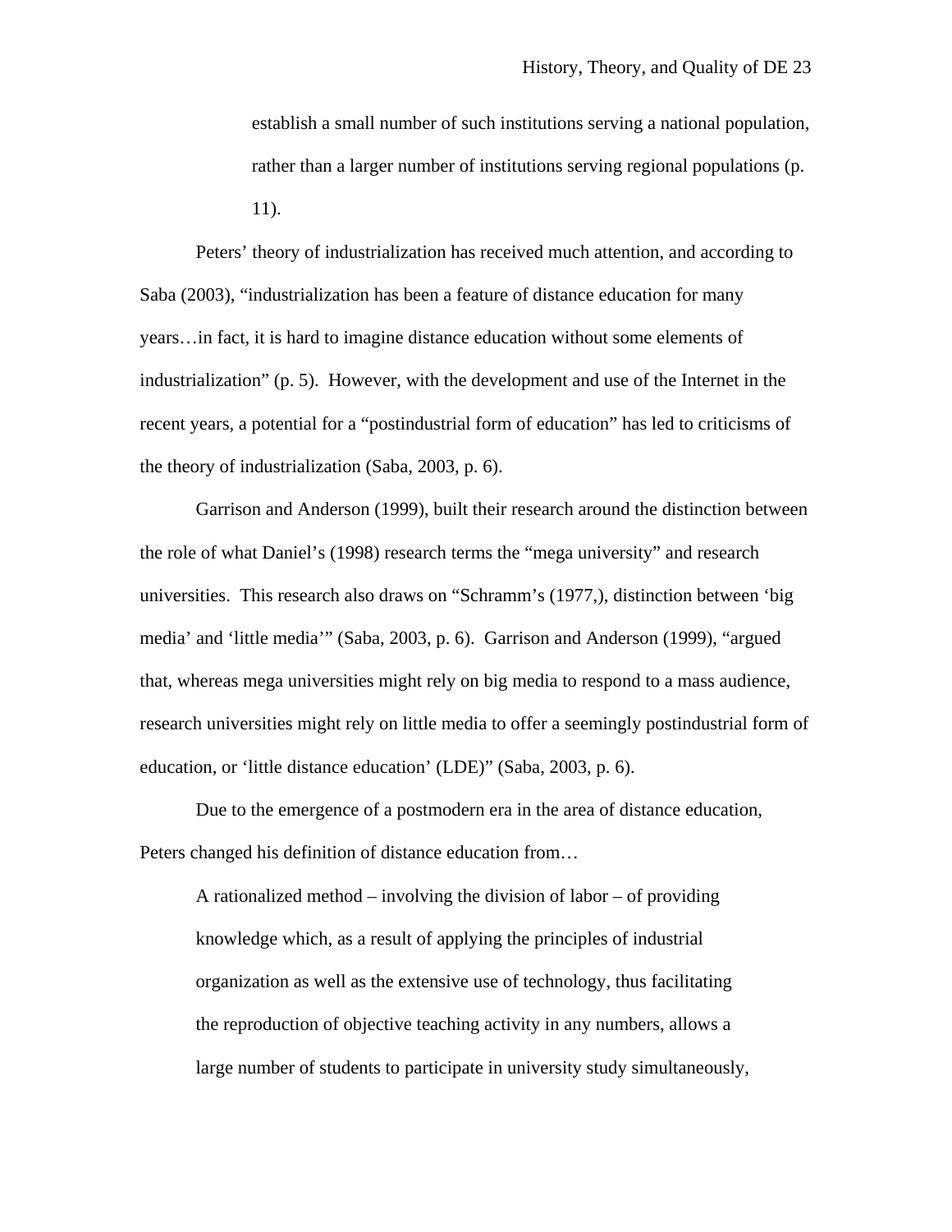> establish a small number of such institutions serving a national population, rather than a larger number of institutions serving regional populations (p. 11).

Peters' theory of industrialization has received much attention, and according to Saba (2003), "industrialization has been a feature of distance education for many years…in fact, it is hard to imagine distance education without some elements of industrialization" (p. 5). However, with the development and use of the Internet in the recent years, a potential for a "postindustrial form of education" has led to criticisms of the theory of industrialization (Saba, 2003, p. 6).

Garrison and Anderson (1999), built their research around the distinction between the role of what Daniel's (1998) research terms the "mega university" and research universities. This research also draws on "Schramm's (1977,), distinction between 'big media' and 'little media'" (Saba, 2003, p. 6). Garrison and Anderson (1999), "argued that, whereas mega universities might rely on big media to respond to a mass audience, research universities might rely on little media to offer a seemingly postindustrial form of education, or 'little distance education' (LDE)" (Saba, 2003, p. 6).

Due to the emergence of a postmodern era in the area of distance education, Peters changed his definition of distance education from…

> A rationalized method – involving the division of labor – of providing knowledge which, as a result of applying the principles of industrial organization as well as the extensive use of technology, thus facilitating the reproduction of objective teaching activity in any numbers, allows a large number of students to participate in university study simultaneously,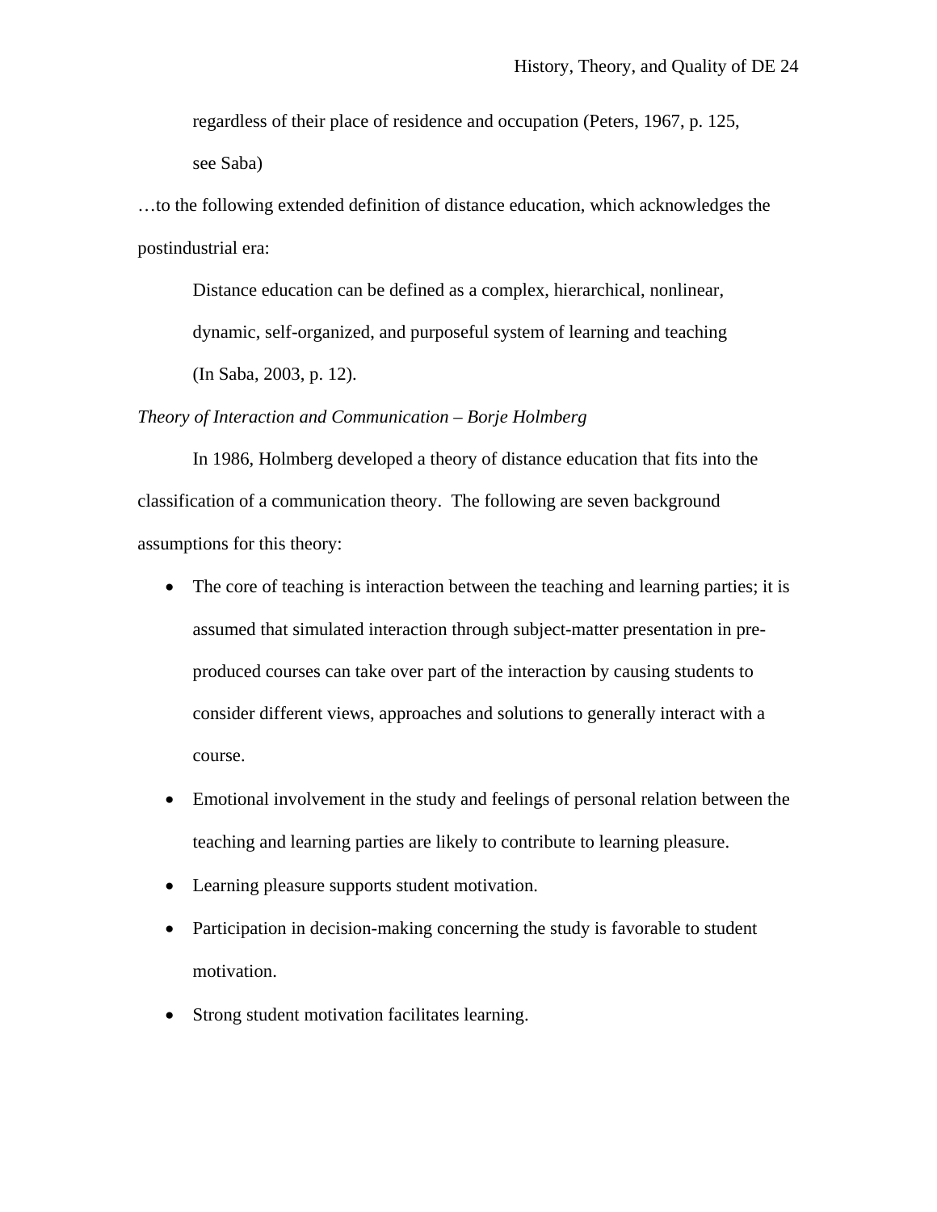> regardless of their place of residence and occupation (Peters, 1967, p. 125, see Saba)

…to the following extended definition of distance education, which acknowledges the postindustrial era:

> Distance education can be defined as a complex, hierarchical, nonlinear, dynamic, self-organized, and purposeful system of learning and teaching (In Saba, 2003, p. 12).

*Theory of Interaction and Communication – Borje Holmberg*

In 1986, Holmberg developed a theory of distance education that fits into the classification of a communication theory. The following are seven background assumptions for this theory:

- The core of teaching is interaction between the teaching and learning parties; it is assumed that simulated interaction through subject-matter presentation in pre-produced courses can take over part of the interaction by causing students to consider different views, approaches and solutions to generally interact with a course.
- Emotional involvement in the study and feelings of personal relation between the teaching and learning parties are likely to contribute to learning pleasure.
- Learning pleasure supports student motivation.
- Participation in decision-making concerning the study is favorable to student motivation.
- Strong student motivation facilitates learning.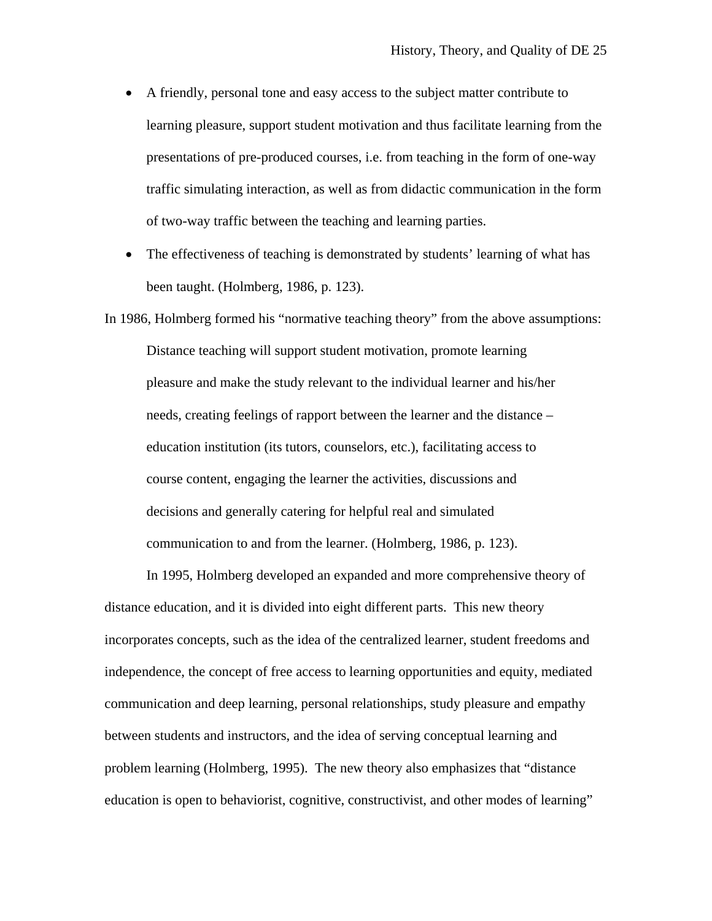- A friendly, personal tone and easy access to the subject matter contribute to learning pleasure, support student motivation and thus facilitate learning from the presentations of pre-produced courses, i.e. from teaching in the form of one-way traffic simulating interaction, as well as from didactic communication in the form of two-way traffic between the teaching and learning parties.
- The effectiveness of teaching is demonstrated by students' learning of what has been taught. (Holmberg, 1986, p. 123).

In 1986, Holmberg formed his "normative teaching theory" from the above assumptions:

> Distance teaching will support student motivation, promote learning pleasure and make the study relevant to the individual learner and his/her needs, creating feelings of rapport between the learner and the distance – education institution (its tutors, counselors, etc.), facilitating access to course content, engaging the learner the activities, discussions and decisions and generally catering for helpful real and simulated communication to and from the learner. (Holmberg, 1986, p. 123).

In 1995, Holmberg developed an expanded and more comprehensive theory of distance education, and it is divided into eight different parts. This new theory incorporates concepts, such as the idea of the centralized learner, student freedoms and independence, the concept of free access to learning opportunities and equity, mediated communication and deep learning, personal relationships, study pleasure and empathy between students and instructors, and the idea of serving conceptual learning and problem learning (Holmberg, 1995). The new theory also emphasizes that "distance education is open to behaviorist, cognitive, constructivist, and other modes of learning"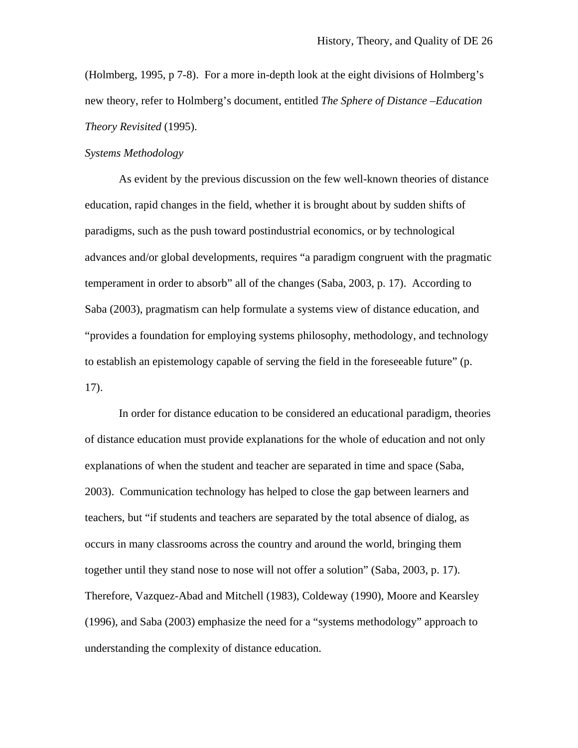(Holmberg, 1995, p 7-8). For a more in-depth look at the eight divisions of Holmberg's new theory, refer to Holmberg's document, entitled *The Sphere of Distance –Education Theory Revisited* (1995).

*Systems Methodology*

As evident by the previous discussion on the few well-known theories of distance education, rapid changes in the field, whether it is brought about by sudden shifts of paradigms, such as the push toward postindustrial economics, or by technological advances and/or global developments, requires "a paradigm congruent with the pragmatic temperament in order to absorb" all of the changes (Saba, 2003, p. 17). According to Saba (2003), pragmatism can help formulate a systems view of distance education, and "provides a foundation for employing systems philosophy, methodology, and technology to establish an epistemology capable of serving the field in the foreseeable future" (p. 17).

In order for distance education to be considered an educational paradigm, theories of distance education must provide explanations for the whole of education and not only explanations of when the student and teacher are separated in time and space (Saba, 2003). Communication technology has helped to close the gap between learners and teachers, but "if students and teachers are separated by the total absence of dialog, as occurs in many classrooms across the country and around the world, bringing them together until they stand nose to nose will not offer a solution" (Saba, 2003, p. 17). Therefore, Vazquez-Abad and Mitchell (1983), Coldeway (1990), Moore and Kearsley (1996), and Saba (2003) emphasize the need for a "systems methodology" approach to understanding the complexity of distance education.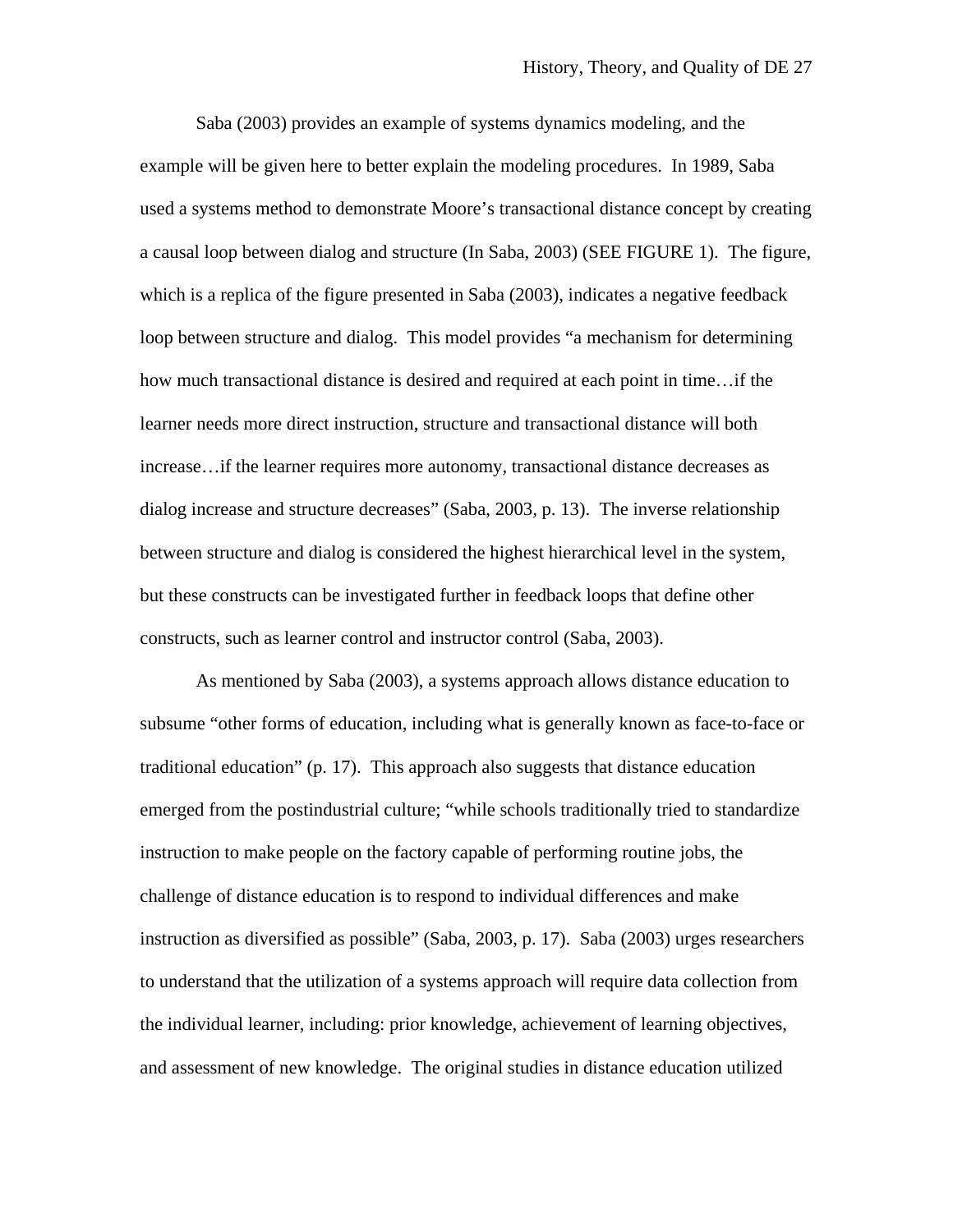Saba (2003) provides an example of systems dynamics modeling, and the example will be given here to better explain the modeling procedures. In 1989, Saba used a systems method to demonstrate Moore's transactional distance concept by creating a causal loop between dialog and structure (In Saba, 2003) (SEE FIGURE 1). The figure, which is a replica of the figure presented in Saba (2003), indicates a negative feedback loop between structure and dialog. This model provides "a mechanism for determining how much transactional distance is desired and required at each point in time…if the learner needs more direct instruction, structure and transactional distance will both increase…if the learner requires more autonomy, transactional distance decreases as dialog increase and structure decreases" (Saba, 2003, p. 13). The inverse relationship between structure and dialog is considered the highest hierarchical level in the system, but these constructs can be investigated further in feedback loops that define other constructs, such as learner control and instructor control (Saba, 2003).

As mentioned by Saba (2003), a systems approach allows distance education to subsume "other forms of education, including what is generally known as face-to-face or traditional education" (p. 17). This approach also suggests that distance education emerged from the postindustrial culture; "while schools traditionally tried to standardize instruction to make people on the factory capable of performing routine jobs, the challenge of distance education is to respond to individual differences and make instruction as diversified as possible" (Saba, 2003, p. 17). Saba (2003) urges researchers to understand that the utilization of a systems approach will require data collection from the individual learner, including: prior knowledge, achievement of learning objectives, and assessment of new knowledge. The original studies in distance education utilized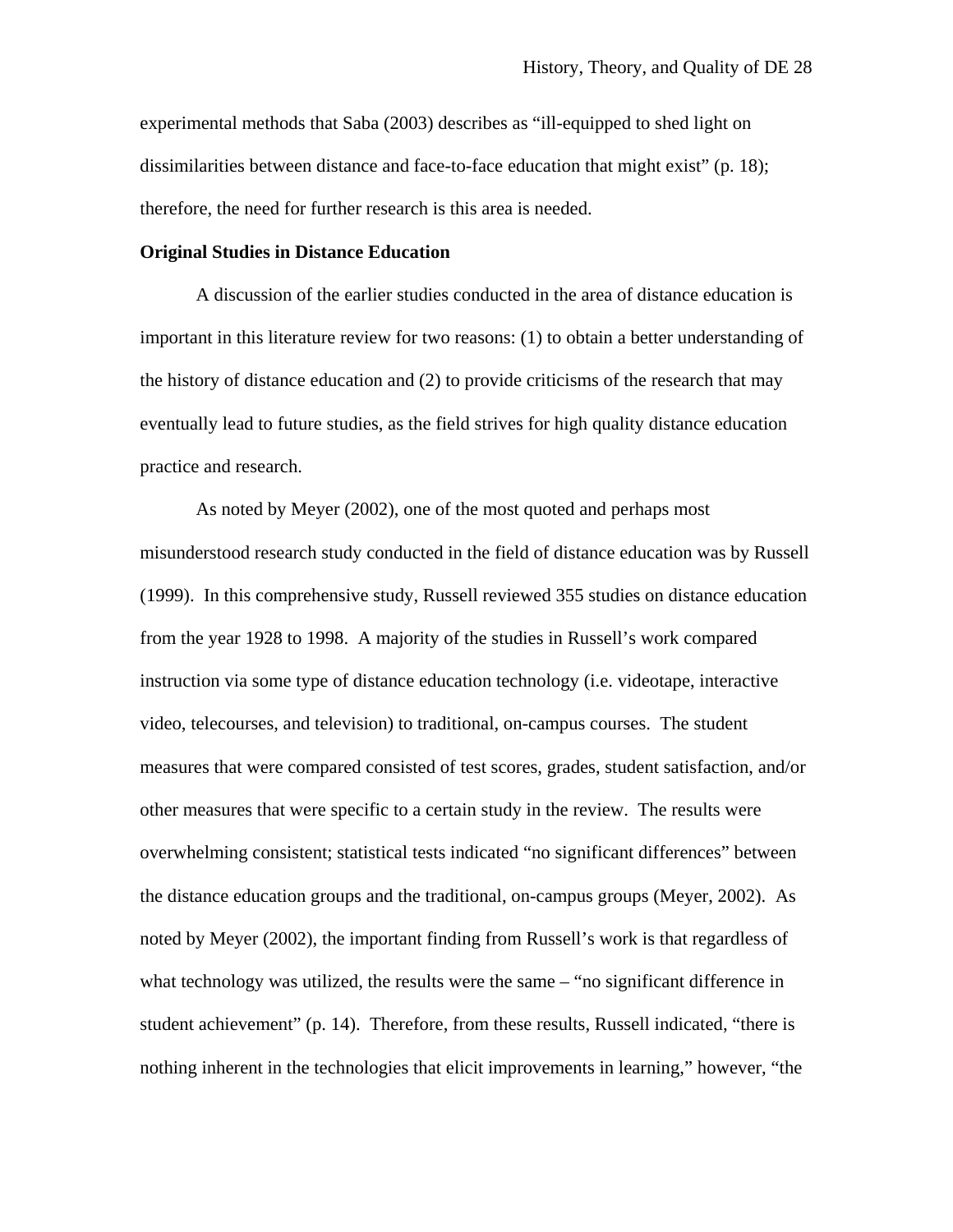experimental methods that Saba (2003) describes as “ill-equipped to shed light on dissimilarities between distance and face-to-face education that might exist” (p. 18); therefore, the need for further research is this area is needed.

**Original Studies in Distance Education**

A discussion of the earlier studies conducted in the area of distance education is important in this literature review for two reasons: (1) to obtain a better understanding of the history of distance education and (2) to provide criticisms of the research that may eventually lead to future studies, as the field strives for high quality distance education practice and research.

As noted by Meyer (2002), one of the most quoted and perhaps most misunderstood research study conducted in the field of distance education was by Russell (1999). In this comprehensive study, Russell reviewed 355 studies on distance education from the year 1928 to 1998. A majority of the studies in Russell’s work compared instruction via some type of distance education technology (i.e. videotape, interactive video, telecourses, and television) to traditional, on-campus courses. The student measures that were compared consisted of test scores, grades, student satisfaction, and/or other measures that were specific to a certain study in the review. The results were overwhelming consistent; statistical tests indicated “no significant differences” between the distance education groups and the traditional, on-campus groups (Meyer, 2002). As noted by Meyer (2002), the important finding from Russell’s work is that regardless of what technology was utilized, the results were the same – “no significant difference in student achievement” (p. 14). Therefore, from these results, Russell indicated, “there is nothing inherent in the technologies that elicit improvements in learning,” however, “the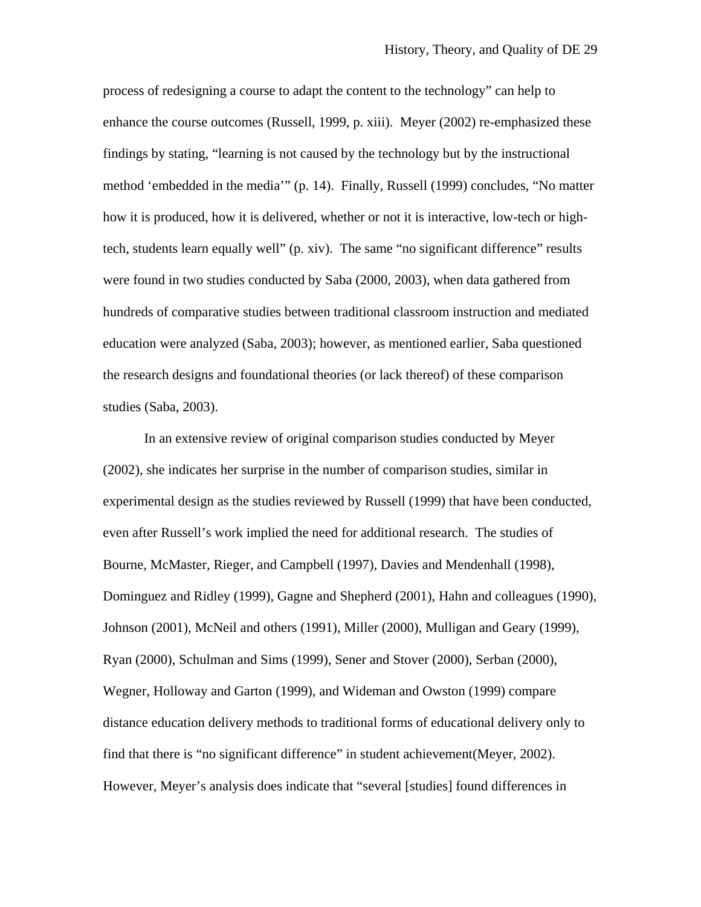process of redesigning a course to adapt the content to the technology" can help to enhance the course outcomes (Russell, 1999, p. xiii). Meyer (2002) re-emphasized these findings by stating, "learning is not caused by the technology but by the instructional method 'embedded in the media'" (p. 14). Finally, Russell (1999) concludes, "No matter how it is produced, how it is delivered, whether or not it is interactive, low-tech or high-tech, students learn equally well" (p. xiv). The same "no significant difference" results were found in two studies conducted by Saba (2000, 2003), when data gathered from hundreds of comparative studies between traditional classroom instruction and mediated education were analyzed (Saba, 2003); however, as mentioned earlier, Saba questioned the research designs and foundational theories (or lack thereof) of these comparison studies (Saba, 2003).

In an extensive review of original comparison studies conducted by Meyer (2002), she indicates her surprise in the number of comparison studies, similar in experimental design as the studies reviewed by Russell (1999) that have been conducted, even after Russell's work implied the need for additional research. The studies of Bourne, McMaster, Rieger, and Campbell (1997), Davies and Mendenhall (1998), Dominguez and Ridley (1999), Gagne and Shepherd (2001), Hahn and colleagues (1990), Johnson (2001), McNeil and others (1991), Miller (2000), Mulligan and Geary (1999), Ryan (2000), Schulman and Sims (1999), Sener and Stover (2000), Serban (2000), Wegner, Holloway and Garton (1999), and Wideman and Owston (1999) compare distance education delivery methods to traditional forms of educational delivery only to find that there is "no significant difference" in student achievement(Meyer, 2002). However, Meyer's analysis does indicate that "several [studies] found differences in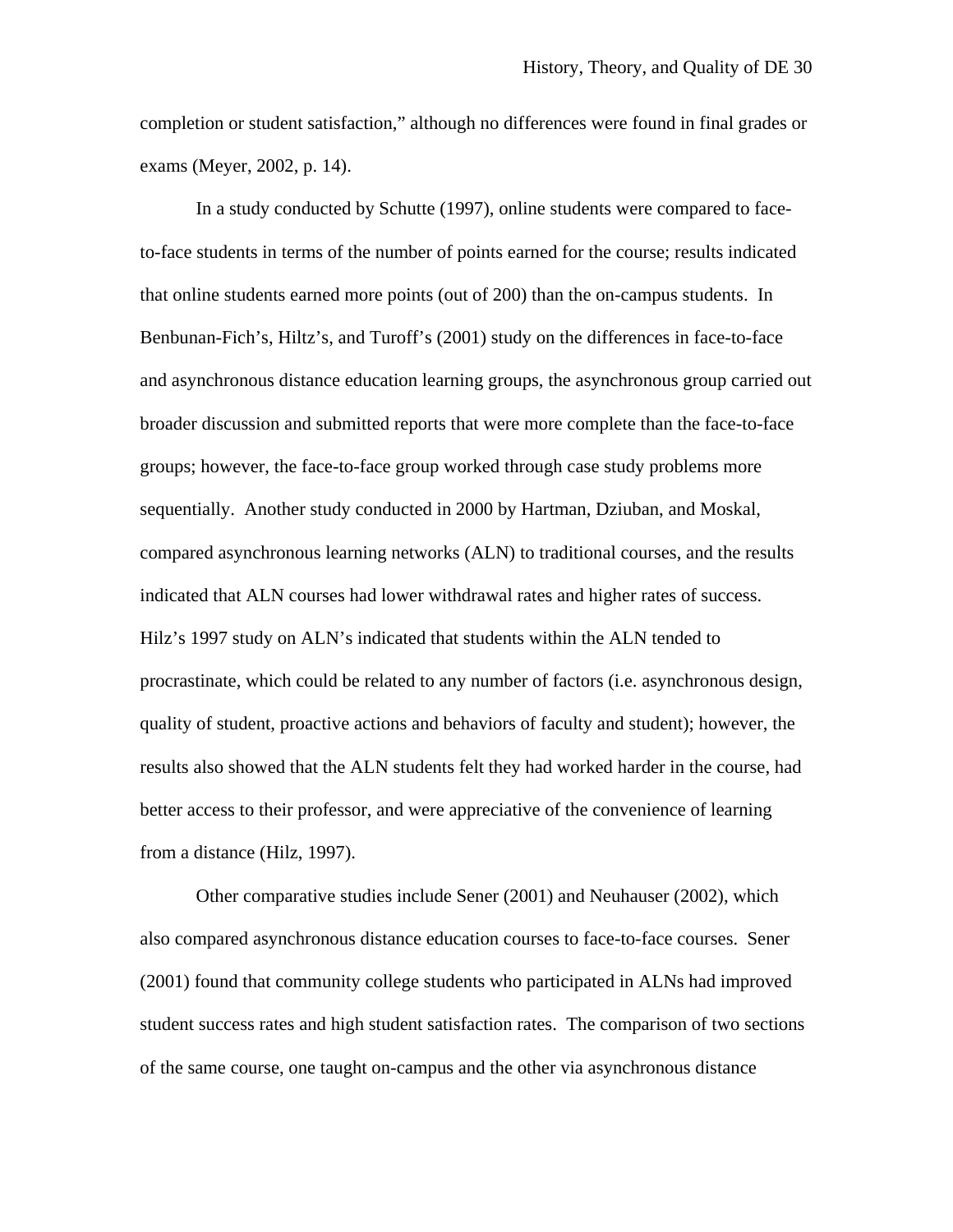completion or student satisfaction," although no differences were found in final grades or exams (Meyer, 2002, p. 14).

In a study conducted by Schutte (1997), online students were compared to face-to-face students in terms of the number of points earned for the course; results indicated that online students earned more points (out of 200) than the on-campus students. In Benbunan-Fich's, Hiltz's, and Turoff's (2001) study on the differences in face-to-face and asynchronous distance education learning groups, the asynchronous group carried out broader discussion and submitted reports that were more complete than the face-to-face groups; however, the face-to-face group worked through case study problems more sequentially. Another study conducted in 2000 by Hartman, Dziuban, and Moskal, compared asynchronous learning networks (ALN) to traditional courses, and the results indicated that ALN courses had lower withdrawal rates and higher rates of success. Hilz's 1997 study on ALN's indicated that students within the ALN tended to procrastinate, which could be related to any number of factors (i.e. asynchronous design, quality of student, proactive actions and behaviors of faculty and student); however, the results also showed that the ALN students felt they had worked harder in the course, had better access to their professor, and were appreciative of the convenience of learning from a distance (Hilz, 1997).

Other comparative studies include Sener (2001) and Neuhauser (2002), which also compared asynchronous distance education courses to face-to-face courses. Sener (2001) found that community college students who participated in ALNs had improved student success rates and high student satisfaction rates. The comparison of two sections of the same course, one taught on-campus and the other via asynchronous distance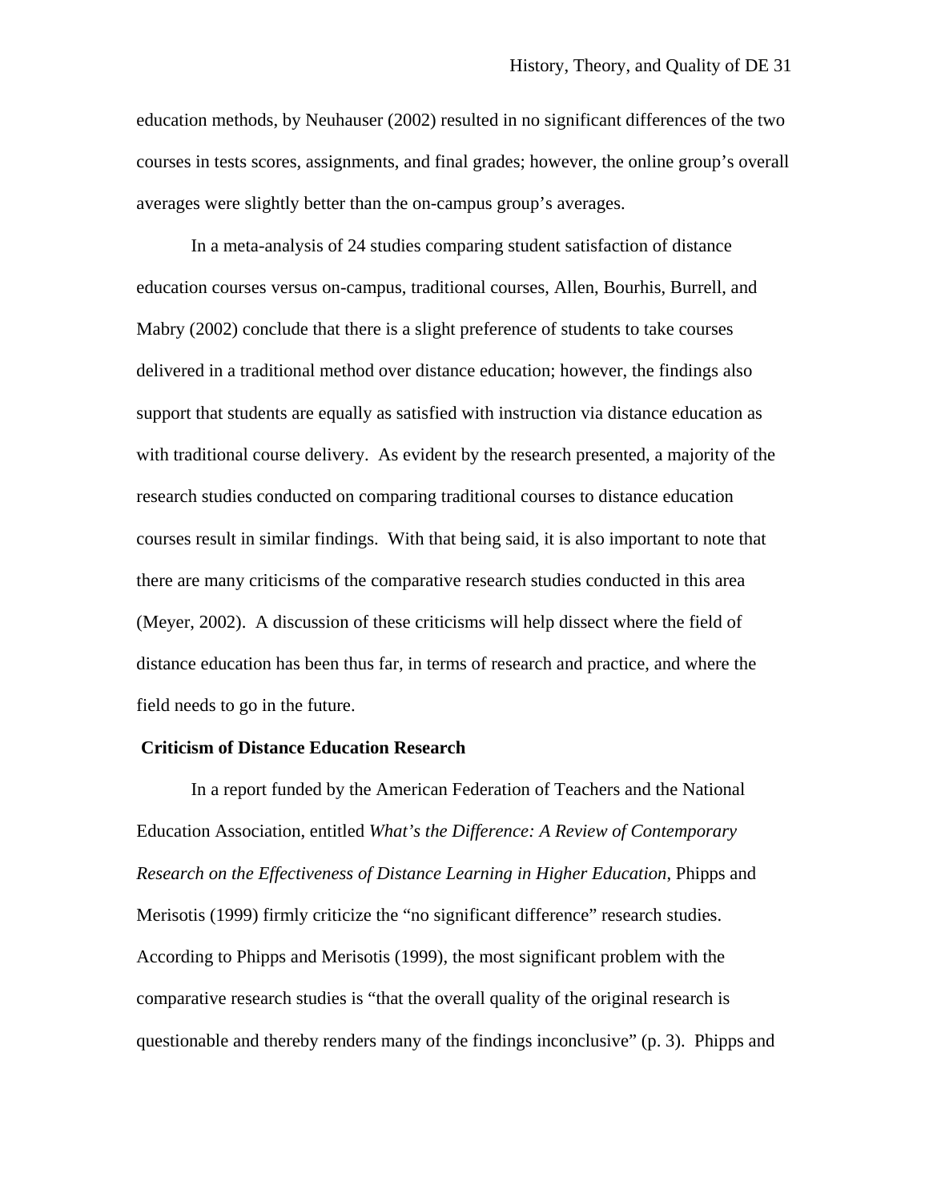education methods, by Neuhauser (2002) resulted in no significant differences of the two courses in tests scores, assignments, and final grades; however, the online group's overall averages were slightly better than the on-campus group's averages.

In a meta-analysis of 24 studies comparing student satisfaction of distance education courses versus on-campus, traditional courses, Allen, Bourhis, Burrell, and Mabry (2002) conclude that there is a slight preference of students to take courses delivered in a traditional method over distance education; however, the findings also support that students are equally as satisfied with instruction via distance education as with traditional course delivery. As evident by the research presented, a majority of the research studies conducted on comparing traditional courses to distance education courses result in similar findings. With that being said, it is also important to note that there are many criticisms of the comparative research studies conducted in this area (Meyer, 2002). A discussion of these criticisms will help dissect where the field of distance education has been thus far, in terms of research and practice, and where the field needs to go in the future.

**Criticism of Distance Education Research**

In a report funded by the American Federation of Teachers and the National Education Association, entitled *What's the Difference: A Review of Contemporary Research on the Effectiveness of Distance Learning in Higher Education*, Phipps and Merisotis (1999) firmly criticize the "no significant difference" research studies. According to Phipps and Merisotis (1999), the most significant problem with the comparative research studies is "that the overall quality of the original research is questionable and thereby renders many of the findings inconclusive" (p. 3). Phipps and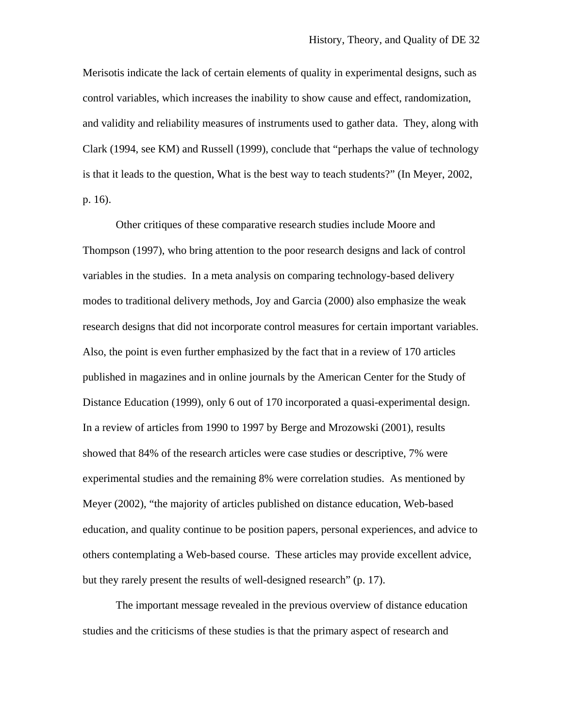Merisotis indicate the lack of certain elements of quality in experimental designs, such as control variables, which increases the inability to show cause and effect, randomization, and validity and reliability measures of instruments used to gather data. They, along with Clark (1994, see KM) and Russell (1999), conclude that “perhaps the value of technology is that it leads to the question, What is the best way to teach students?” (In Meyer, 2002, p. 16).

Other critiques of these comparative research studies include Moore and Thompson (1997), who bring attention to the poor research designs and lack of control variables in the studies. In a meta analysis on comparing technology-based delivery modes to traditional delivery methods, Joy and Garcia (2000) also emphasize the weak research designs that did not incorporate control measures for certain important variables. Also, the point is even further emphasized by the fact that in a review of 170 articles published in magazines and in online journals by the American Center for the Study of Distance Education (1999), only 6 out of 170 incorporated a quasi-experimental design. In a review of articles from 1990 to 1997 by Berge and Mrozowski (2001), results showed that 84% of the research articles were case studies or descriptive, 7% were experimental studies and the remaining 8% were correlation studies. As mentioned by Meyer (2002), “the majority of articles published on distance education, Web-based education, and quality continue to be position papers, personal experiences, and advice to others contemplating a Web-based course. These articles may provide excellent advice, but they rarely present the results of well-designed research” (p. 17).

The important message revealed in the previous overview of distance education studies and the criticisms of these studies is that the primary aspect of research and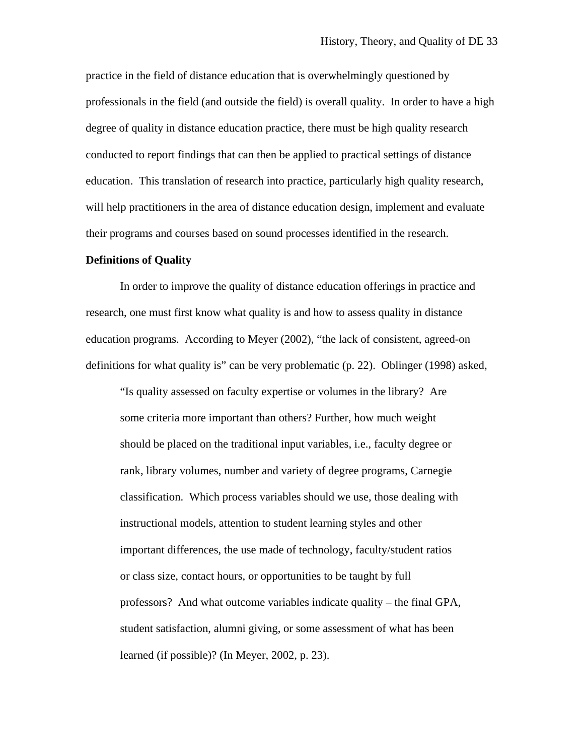practice in the field of distance education that is overwhelmingly questioned by professionals in the field (and outside the field) is overall quality. In order to have a high degree of quality in distance education practice, there must be high quality research conducted to report findings that can then be applied to practical settings of distance education. This translation of research into practice, particularly high quality research, will help practitioners in the area of distance education design, implement and evaluate their programs and courses based on sound processes identified in the research.

**Definitions of Quality**

In order to improve the quality of distance education offerings in practice and research, one must first know what quality is and how to assess quality in distance education programs. According to Meyer (2002), "the lack of consistent, agreed-on definitions for what quality is" can be very problematic (p. 22). Oblinger (1998) asked,

> "Is quality assessed on faculty expertise or volumes in the library? Are some criteria more important than others? Further, how much weight should be placed on the traditional input variables, i.e., faculty degree or rank, library volumes, number and variety of degree programs, Carnegie classification. Which process variables should we use, those dealing with instructional models, attention to student learning styles and other important differences, the use made of technology, faculty/student ratios or class size, contact hours, or opportunities to be taught by full professors? And what outcome variables indicate quality – the final GPA, student satisfaction, alumni giving, or some assessment of what has been learned (if possible)? (In Meyer, 2002, p. 23).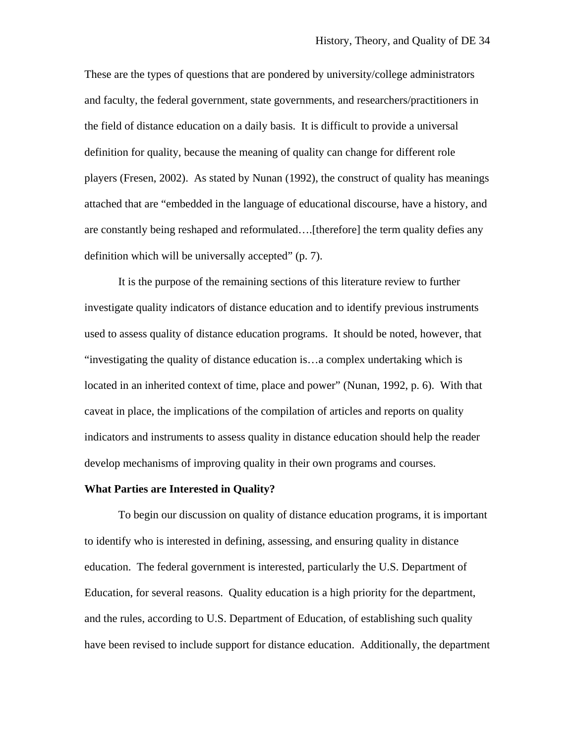These are the types of questions that are pondered by university/college administrators and faculty, the federal government, state governments, and researchers/practitioners in the field of distance education on a daily basis. It is difficult to provide a universal definition for quality, because the meaning of quality can change for different role players (Fresen, 2002). As stated by Nunan (1992), the construct of quality has meanings attached that are "embedded in the language of educational discourse, have a history, and are constantly being reshaped and reformulated….[therefore] the term quality defies any definition which will be universally accepted" (p. 7).

It is the purpose of the remaining sections of this literature review to further investigate quality indicators of distance education and to identify previous instruments used to assess quality of distance education programs. It should be noted, however, that "investigating the quality of distance education is…a complex undertaking which is located in an inherited context of time, place and power" (Nunan, 1992, p. 6). With that caveat in place, the implications of the compilation of articles and reports on quality indicators and instruments to assess quality in distance education should help the reader develop mechanisms of improving quality in their own programs and courses.

**What Parties are Interested in Quality?**

To begin our discussion on quality of distance education programs, it is important to identify who is interested in defining, assessing, and ensuring quality in distance education. The federal government is interested, particularly the U.S. Department of Education, for several reasons. Quality education is a high priority for the department, and the rules, according to U.S. Department of Education, of establishing such quality have been revised to include support for distance education. Additionally, the department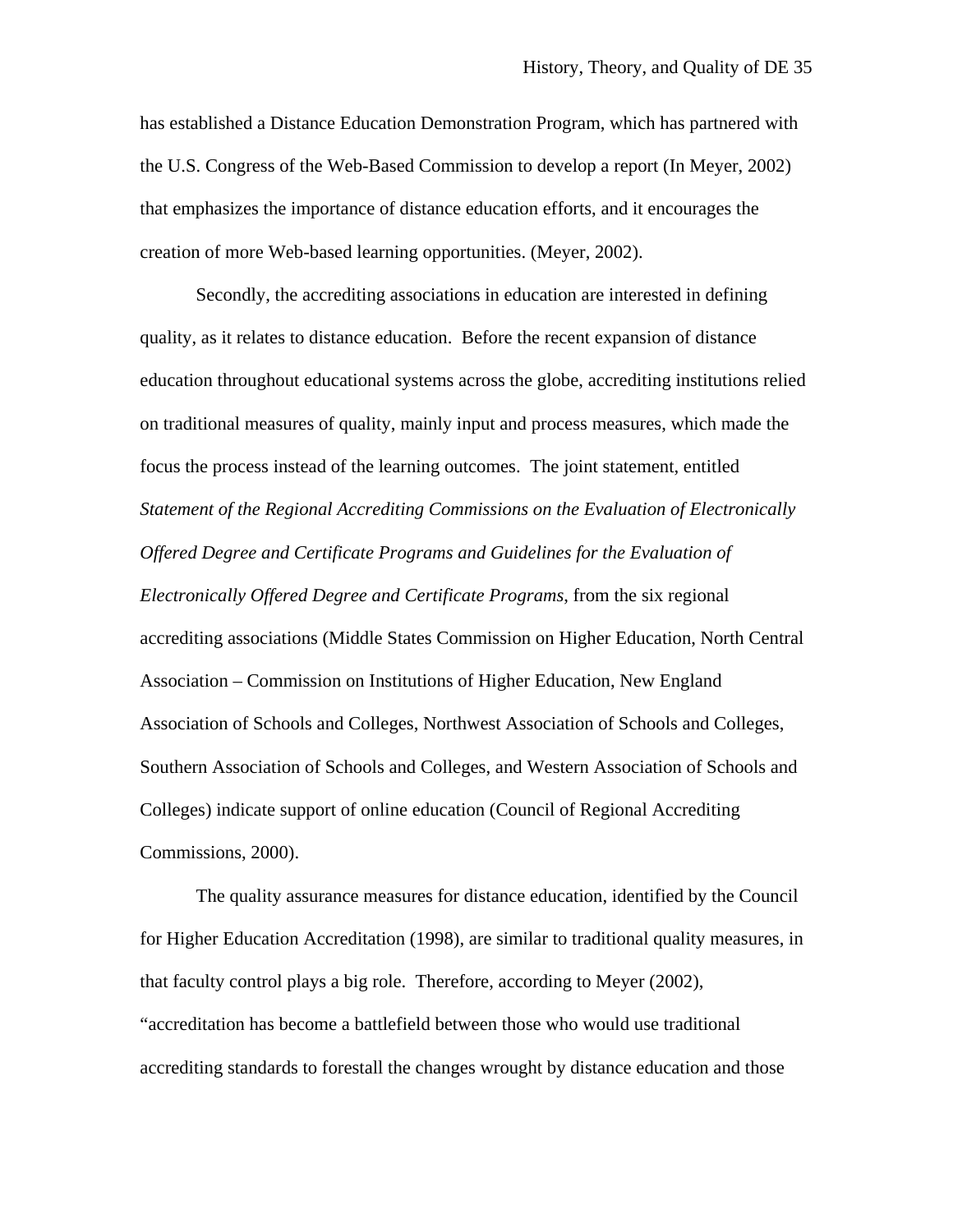has established a Distance Education Demonstration Program, which has partnered with the U.S. Congress of the Web-Based Commission to develop a report (In Meyer, 2002) that emphasizes the importance of distance education efforts, and it encourages the creation of more Web-based learning opportunities. (Meyer, 2002).

Secondly, the accrediting associations in education are interested in defining quality, as it relates to distance education. Before the recent expansion of distance education throughout educational systems across the globe, accrediting institutions relied on traditional measures of quality, mainly input and process measures, which made the focus the process instead of the learning outcomes. The joint statement, entitled *Statement of the Regional Accrediting Commissions on the Evaluation of Electronically Offered Degree and Certificate Programs and Guidelines for the Evaluation of Electronically Offered Degree and Certificate Programs*, from the six regional accrediting associations (Middle States Commission on Higher Education, North Central Association – Commission on Institutions of Higher Education, New England Association of Schools and Colleges, Northwest Association of Schools and Colleges, Southern Association of Schools and Colleges, and Western Association of Schools and Colleges) indicate support of online education (Council of Regional Accrediting Commissions, 2000).

The quality assurance measures for distance education, identified by the Council for Higher Education Accreditation (1998), are similar to traditional quality measures, in that faculty control plays a big role. Therefore, according to Meyer (2002), "accreditation has become a battlefield between those who would use traditional accrediting standards to forestall the changes wrought by distance education and those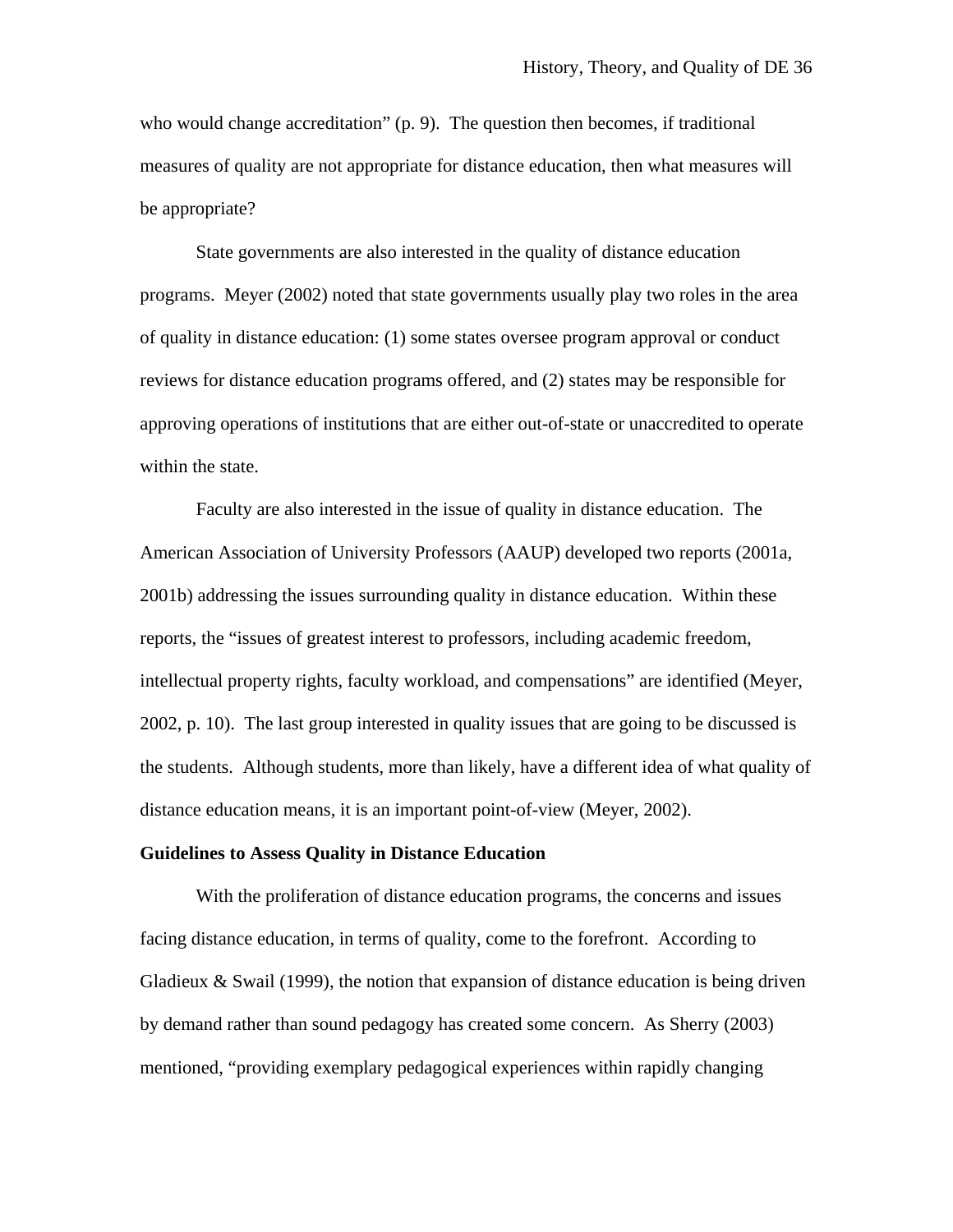who would change accreditation" (p. 9). The question then becomes, if traditional measures of quality are not appropriate for distance education, then what measures will be appropriate?

State governments are also interested in the quality of distance education programs. Meyer (2002) noted that state governments usually play two roles in the area of quality in distance education: (1) some states oversee program approval or conduct reviews for distance education programs offered, and (2) states may be responsible for approving operations of institutions that are either out-of-state or unaccredited to operate within the state.

Faculty are also interested in the issue of quality in distance education. The American Association of University Professors (AAUP) developed two reports (2001a, 2001b) addressing the issues surrounding quality in distance education. Within these reports, the "issues of greatest interest to professors, including academic freedom, intellectual property rights, faculty workload, and compensations" are identified (Meyer, 2002, p. 10). The last group interested in quality issues that are going to be discussed is the students. Although students, more than likely, have a different idea of what quality of distance education means, it is an important point-of-view (Meyer, 2002).

**Guidelines to Assess Quality in Distance Education**

With the proliferation of distance education programs, the concerns and issues facing distance education, in terms of quality, come to the forefront. According to Gladieux & Swail (1999), the notion that expansion of distance education is being driven by demand rather than sound pedagogy has created some concern. As Sherry (2003) mentioned, "providing exemplary pedagogical experiences within rapidly changing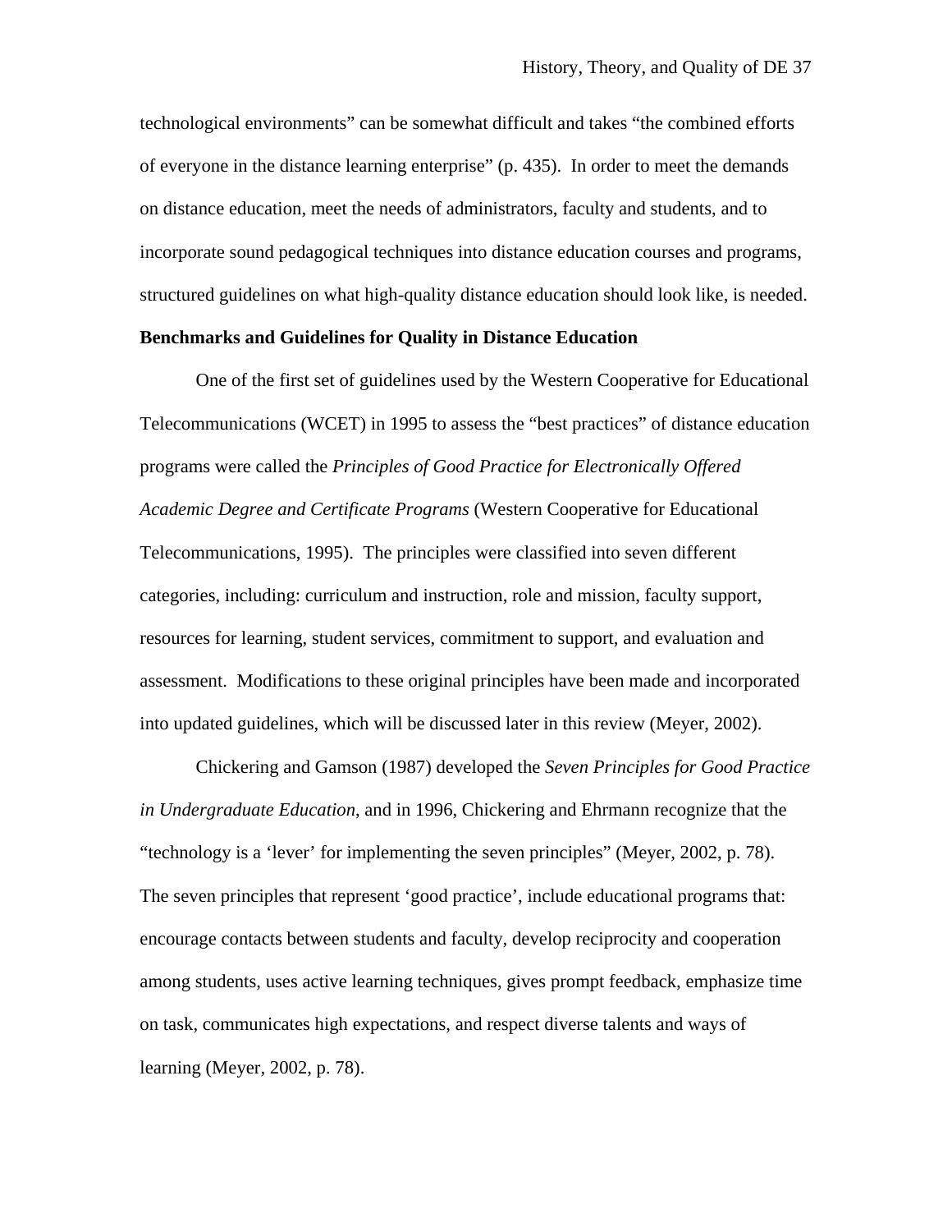technological environments" can be somewhat difficult and takes "the combined efforts of everyone in the distance learning enterprise" (p. 435). In order to meet the demands on distance education, meet the needs of administrators, faculty and students, and to incorporate sound pedagogical techniques into distance education courses and programs, structured guidelines on what high-quality distance education should look like, is needed.

**Benchmarks and Guidelines for Quality in Distance Education**

One of the first set of guidelines used by the Western Cooperative for Educational Telecommunications (WCET) in 1995 to assess the "best practices" of distance education programs were called the *Principles of Good Practice for Electronically Offered Academic Degree and Certificate Programs* (Western Cooperative for Educational Telecommunications, 1995). The principles were classified into seven different categories, including: curriculum and instruction, role and mission, faculty support, resources for learning, student services, commitment to support, and evaluation and assessment. Modifications to these original principles have been made and incorporated into updated guidelines, which will be discussed later in this review (Meyer, 2002).

Chickering and Gamson (1987) developed the *Seven Principles for Good Practice in Undergraduate Education*, and in 1996, Chickering and Ehrmann recognize that the "technology is a 'lever' for implementing the seven principles" (Meyer, 2002, p. 78). The seven principles that represent 'good practice', include educational programs that: encourage contacts between students and faculty, develop reciprocity and cooperation among students, uses active learning techniques, gives prompt feedback, emphasize time on task, communicates high expectations, and respect diverse talents and ways of learning (Meyer, 2002, p. 78).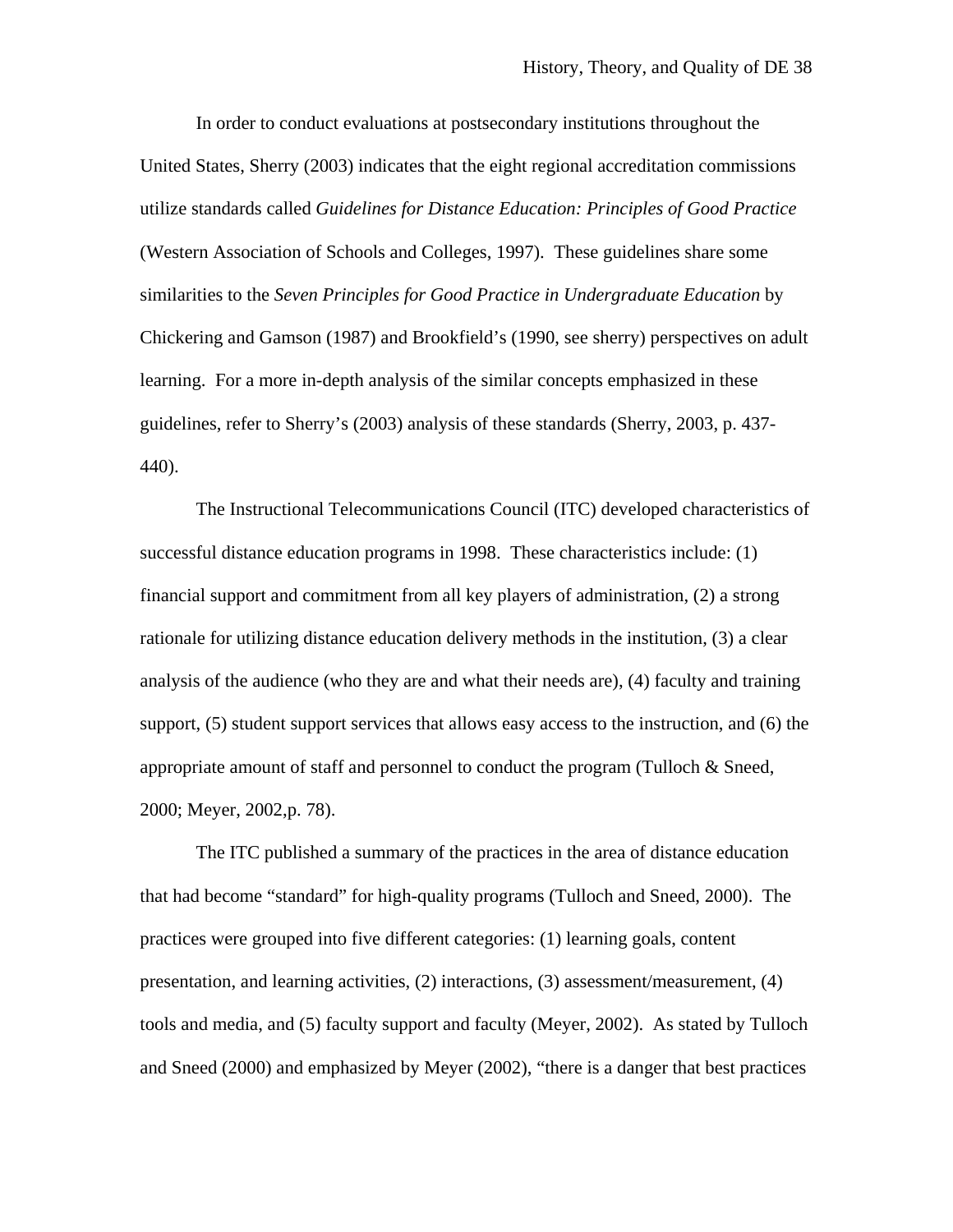In order to conduct evaluations at postsecondary institutions throughout the United States, Sherry (2003) indicates that the eight regional accreditation commissions utilize standards called *Guidelines for Distance Education: Principles of Good Practice* (Western Association of Schools and Colleges, 1997). These guidelines share some similarities to the *Seven Principles for Good Practice in Undergraduate Education* by Chickering and Gamson (1987) and Brookfield's (1990, see sherry) perspectives on adult learning. For a more in-depth analysis of the similar concepts emphasized in these guidelines, refer to Sherry's (2003) analysis of these standards (Sherry, 2003, p. 437-440).

The Instructional Telecommunications Council (ITC) developed characteristics of successful distance education programs in 1998. These characteristics include: (1) financial support and commitment from all key players of administration, (2) a strong rationale for utilizing distance education delivery methods in the institution, (3) a clear analysis of the audience (who they are and what their needs are), (4) faculty and training support, (5) student support services that allows easy access to the instruction, and (6) the appropriate amount of staff and personnel to conduct the program (Tulloch & Sneed, 2000; Meyer, 2002,p. 78).

The ITC published a summary of the practices in the area of distance education that had become "standard" for high-quality programs (Tulloch and Sneed, 2000). The practices were grouped into five different categories: (1) learning goals, content presentation, and learning activities, (2) interactions, (3) assessment/measurement, (4) tools and media, and (5) faculty support and faculty (Meyer, 2002). As stated by Tulloch and Sneed (2000) and emphasized by Meyer (2002), "there is a danger that best practices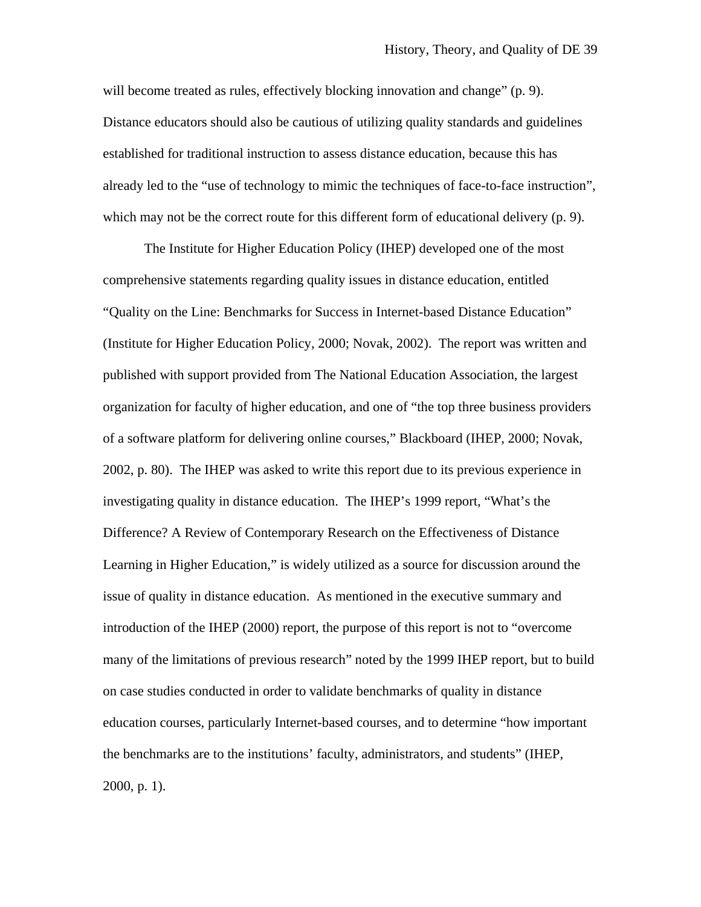will become treated as rules, effectively blocking innovation and change" (p. 9). Distance educators should also be cautious of utilizing quality standards and guidelines established for traditional instruction to assess distance education, because this has already led to the "use of technology to mimic the techniques of face-to-face instruction", which may not be the correct route for this different form of educational delivery (p. 9).

The Institute for Higher Education Policy (IHEP) developed one of the most comprehensive statements regarding quality issues in distance education, entitled "Quality on the Line: Benchmarks for Success in Internet-based Distance Education" (Institute for Higher Education Policy, 2000; Novak, 2002). The report was written and published with support provided from The National Education Association, the largest organization for faculty of higher education, and one of "the top three business providers of a software platform for delivering online courses," Blackboard (IHEP, 2000; Novak, 2002, p. 80). The IHEP was asked to write this report due to its previous experience in investigating quality in distance education. The IHEP's 1999 report, "What's the Difference? A Review of Contemporary Research on the Effectiveness of Distance Learning in Higher Education," is widely utilized as a source for discussion around the issue of quality in distance education. As mentioned in the executive summary and introduction of the IHEP (2000) report, the purpose of this report is not to "overcome many of the limitations of previous research" noted by the 1999 IHEP report, but to build on case studies conducted in order to validate benchmarks of quality in distance education courses, particularly Internet-based courses, and to determine "how important the benchmarks are to the institutions' faculty, administrators, and students" (IHEP, 2000, p. 1).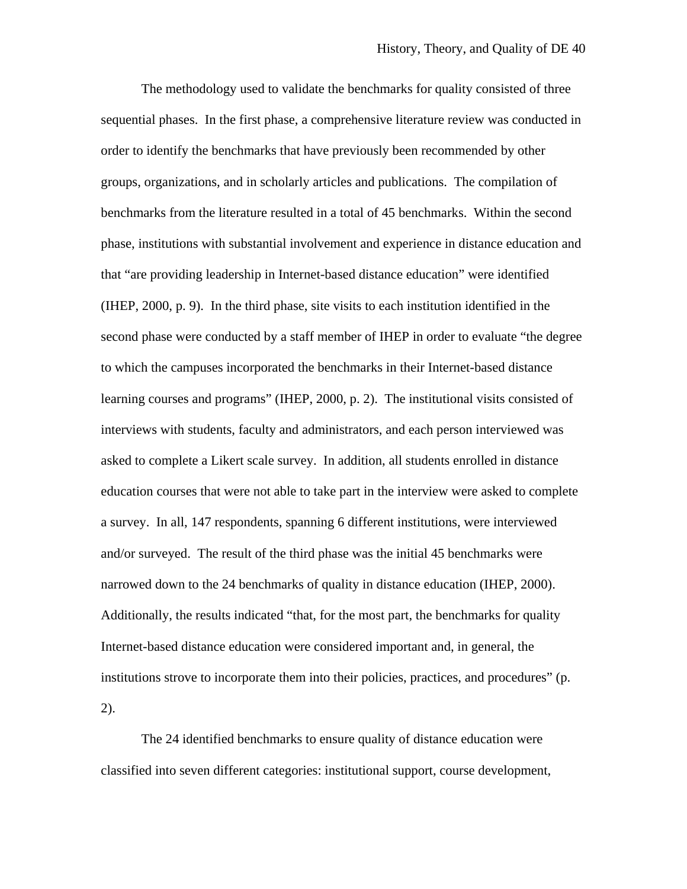The methodology used to validate the benchmarks for quality consisted of three sequential phases.  In the first phase, a comprehensive literature review was conducted in order to identify the benchmarks that have previously been recommended by other groups, organizations, and in scholarly articles and publications.  The compilation of benchmarks from the literature resulted in a total of 45 benchmarks.  Within the second phase, institutions with substantial involvement and experience in distance education and that "are providing leadership in Internet-based distance education" were identified (IHEP, 2000, p. 9).  In the third phase, site visits to each institution identified in the second phase were conducted by a staff member of IHEP in order to evaluate "the degree to which the campuses incorporated the benchmarks in their Internet-based distance learning courses and programs" (IHEP, 2000, p. 2).  The institutional visits consisted of interviews with students, faculty and administrators, and each person interviewed was asked to complete a Likert scale survey.  In addition, all students enrolled in distance education courses that were not able to take part in the interview were asked to complete a survey.  In all, 147 respondents, spanning 6 different institutions, were interviewed and/or surveyed.  The result of the third phase was the initial 45 benchmarks were narrowed down to the 24 benchmarks of quality in distance education (IHEP, 2000). Additionally, the results indicated "that, for the most part, the benchmarks for quality Internet-based distance education were considered important and, in general, the institutions strove to incorporate them into their policies, practices, and procedures" (p. 2).

The 24 identified benchmarks to ensure quality of distance education were classified into seven different categories: institutional support, course development,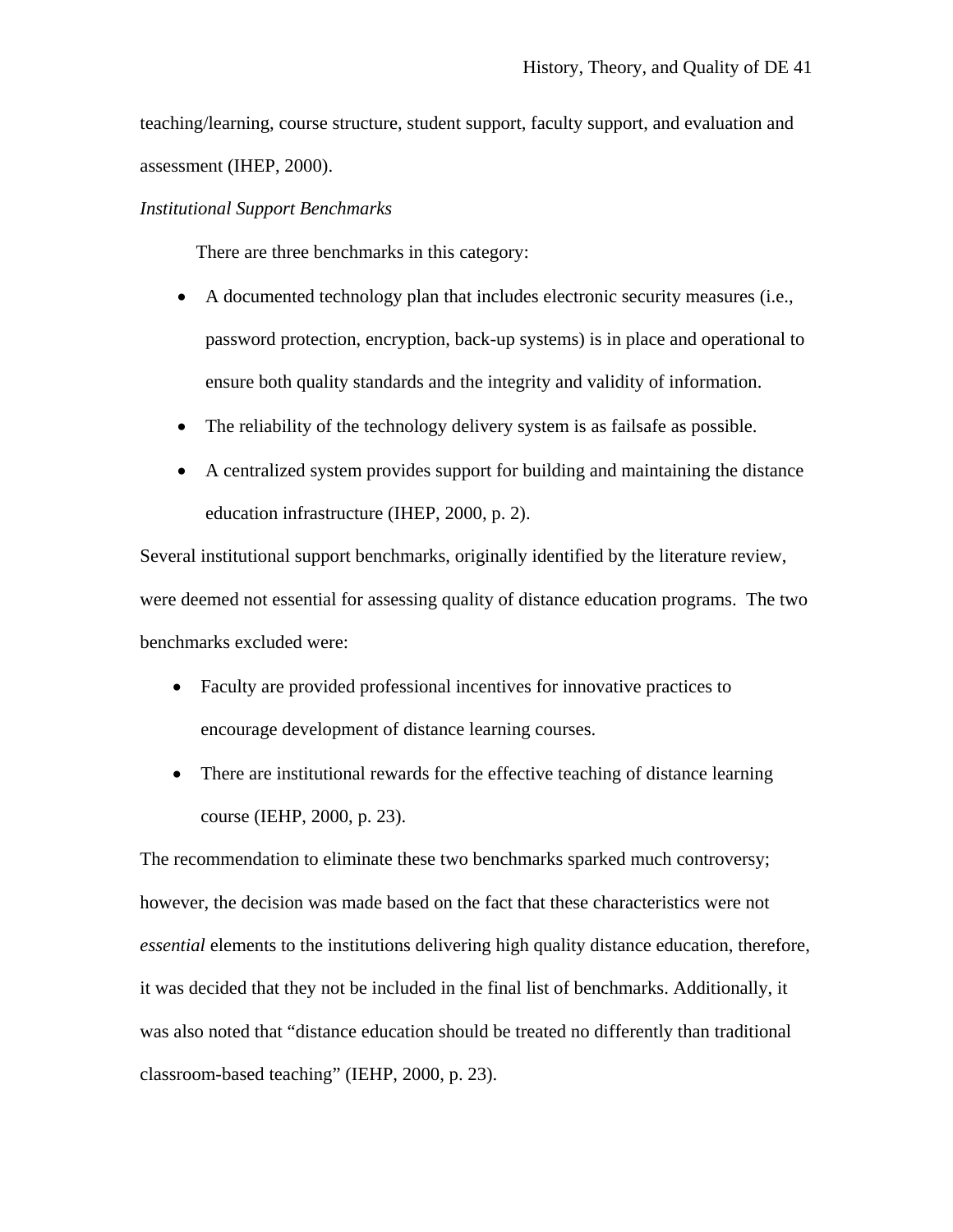teaching/learning, course structure, student support, faculty support, and evaluation and assessment (IHEP, 2000).

*Institutional Support Benchmarks*

There are three benchmarks in this category:

- A documented technology plan that includes electronic security measures (i.e., password protection, encryption, back-up systems) is in place and operational to ensure both quality standards and the integrity and validity of information.
- The reliability of the technology delivery system is as failsafe as possible.
- A centralized system provides support for building and maintaining the distance education infrastructure (IHEP, 2000, p. 2).

Several institutional support benchmarks, originally identified by the literature review, were deemed not essential for assessing quality of distance education programs. The two benchmarks excluded were:

- Faculty are provided professional incentives for innovative practices to encourage development of distance learning courses.
- There are institutional rewards for the effective teaching of distance learning course (IEHP, 2000, p. 23).

The recommendation to eliminate these two benchmarks sparked much controversy; however, the decision was made based on the fact that these characteristics were not *essential* elements to the institutions delivering high quality distance education, therefore, it was decided that they not be included in the final list of benchmarks. Additionally, it was also noted that "distance education should be treated no differently than traditional classroom-based teaching" (IEHP, 2000, p. 23).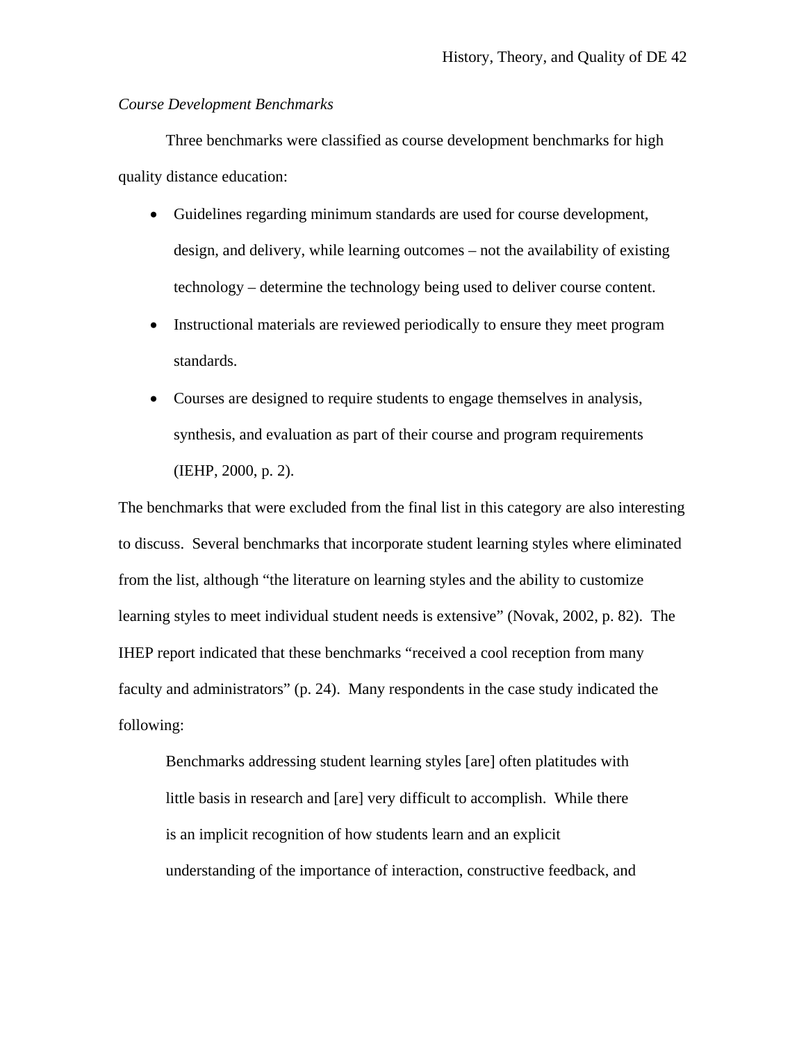*Course Development Benchmarks*

Three benchmarks were classified as course development benchmarks for high quality distance education:

- Guidelines regarding minimum standards are used for course development, design, and delivery, while learning outcomes – not the availability of existing technology – determine the technology being used to deliver course content.
- Instructional materials are reviewed periodically to ensure they meet program standards.
- Courses are designed to require students to engage themselves in analysis, synthesis, and evaluation as part of their course and program requirements (IEHP, 2000, p. 2).

The benchmarks that were excluded from the final list in this category are also interesting to discuss. Several benchmarks that incorporate student learning styles where eliminated from the list, although "the literature on learning styles and the ability to customize learning styles to meet individual student needs is extensive" (Novak, 2002, p. 82). The IHEP report indicated that these benchmarks "received a cool reception from many faculty and administrators" (p. 24). Many respondents in the case study indicated the following:

> Benchmarks addressing student learning styles [are] often platitudes with little basis in research and [are] very difficult to accomplish. While there is an implicit recognition of how students learn and an explicit understanding of the importance of interaction, constructive feedback, and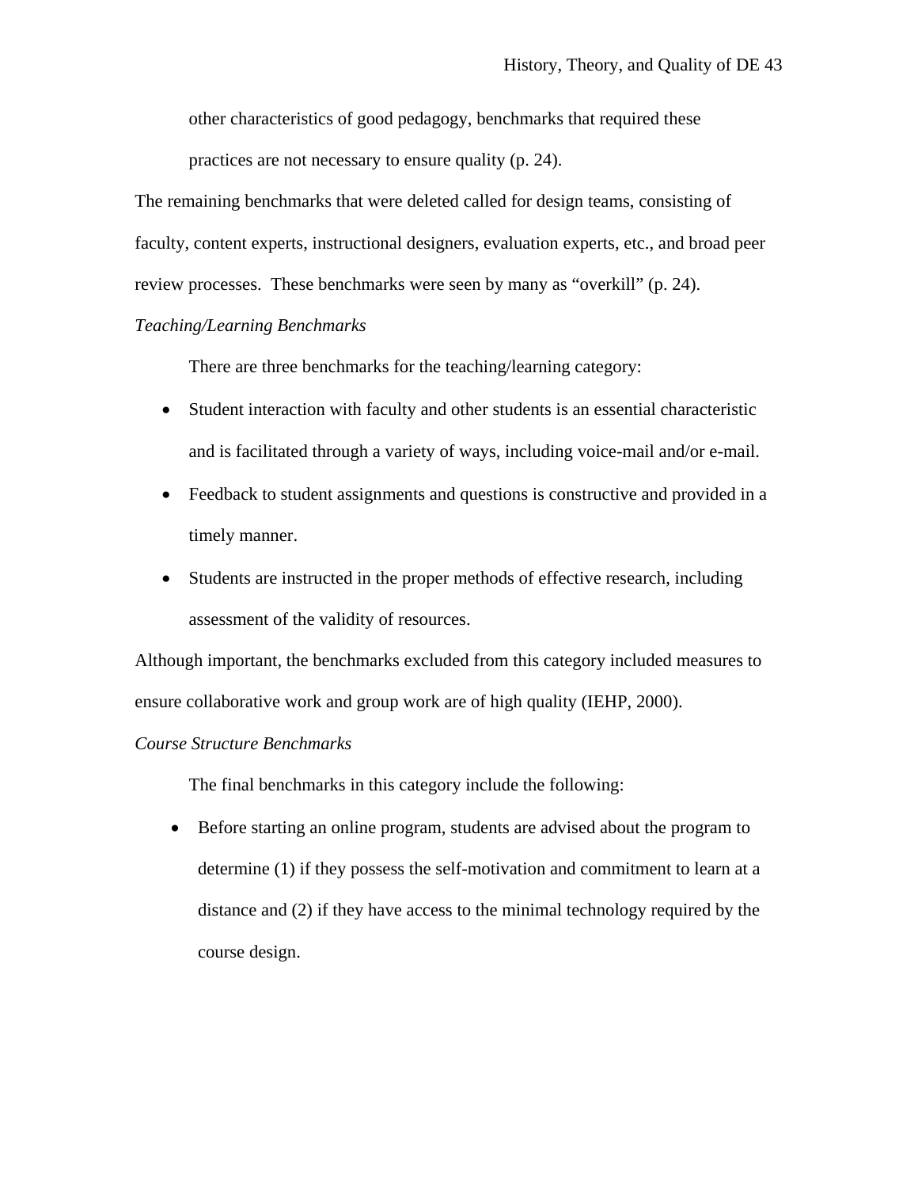> other characteristics of good pedagogy, benchmarks that required these practices are not necessary to ensure quality (p. 24).

The remaining benchmarks that were deleted called for design teams, consisting of faculty, content experts, instructional designers, evaluation experts, etc., and broad peer review processes. These benchmarks were seen by many as "overkill" (p. 24).

*Teaching/Learning Benchmarks*

There are three benchmarks for the teaching/learning category:

- Student interaction with faculty and other students is an essential characteristic and is facilitated through a variety of ways, including voice-mail and/or e-mail.
- Feedback to student assignments and questions is constructive and provided in a timely manner.
- Students are instructed in the proper methods of effective research, including assessment of the validity of resources.

Although important, the benchmarks excluded from this category included measures to ensure collaborative work and group work are of high quality (IEHP, 2000).

*Course Structure Benchmarks*

The final benchmarks in this category include the following:

- Before starting an online program, students are advised about the program to determine (1) if they possess the self-motivation and commitment to learn at a distance and (2) if they have access to the minimal technology required by the course design.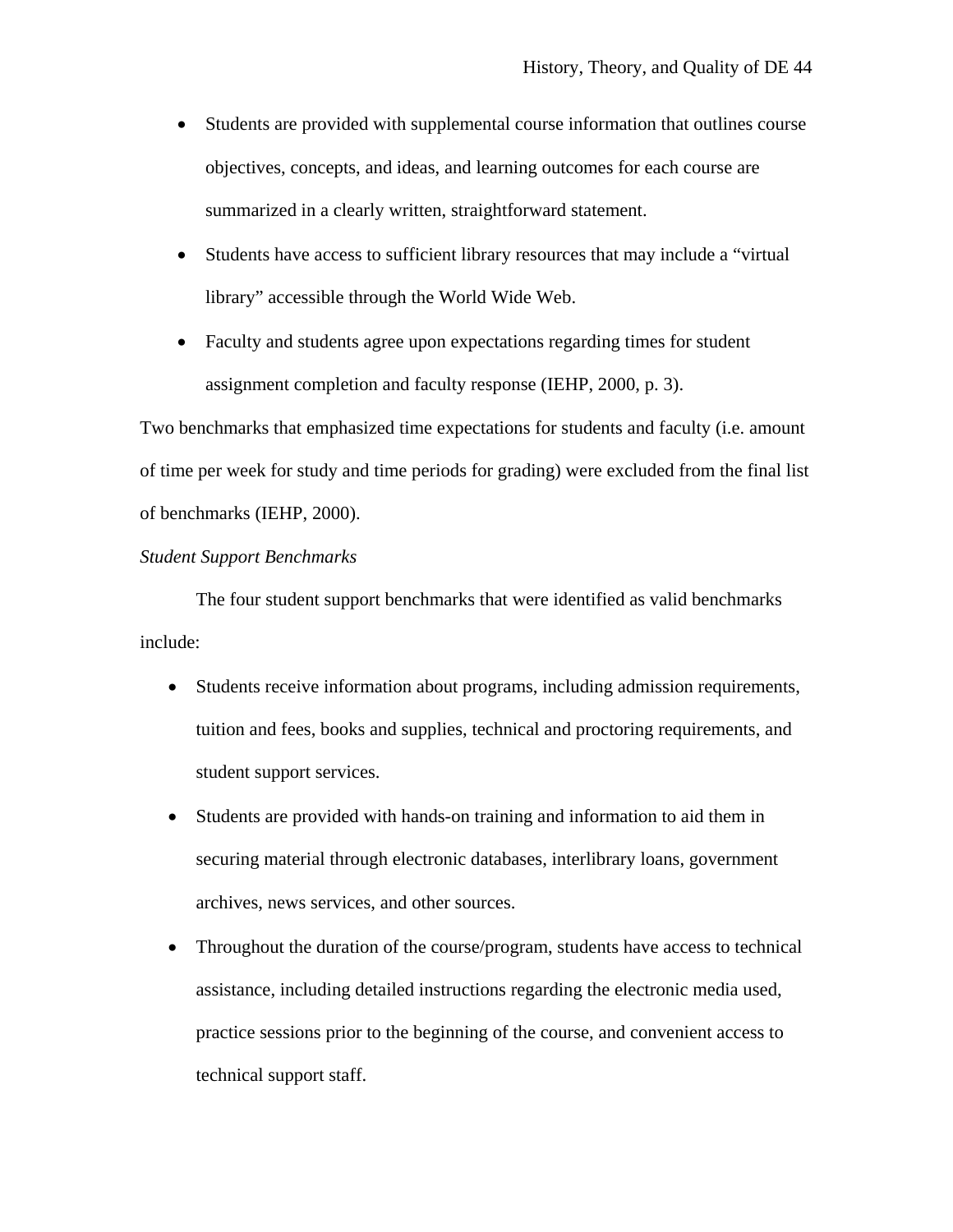- Students are provided with supplemental course information that outlines course objectives, concepts, and ideas, and learning outcomes for each course are summarized in a clearly written, straightforward statement.
- Students have access to sufficient library resources that may include a "virtual library" accessible through the World Wide Web.
- Faculty and students agree upon expectations regarding times for student assignment completion and faculty response (IEHP, 2000, p. 3).

Two benchmarks that emphasized time expectations for students and faculty (i.e. amount of time per week for study and time periods for grading) were excluded from the final list of benchmarks (IEHP, 2000).

*Student Support Benchmarks*

The four student support benchmarks that were identified as valid benchmarks include:

- Students receive information about programs, including admission requirements, tuition and fees, books and supplies, technical and proctoring requirements, and student support services.
- Students are provided with hands-on training and information to aid them in securing material through electronic databases, interlibrary loans, government archives, news services, and other sources.
- Throughout the duration of the course/program, students have access to technical assistance, including detailed instructions regarding the electronic media used, practice sessions prior to the beginning of the course, and convenient access to technical support staff.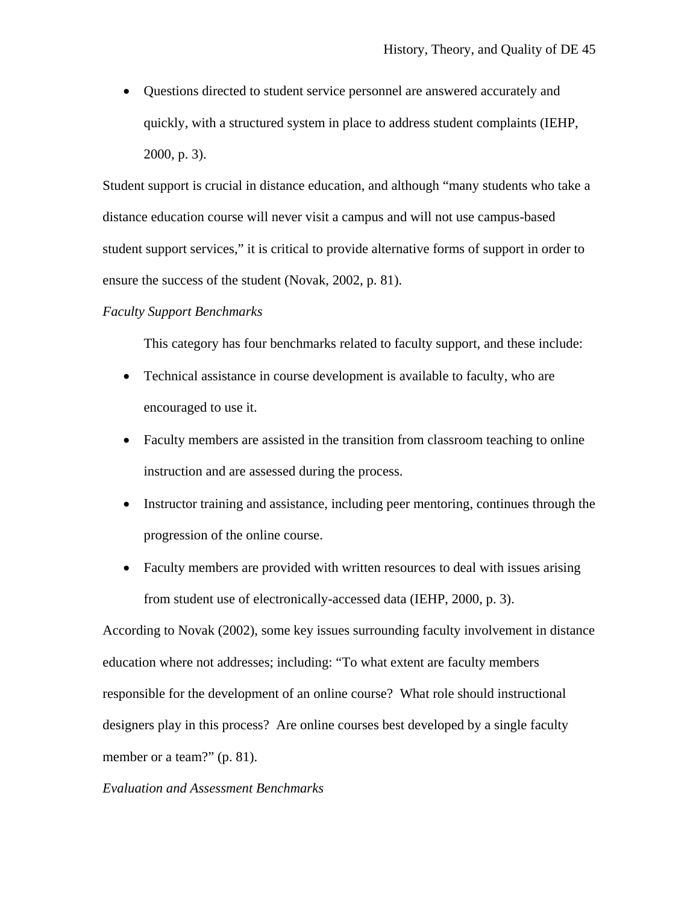- Questions directed to student service personnel are answered accurately and quickly, with a structured system in place to address student complaints (IEHP, 2000, p. 3).

Student support is crucial in distance education, and although "many students who take a distance education course will never visit a campus and will not use campus-based student support services," it is critical to provide alternative forms of support in order to ensure the success of the student (Novak, 2002, p. 81).

*Faculty Support Benchmarks*

This category has four benchmarks related to faculty support, and these include:

- Technical assistance in course development is available to faculty, who are encouraged to use it.
- Faculty members are assisted in the transition from classroom teaching to online instruction and are assessed during the process.
- Instructor training and assistance, including peer mentoring, continues through the progression of the online course.
- Faculty members are provided with written resources to deal with issues arising from student use of electronically-accessed data (IEHP, 2000, p. 3).

According to Novak (2002), some key issues surrounding faculty involvement in distance education where not addresses; including: "To what extent are faculty members responsible for the development of an online course? What role should instructional designers play in this process? Are online courses best developed by a single faculty member or a team?" (p. 81).

*Evaluation and Assessment Benchmarks*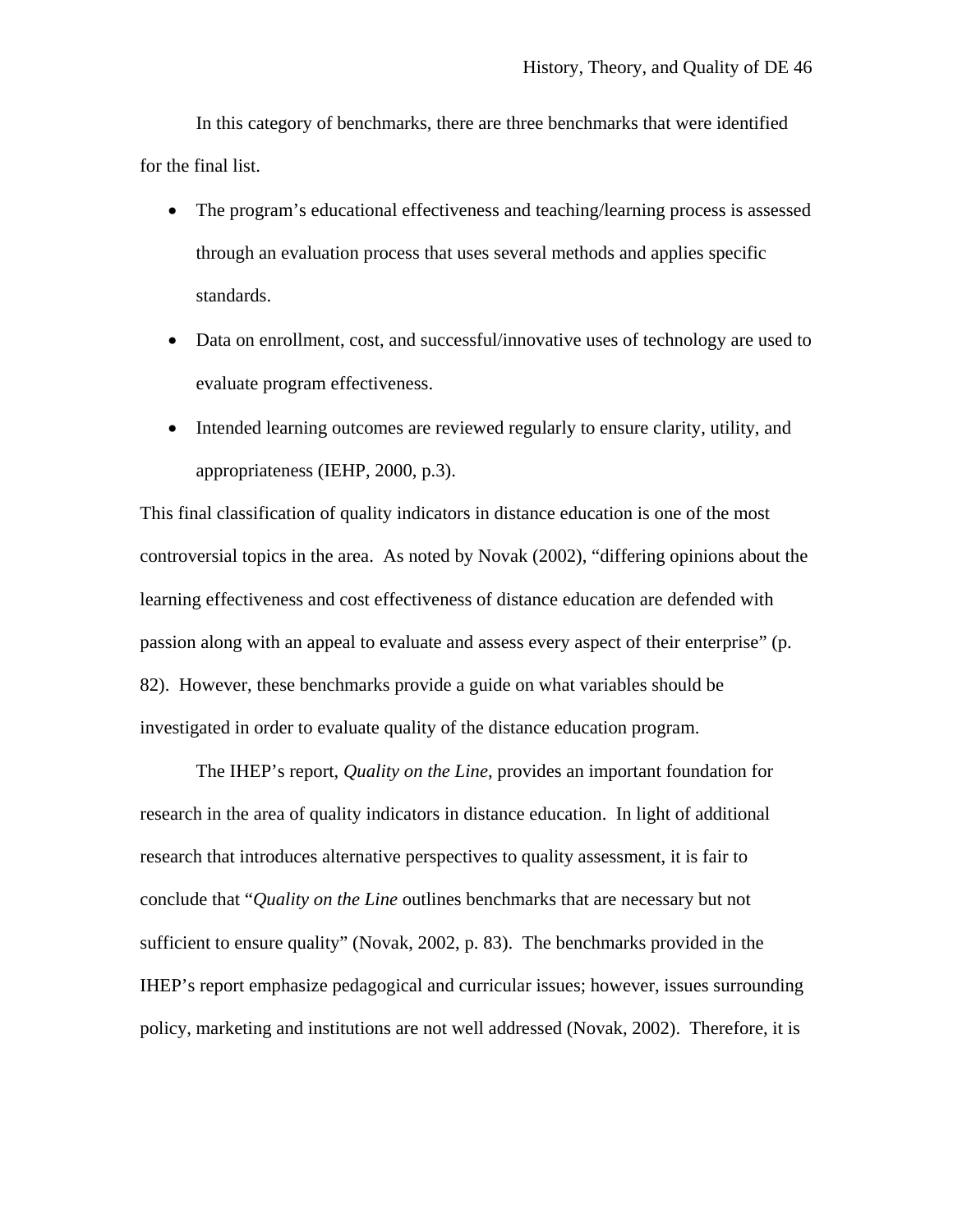In this category of benchmarks, there are three benchmarks that were identified for the final list.

- The program's educational effectiveness and teaching/learning process is assessed through an evaluation process that uses several methods and applies specific standards.
- Data on enrollment, cost, and successful/innovative uses of technology are used to evaluate program effectiveness.
- Intended learning outcomes are reviewed regularly to ensure clarity, utility, and appropriateness (IEHP, 2000, p.3).

This final classification of quality indicators in distance education is one of the most controversial topics in the area. As noted by Novak (2002), "differing opinions about the learning effectiveness and cost effectiveness of distance education are defended with passion along with an appeal to evaluate and assess every aspect of their enterprise" (p. 82). However, these benchmarks provide a guide on what variables should be investigated in order to evaluate quality of the distance education program.

The IHEP's report, *Quality on the Line*, provides an important foundation for research in the area of quality indicators in distance education. In light of additional research that introduces alternative perspectives to quality assessment, it is fair to conclude that "*Quality on the Line* outlines benchmarks that are necessary but not sufficient to ensure quality" (Novak, 2002, p. 83). The benchmarks provided in the IHEP's report emphasize pedagogical and curricular issues; however, issues surrounding policy, marketing and institutions are not well addressed (Novak, 2002). Therefore, it is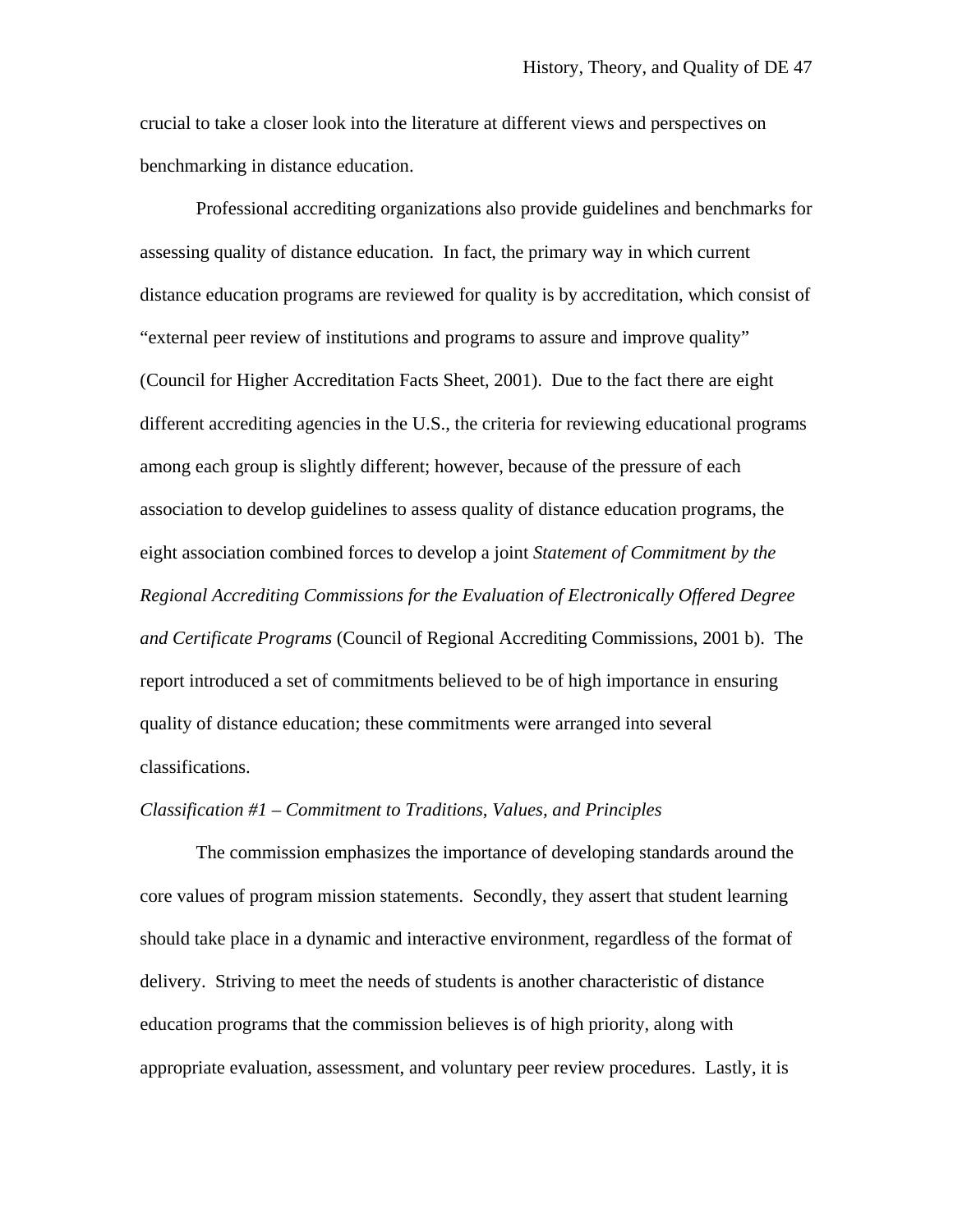crucial to take a closer look into the literature at different views and perspectives on benchmarking in distance education.

Professional accrediting organizations also provide guidelines and benchmarks for assessing quality of distance education. In fact, the primary way in which current distance education programs are reviewed for quality is by accreditation, which consist of "external peer review of institutions and programs to assure and improve quality" (Council for Higher Accreditation Facts Sheet, 2001). Due to the fact there are eight different accrediting agencies in the U.S., the criteria for reviewing educational programs among each group is slightly different; however, because of the pressure of each association to develop guidelines to assess quality of distance education programs, the eight association combined forces to develop a joint *Statement of Commitment by the Regional Accrediting Commissions for the Evaluation of Electronically Offered Degree and Certificate Programs* (Council of Regional Accrediting Commissions, 2001 b). The report introduced a set of commitments believed to be of high importance in ensuring quality of distance education; these commitments were arranged into several classifications.

*Classification #1 – Commitment to Traditions, Values, and Principles*

The commission emphasizes the importance of developing standards around the core values of program mission statements. Secondly, they assert that student learning should take place in a dynamic and interactive environment, regardless of the format of delivery. Striving to meet the needs of students is another characteristic of distance education programs that the commission believes is of high priority, along with appropriate evaluation, assessment, and voluntary peer review procedures. Lastly, it is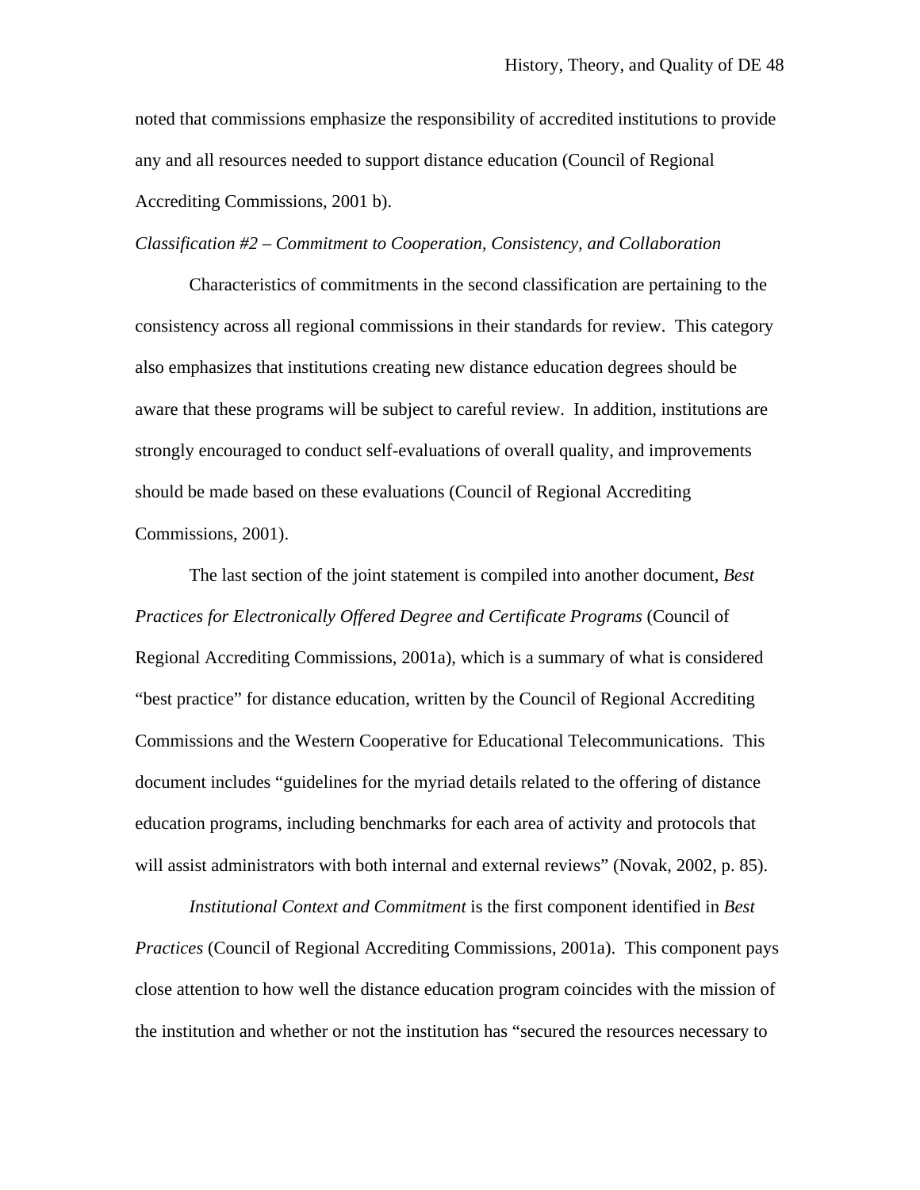noted that commissions emphasize the responsibility of accredited institutions to provide any and all resources needed to support distance education (Council of Regional Accrediting Commissions, 2001 b).

*Classification #2 – Commitment to Cooperation, Consistency, and Collaboration*

Characteristics of commitments in the second classification are pertaining to the consistency across all regional commissions in their standards for review. This category also emphasizes that institutions creating new distance education degrees should be aware that these programs will be subject to careful review. In addition, institutions are strongly encouraged to conduct self-evaluations of overall quality, and improvements should be made based on these evaluations (Council of Regional Accrediting Commissions, 2001).

The last section of the joint statement is compiled into another document, *Best Practices for Electronically Offered Degree and Certificate Programs* (Council of Regional Accrediting Commissions, 2001a), which is a summary of what is considered "best practice" for distance education, written by the Council of Regional Accrediting Commissions and the Western Cooperative for Educational Telecommunications. This document includes "guidelines for the myriad details related to the offering of distance education programs, including benchmarks for each area of activity and protocols that will assist administrators with both internal and external reviews" (Novak, 2002, p. 85).

*Institutional Context and Commitment* is the first component identified in *Best Practices* (Council of Regional Accrediting Commissions, 2001a). This component pays close attention to how well the distance education program coincides with the mission of the institution and whether or not the institution has "secured the resources necessary to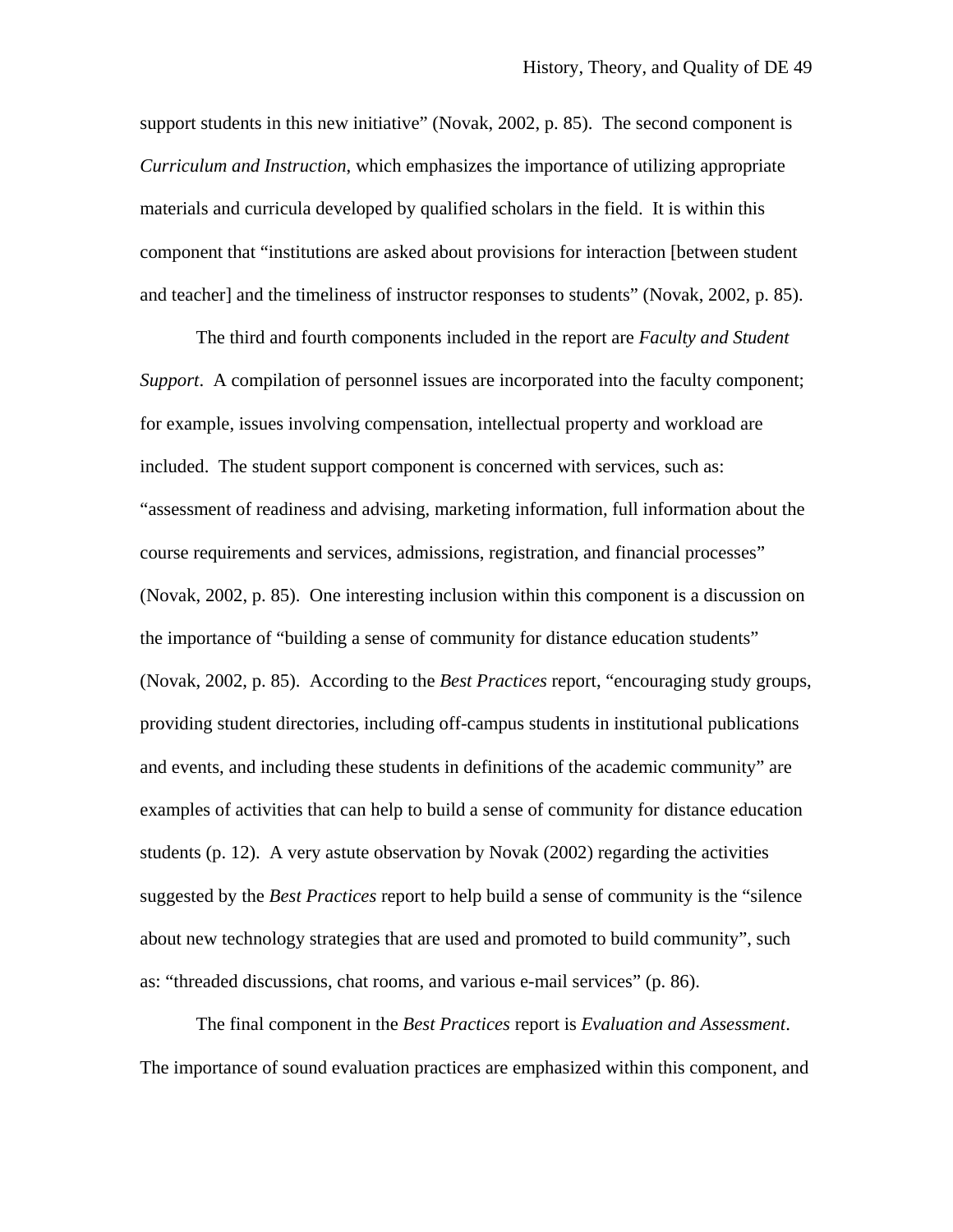support students in this new initiative" (Novak, 2002, p. 85). The second component is *Curriculum and Instruction*, which emphasizes the importance of utilizing appropriate materials and curricula developed by qualified scholars in the field. It is within this component that "institutions are asked about provisions for interaction [between student and teacher] and the timeliness of instructor responses to students" (Novak, 2002, p. 85).

The third and fourth components included in the report are *Faculty and Student Support*. A compilation of personnel issues are incorporated into the faculty component; for example, issues involving compensation, intellectual property and workload are included. The student support component is concerned with services, such as: "assessment of readiness and advising, marketing information, full information about the course requirements and services, admissions, registration, and financial processes" (Novak, 2002, p. 85). One interesting inclusion within this component is a discussion on the importance of "building a sense of community for distance education students" (Novak, 2002, p. 85). According to the *Best Practices* report, "encouraging study groups, providing student directories, including off-campus students in institutional publications and events, and including these students in definitions of the academic community" are examples of activities that can help to build a sense of community for distance education students (p. 12). A very astute observation by Novak (2002) regarding the activities suggested by the *Best Practices* report to help build a sense of community is the "silence about new technology strategies that are used and promoted to build community", such as: "threaded discussions, chat rooms, and various e-mail services" (p. 86).

The final component in the *Best Practices* report is *Evaluation and Assessment*. The importance of sound evaluation practices are emphasized within this component, and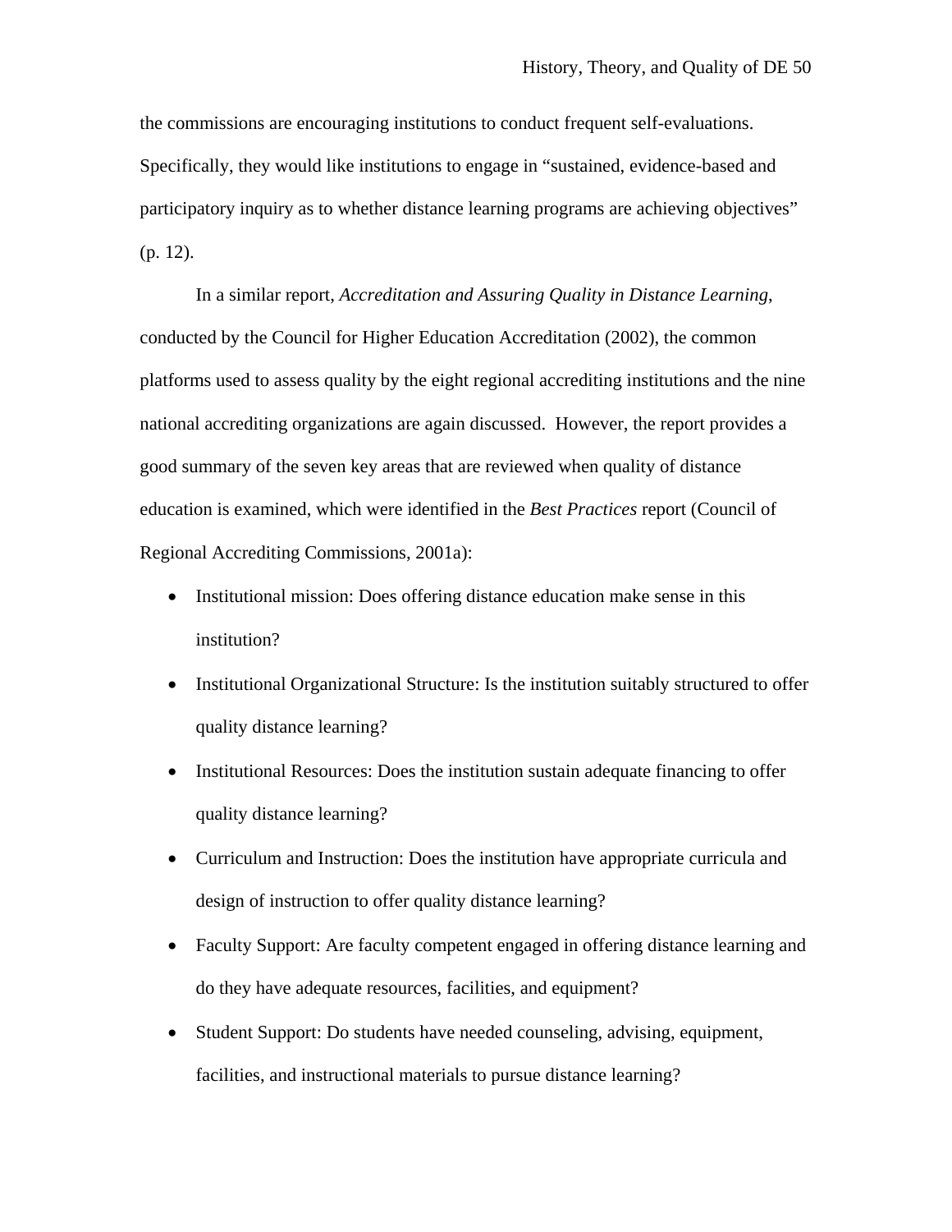the commissions are encouraging institutions to conduct frequent self-evaluations. Specifically, they would like institutions to engage in "sustained, evidence-based and participatory inquiry as to whether distance learning programs are achieving objectives" (p. 12).

In a similar report, *Accreditation and Assuring Quality in Distance Learning*, conducted by the Council for Higher Education Accreditation (2002), the common platforms used to assess quality by the eight regional accrediting institutions and the nine national accrediting organizations are again discussed. However, the report provides a good summary of the seven key areas that are reviewed when quality of distance education is examined, which were identified in the *Best Practices* report (Council of Regional Accrediting Commissions, 2001a):

- Institutional mission: Does offering distance education make sense in this institution?
- Institutional Organizational Structure: Is the institution suitably structured to offer quality distance learning?
- Institutional Resources: Does the institution sustain adequate financing to offer quality distance learning?
- Curriculum and Instruction: Does the institution have appropriate curricula and design of instruction to offer quality distance learning?
- Faculty Support: Are faculty competent engaged in offering distance learning and do they have adequate resources, facilities, and equipment?
- Student Support: Do students have needed counseling, advising, equipment, facilities, and instructional materials to pursue distance learning?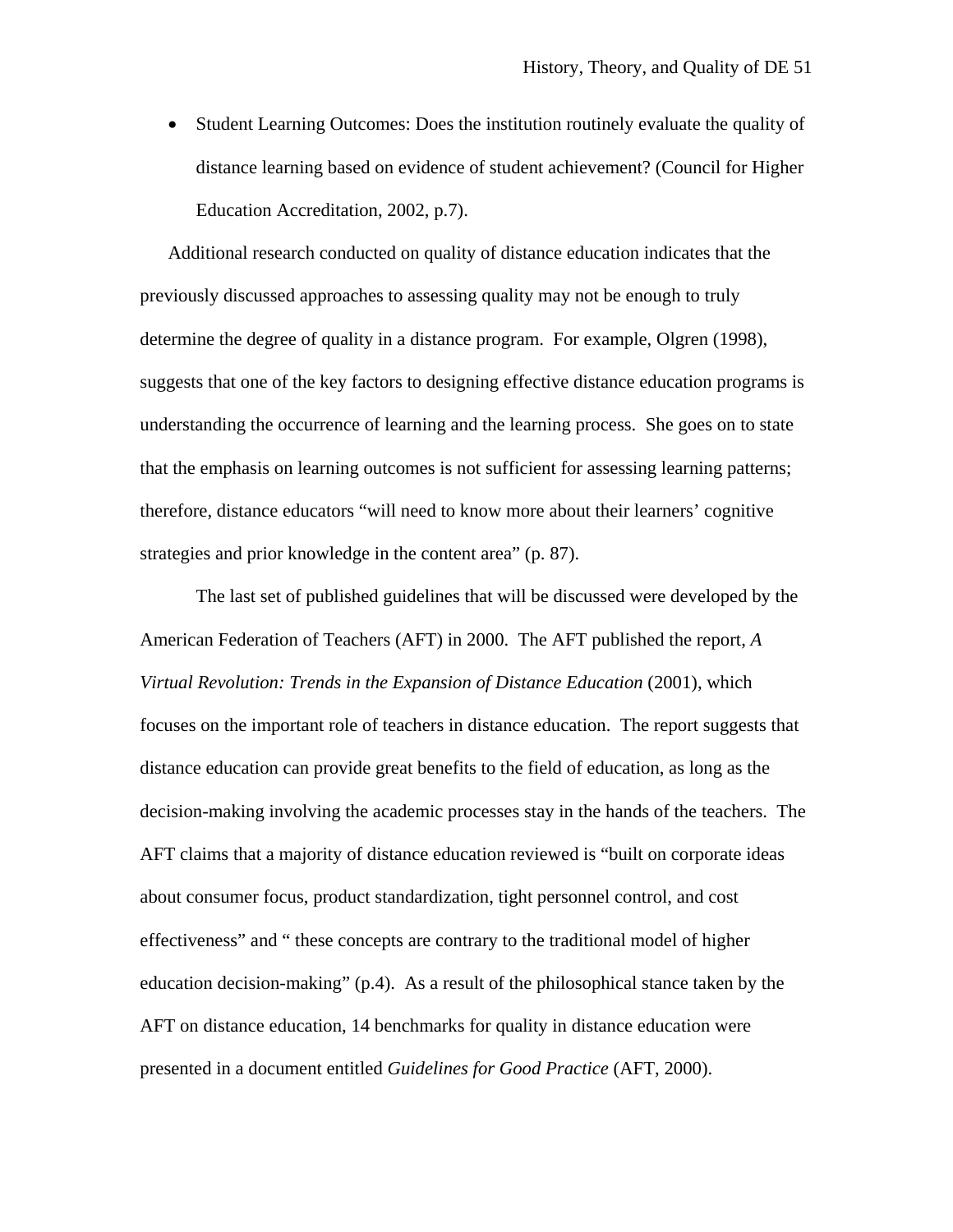- Student Learning Outcomes: Does the institution routinely evaluate the quality of distance learning based on evidence of student achievement? (Council for Higher Education Accreditation, 2002, p.7).

Additional research conducted on quality of distance education indicates that the previously discussed approaches to assessing quality may not be enough to truly determine the degree of quality in a distance program. For example, Olgren (1998), suggests that one of the key factors to designing effective distance education programs is understanding the occurrence of learning and the learning process. She goes on to state that the emphasis on learning outcomes is not sufficient for assessing learning patterns; therefore, distance educators "will need to know more about their learners' cognitive strategies and prior knowledge in the content area" (p. 87).

The last set of published guidelines that will be discussed were developed by the American Federation of Teachers (AFT) in 2000. The AFT published the report, *A Virtual Revolution: Trends in the Expansion of Distance Education* (2001), which focuses on the important role of teachers in distance education. The report suggests that distance education can provide great benefits to the field of education, as long as the decision-making involving the academic processes stay in the hands of the teachers. The AFT claims that a majority of distance education reviewed is "built on corporate ideas about consumer focus, product standardization, tight personnel control, and cost effectiveness" and " these concepts are contrary to the traditional model of higher education decision-making" (p.4). As a result of the philosophical stance taken by the AFT on distance education, 14 benchmarks for quality in distance education were presented in a document entitled *Guidelines for Good Practice* (AFT, 2000).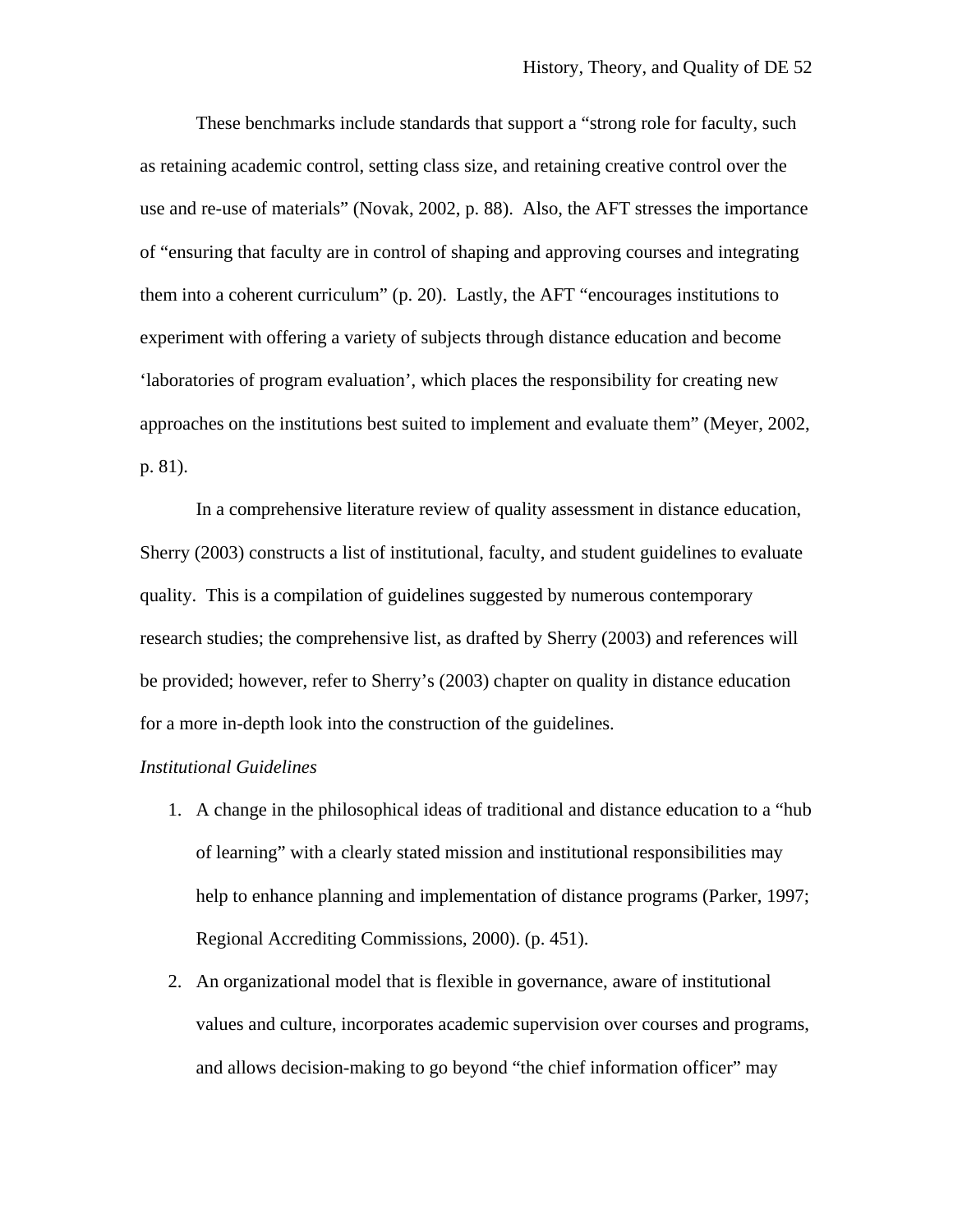These benchmarks include standards that support a "strong role for faculty, such as retaining academic control, setting class size, and retaining creative control over the use and re-use of materials" (Novak, 2002, p. 88). Also, the AFT stresses the importance of "ensuring that faculty are in control of shaping and approving courses and integrating them into a coherent curriculum" (p. 20). Lastly, the AFT "encourages institutions to experiment with offering a variety of subjects through distance education and become 'laboratories of program evaluation', which places the responsibility for creating new approaches on the institutions best suited to implement and evaluate them" (Meyer, 2002, p. 81).

In a comprehensive literature review of quality assessment in distance education, Sherry (2003) constructs a list of institutional, faculty, and student guidelines to evaluate quality. This is a compilation of guidelines suggested by numerous contemporary research studies; the comprehensive list, as drafted by Sherry (2003) and references will be provided; however, refer to Sherry's (2003) chapter on quality in distance education for a more in-depth look into the construction of the guidelines.

*Institutional Guidelines*

1. A change in the philosophical ideas of traditional and distance education to a "hub of learning" with a clearly stated mission and institutional responsibilities may help to enhance planning and implementation of distance programs (Parker, 1997; Regional Accrediting Commissions, 2000). (p. 451).
2. An organizational model that is flexible in governance, aware of institutional values and culture, incorporates academic supervision over courses and programs, and allows decision-making to go beyond "the chief information officer" may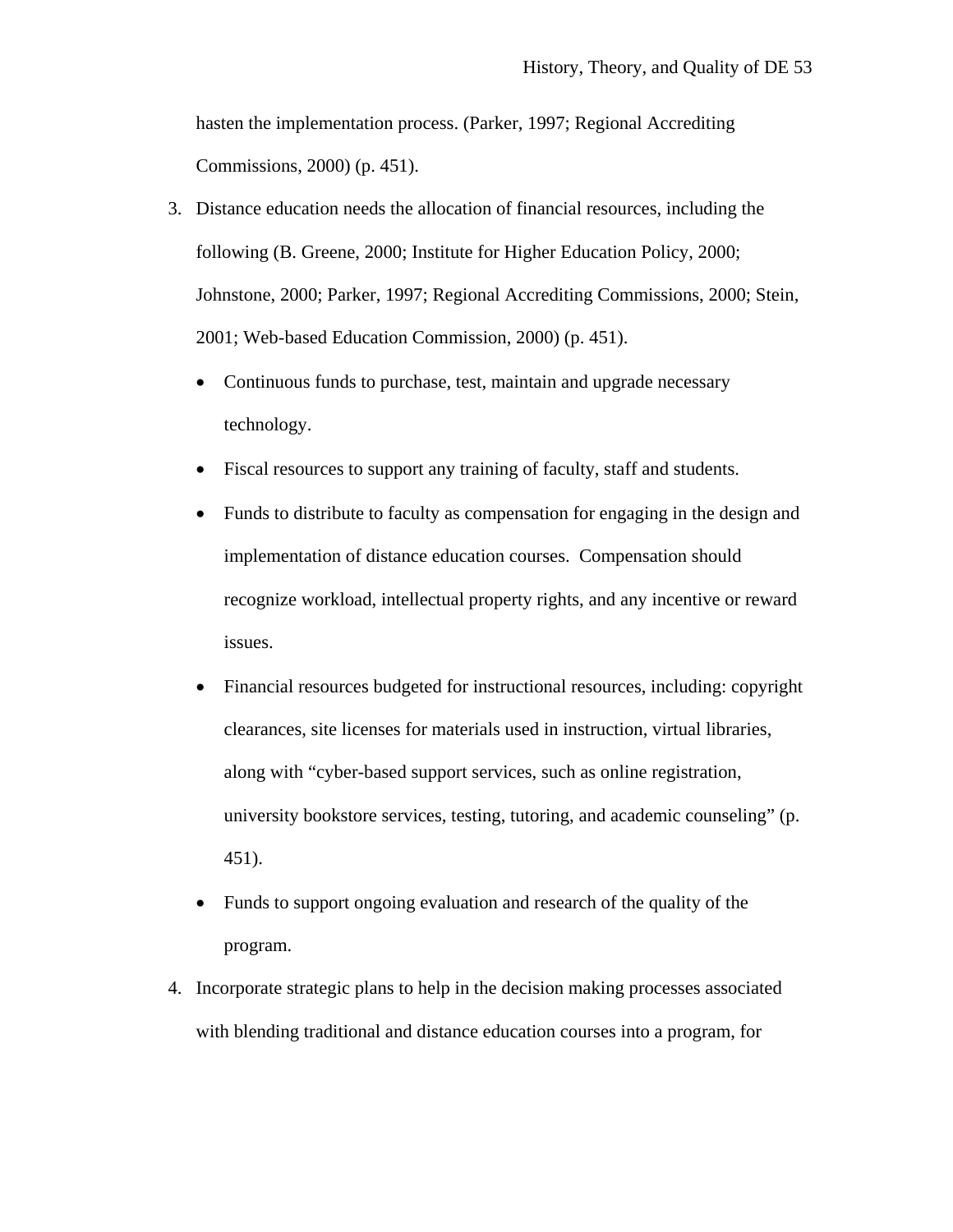hasten the implementation process. (Parker, 1997; Regional Accrediting Commissions, 2000) (p. 451).

3. Distance education needs the allocation of financial resources, including the following (B. Greene, 2000; Institute for Higher Education Policy, 2000; Johnstone, 2000; Parker, 1997; Regional Accrediting Commissions, 2000; Stein, 2001; Web-based Education Commission, 2000) (p. 451).

   - Continuous funds to purchase, test, maintain and upgrade necessary technology.
   - Fiscal resources to support any training of faculty, staff and students.
   - Funds to distribute to faculty as compensation for engaging in the design and implementation of distance education courses. Compensation should recognize workload, intellectual property rights, and any incentive or reward issues.
   - Financial resources budgeted for instructional resources, including: copyright clearances, site licenses for materials used in instruction, virtual libraries, along with "cyber-based support services, such as online registration, university bookstore services, testing, tutoring, and academic counseling" (p. 451).
   - Funds to support ongoing evaluation and research of the quality of the program.

4. Incorporate strategic plans to help in the decision making processes associated with blending traditional and distance education courses into a program, for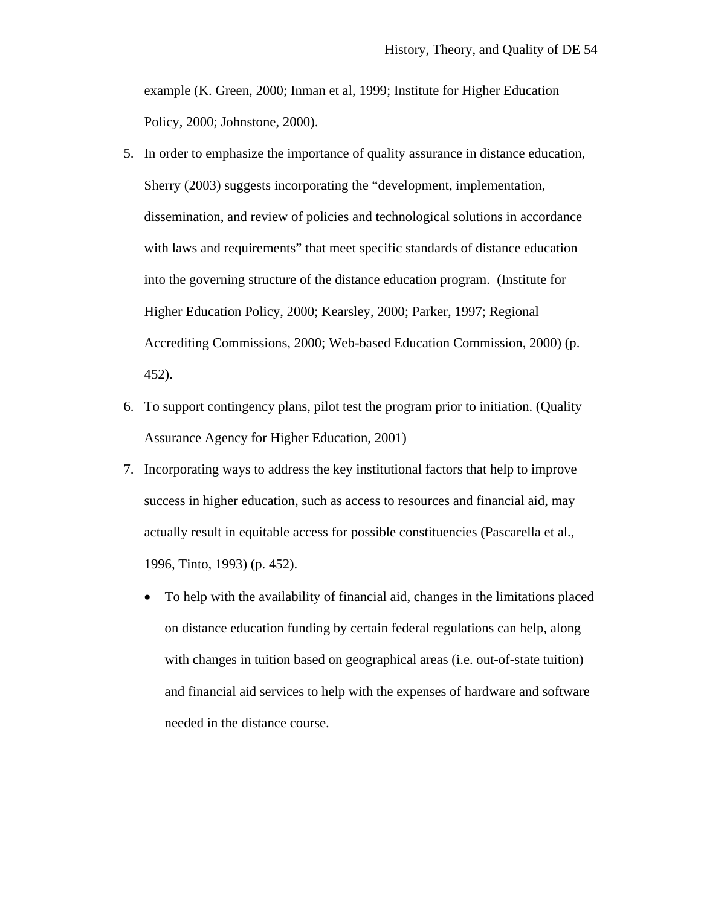example (K. Green, 2000; Inman et al, 1999; Institute for Higher Education Policy, 2000; Johnstone, 2000).

5. In order to emphasize the importance of quality assurance in distance education, Sherry (2003) suggests incorporating the "development, implementation, dissemination, and review of policies and technological solutions in accordance with laws and requirements" that meet specific standards of distance education into the governing structure of the distance education program. (Institute for Higher Education Policy, 2000; Kearsley, 2000; Parker, 1997; Regional Accrediting Commissions, 2000; Web-based Education Commission, 2000) (p. 452).
6. To support contingency plans, pilot test the program prior to initiation. (Quality Assurance Agency for Higher Education, 2001)
7. Incorporating ways to address the key institutional factors that help to improve success in higher education, such as access to resources and financial aid, may actually result in equitable access for possible constituencies (Pascarella et al., 1996, Tinto, 1993) (p. 452).
    - To help with the availability of financial aid, changes in the limitations placed on distance education funding by certain federal regulations can help, along with changes in tuition based on geographical areas (i.e. out-of-state tuition) and financial aid services to help with the expenses of hardware and software needed in the distance course.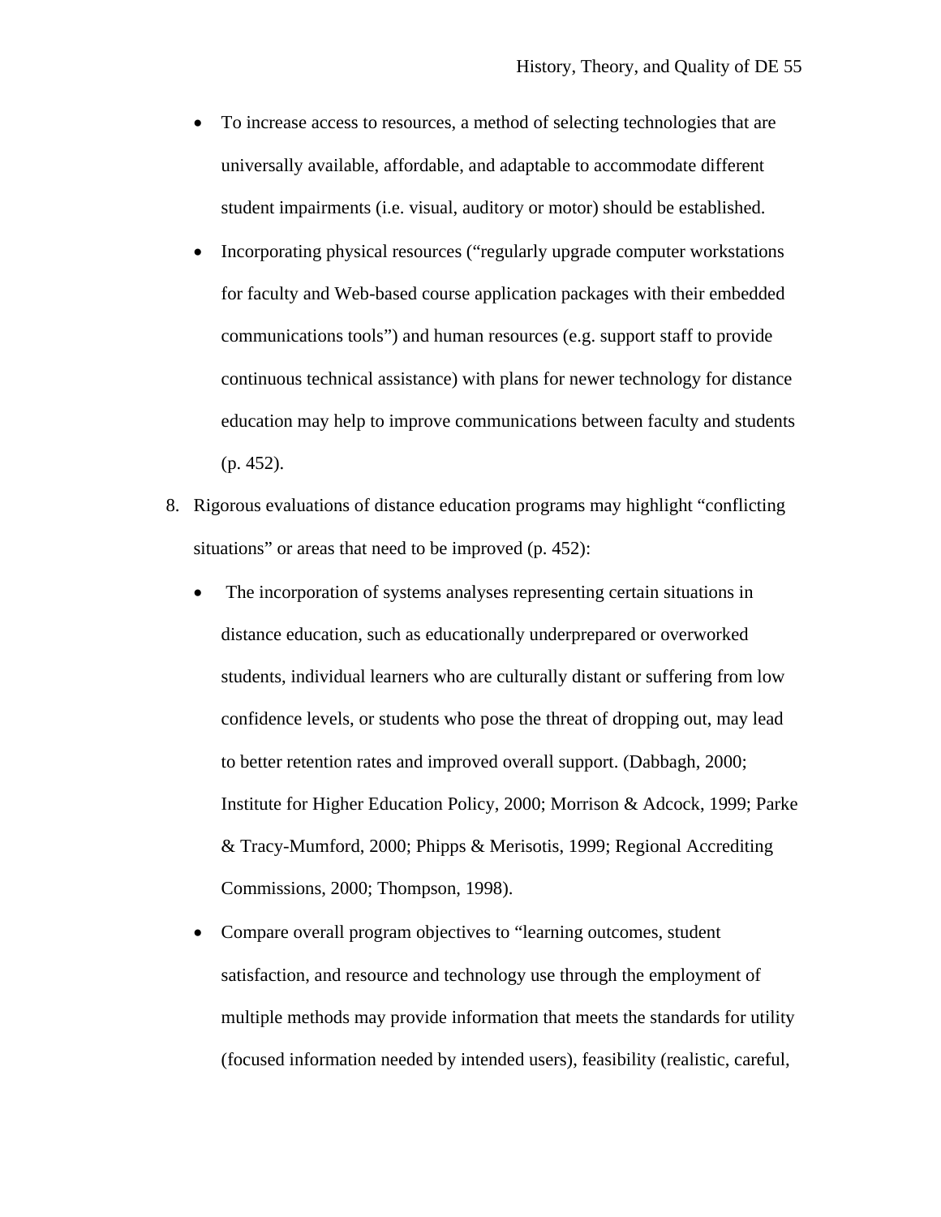- To increase access to resources, a method of selecting technologies that are universally available, affordable, and adaptable to accommodate different student impairments (i.e. visual, auditory or motor) should be established.
- Incorporating physical resources ("regularly upgrade computer workstations for faculty and Web-based course application packages with their embedded communications tools") and human resources (e.g. support staff to provide continuous technical assistance) with plans for newer technology for distance education may help to improve communications between faculty and students (p. 452).

8. Rigorous evaluations of distance education programs may highlight "conflicting situations" or areas that need to be improved (p. 452):
   - The incorporation of systems analyses representing certain situations in distance education, such as educationally underprepared or overworked students, individual learners who are culturally distant or suffering from low confidence levels, or students who pose the threat of dropping out, may lead to better retention rates and improved overall support. (Dabbagh, 2000; Institute for Higher Education Policy, 2000; Morrison & Adcock, 1999; Parke & Tracy-Mumford, 2000; Phipps & Merisotis, 1999; Regional Accrediting Commissions, 2000; Thompson, 1998).
   - Compare overall program objectives to "learning outcomes, student satisfaction, and resource and technology use through the employment of multiple methods may provide information that meets the standards for utility (focused information needed by intended users), feasibility (realistic, careful,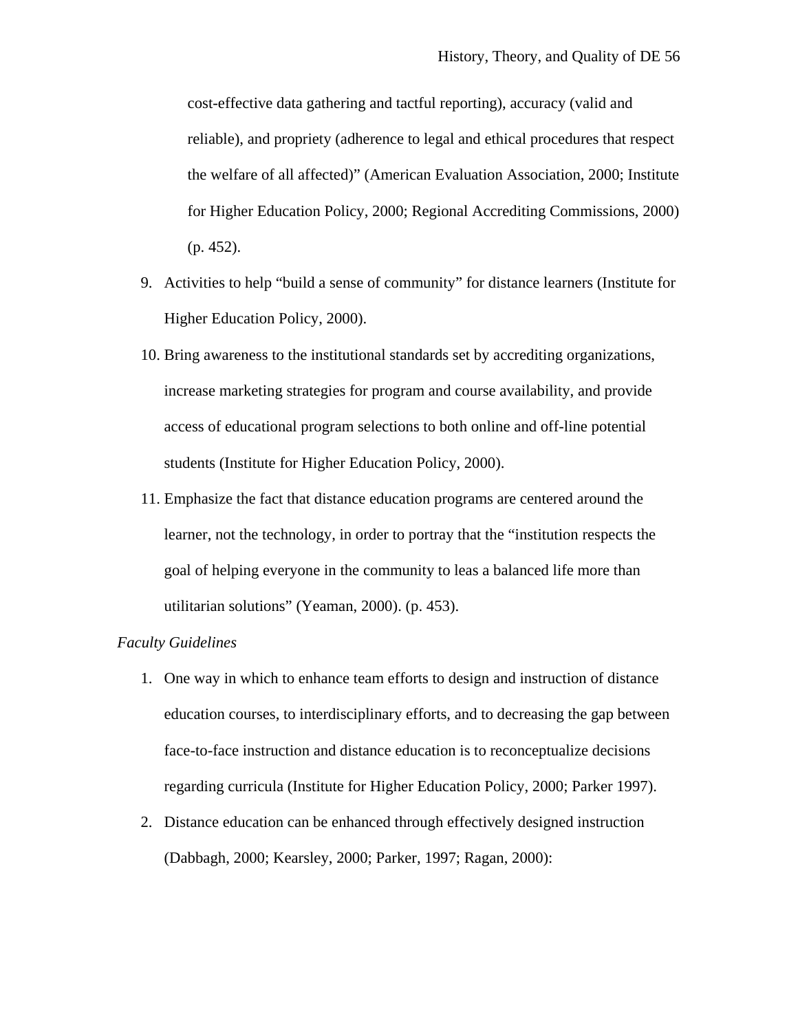cost-effective data gathering and tactful reporting), accuracy (valid and reliable), and propriety (adherence to legal and ethical procedures that respect the welfare of all affected)" (American Evaluation Association, 2000; Institute for Higher Education Policy, 2000; Regional Accrediting Commissions, 2000) (p. 452).

9. Activities to help "build a sense of community" for distance learners (Institute for Higher Education Policy, 2000).
10. Bring awareness to the institutional standards set by accrediting organizations, increase marketing strategies for program and course availability, and provide access of educational program selections to both online and off-line potential students (Institute for Higher Education Policy, 2000).
11. Emphasize the fact that distance education programs are centered around the learner, not the technology, in order to portray that the "institution respects the goal of helping everyone in the community to leas a balanced life more than utilitarian solutions" (Yeaman, 2000). (p. 453).

*Faculty Guidelines*

1. One way in which to enhance team efforts to design and instruction of distance education courses, to interdisciplinary efforts, and to decreasing the gap between face-to-face instruction and distance education is to reconceptualize decisions regarding curricula (Institute for Higher Education Policy, 2000; Parker 1997).
2. Distance education can be enhanced through effectively designed instruction (Dabbagh, 2000; Kearsley, 2000; Parker, 1997; Ragan, 2000):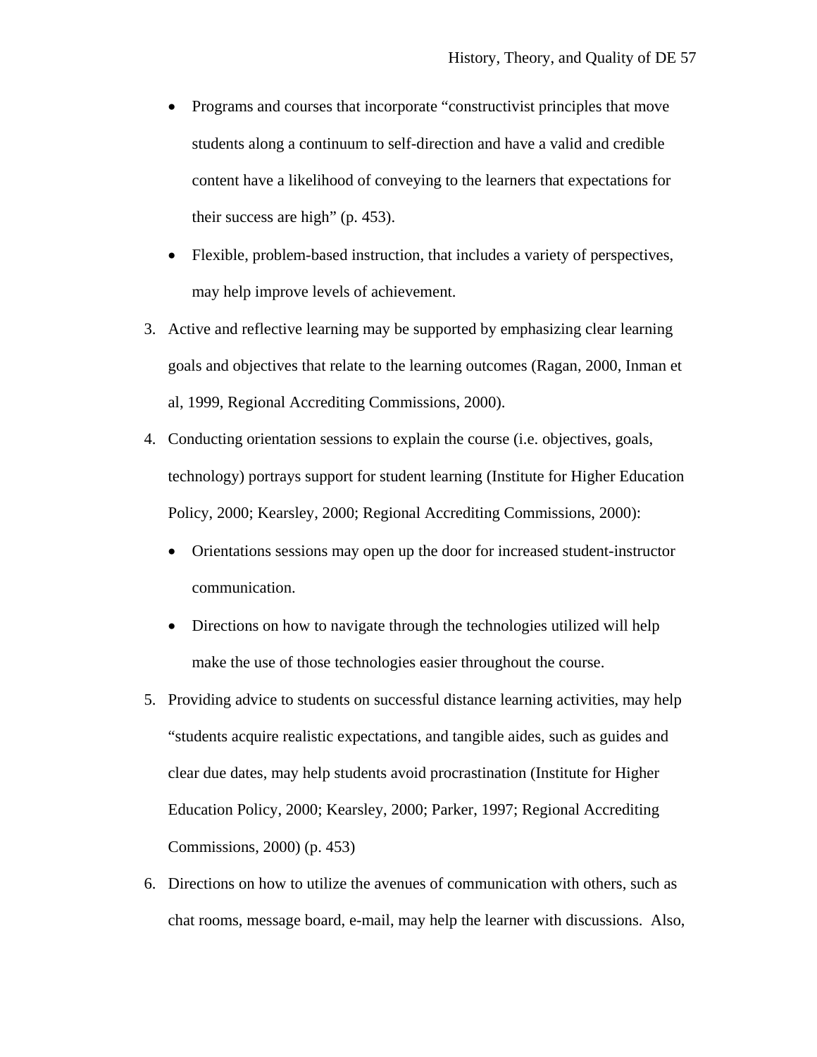- Programs and courses that incorporate "constructivist principles that move students along a continuum to self-direction and have a valid and credible content have a likelihood of conveying to the learners that expectations for their success are high" (p. 453).
- Flexible, problem-based instruction, that includes a variety of perspectives, may help improve levels of achievement.

3. Active and reflective learning may be supported by emphasizing clear learning goals and objectives that relate to the learning outcomes (Ragan, 2000, Inman et al, 1999, Regional Accrediting Commissions, 2000).
4. Conducting orientation sessions to explain the course (i.e. objectives, goals, technology) portrays support for student learning (Institute for Higher Education Policy, 2000; Kearsley, 2000; Regional Accrediting Commissions, 2000):
   - Orientations sessions may open up the door for increased student-instructor communication.
   - Directions on how to navigate through the technologies utilized will help make the use of those technologies easier throughout the course.
5. Providing advice to students on successful distance learning activities, may help "students acquire realistic expectations, and tangible aides, such as guides and clear due dates, may help students avoid procrastination (Institute for Higher Education Policy, 2000; Kearsley, 2000; Parker, 1997; Regional Accrediting Commissions, 2000) (p. 453)
6. Directions on how to utilize the avenues of communication with others, such as chat rooms, message board, e-mail, may help the learner with discussions. Also,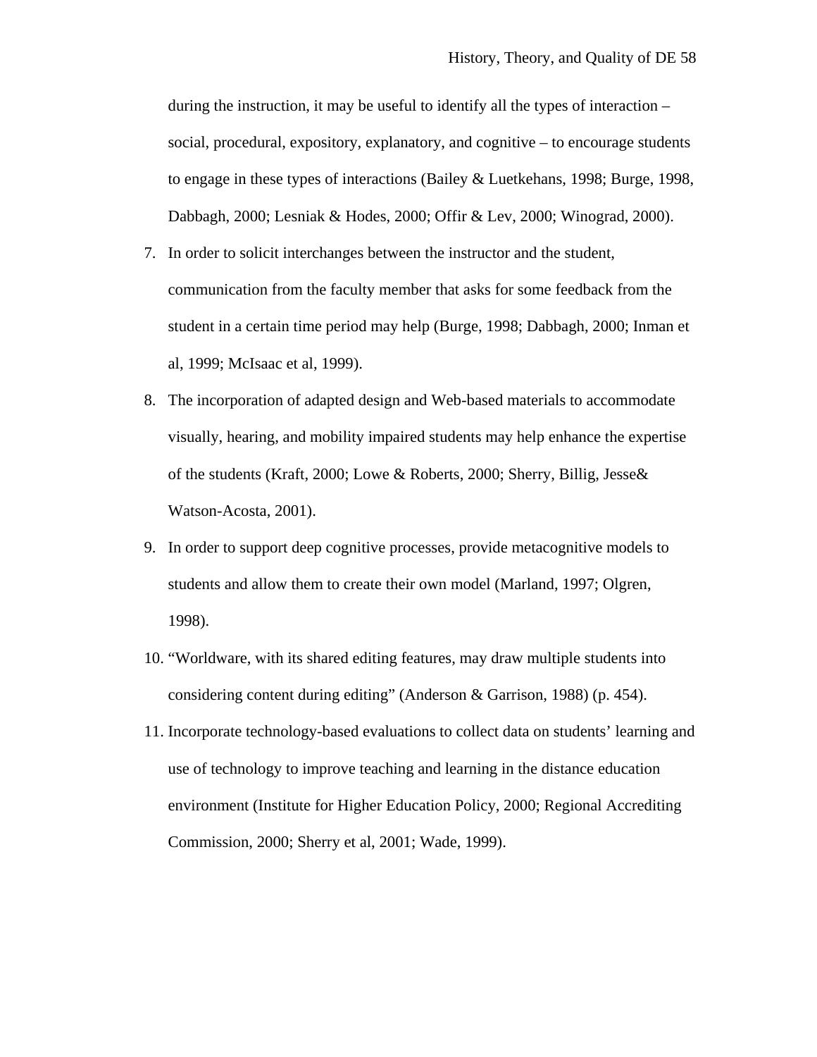during the instruction, it may be useful to identify all the types of interaction – social, procedural, expository, explanatory, and cognitive – to encourage students to engage in these types of interactions (Bailey & Luetkehans, 1998; Burge, 1998, Dabbagh, 2000; Lesniak & Hodes, 2000; Offir & Lev, 2000; Winograd, 2000).

7. In order to solicit interchanges between the instructor and the student, communication from the faculty member that asks for some feedback from the student in a certain time period may help (Burge, 1998; Dabbagh, 2000; Inman et al, 1999; McIsaac et al, 1999).
8. The incorporation of adapted design and Web-based materials to accommodate visually, hearing, and mobility impaired students may help enhance the expertise of the students (Kraft, 2000; Lowe & Roberts, 2000; Sherry, Billig, Jesse& Watson-Acosta, 2001).
9. In order to support deep cognitive processes, provide metacognitive models to students and allow them to create their own model (Marland, 1997; Olgren, 1998).
10. "Worldware, with its shared editing features, may draw multiple students into considering content during editing" (Anderson & Garrison, 1988) (p. 454).
11. Incorporate technology-based evaluations to collect data on students' learning and use of technology to improve teaching and learning in the distance education environment (Institute for Higher Education Policy, 2000; Regional Accrediting Commission, 2000; Sherry et al, 2001; Wade, 1999).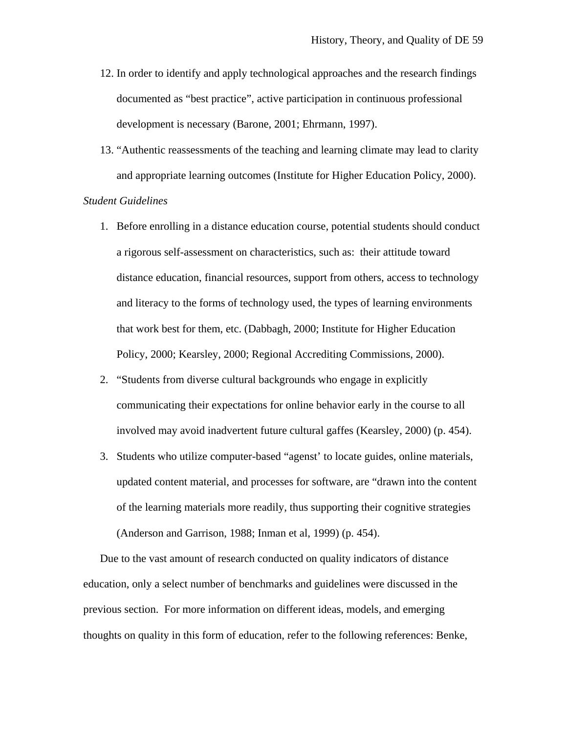12. In order to identify and apply technological approaches and the research findings documented as “best practice”, active participation in continuous professional development is necessary (Barone, 2001; Ehrmann, 1997).

13. “Authentic reassessments of the teaching and learning climate may lead to clarity and appropriate learning outcomes (Institute for Higher Education Policy, 2000).

*Student Guidelines*

1. Before enrolling in a distance education course, potential students should conduct a rigorous self-assessment on characteristics, such as:  their attitude toward distance education, financial resources, support from others, access to technology and literacy to the forms of technology used, the types of learning environments that work best for them, etc. (Dabbagh, 2000; Institute for Higher Education Policy, 2000; Kearsley, 2000; Regional Accrediting Commissions, 2000).

2. “Students from diverse cultural backgrounds who engage in explicitly communicating their expectations for online behavior early in the course to all involved may avoid inadvertent future cultural gaffes (Kearsley, 2000) (p. 454).

3. Students who utilize computer-based “agenst’ to locate guides, online materials, updated content material, and processes for software, are “drawn into the content of the learning materials more readily, thus supporting their cognitive strategies (Anderson and Garrison, 1988; Inman et al, 1999) (p. 454).

Due to the vast amount of research conducted on quality indicators of distance education, only a select number of benchmarks and guidelines were discussed in the previous section.  For more information on different ideas, models, and emerging thoughts on quality in this form of education, refer to the following references: Benke,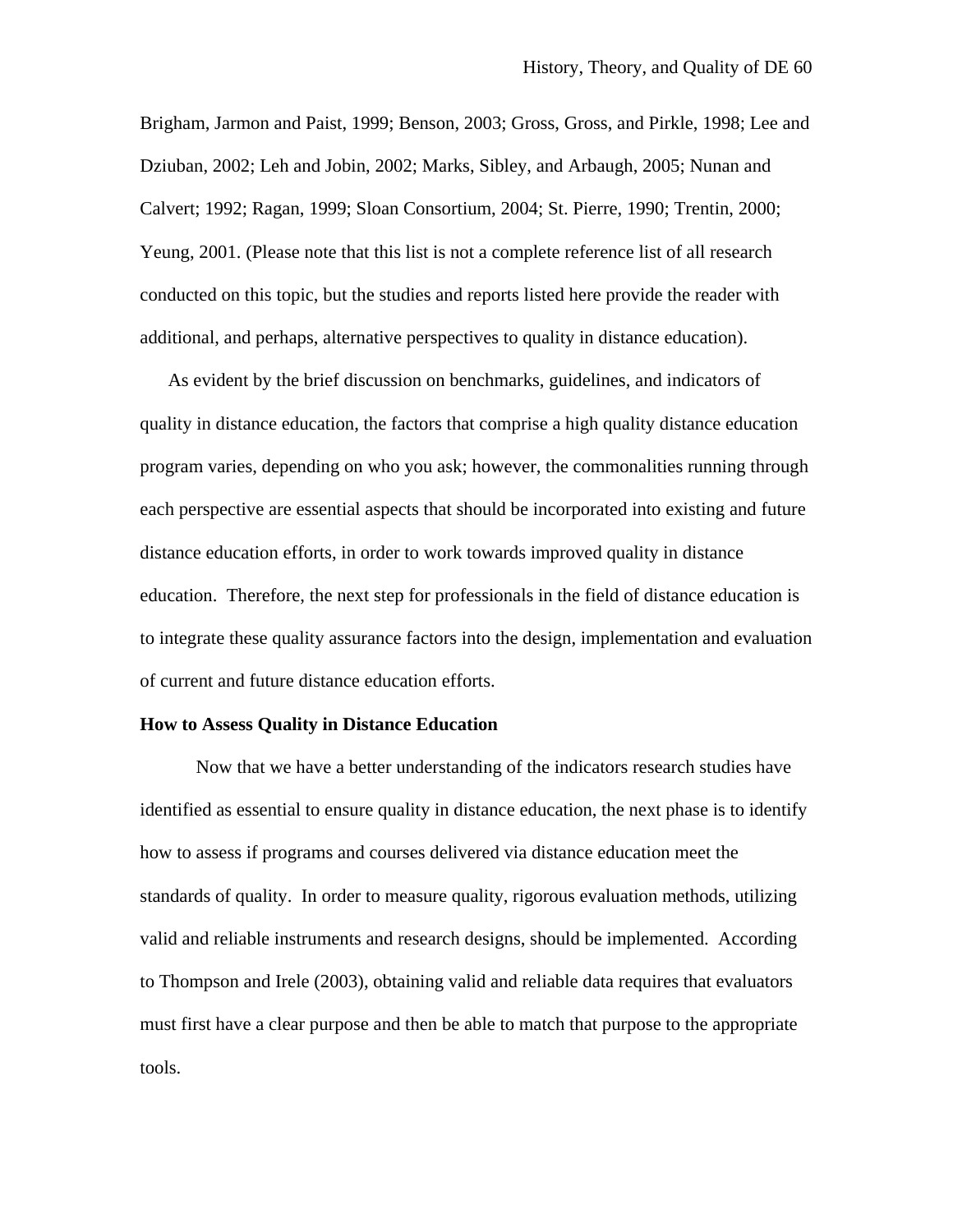Brigham, Jarmon and Paist, 1999; Benson, 2003; Gross, Gross, and Pirkle, 1998; Lee and Dziuban, 2002; Leh and Jobin, 2002; Marks, Sibley, and Arbaugh, 2005; Nunan and Calvert; 1992; Ragan, 1999; Sloan Consortium, 2004; St. Pierre, 1990; Trentin, 2000; Yeung, 2001. (Please note that this list is not a complete reference list of all research conducted on this topic, but the studies and reports listed here provide the reader with additional, and perhaps, alternative perspectives to quality in distance education).

As evident by the brief discussion on benchmarks, guidelines, and indicators of quality in distance education, the factors that comprise a high quality distance education program varies, depending on who you ask; however, the commonalities running through each perspective are essential aspects that should be incorporated into existing and future distance education efforts, in order to work towards improved quality in distance education. Therefore, the next step for professionals in the field of distance education is to integrate these quality assurance factors into the design, implementation and evaluation of current and future distance education efforts.

**How to Assess Quality in Distance Education**

Now that we have a better understanding of the indicators research studies have identified as essential to ensure quality in distance education, the next phase is to identify how to assess if programs and courses delivered via distance education meet the standards of quality. In order to measure quality, rigorous evaluation methods, utilizing valid and reliable instruments and research designs, should be implemented. According to Thompson and Irele (2003), obtaining valid and reliable data requires that evaluators must first have a clear purpose and then be able to match that purpose to the appropriate tools.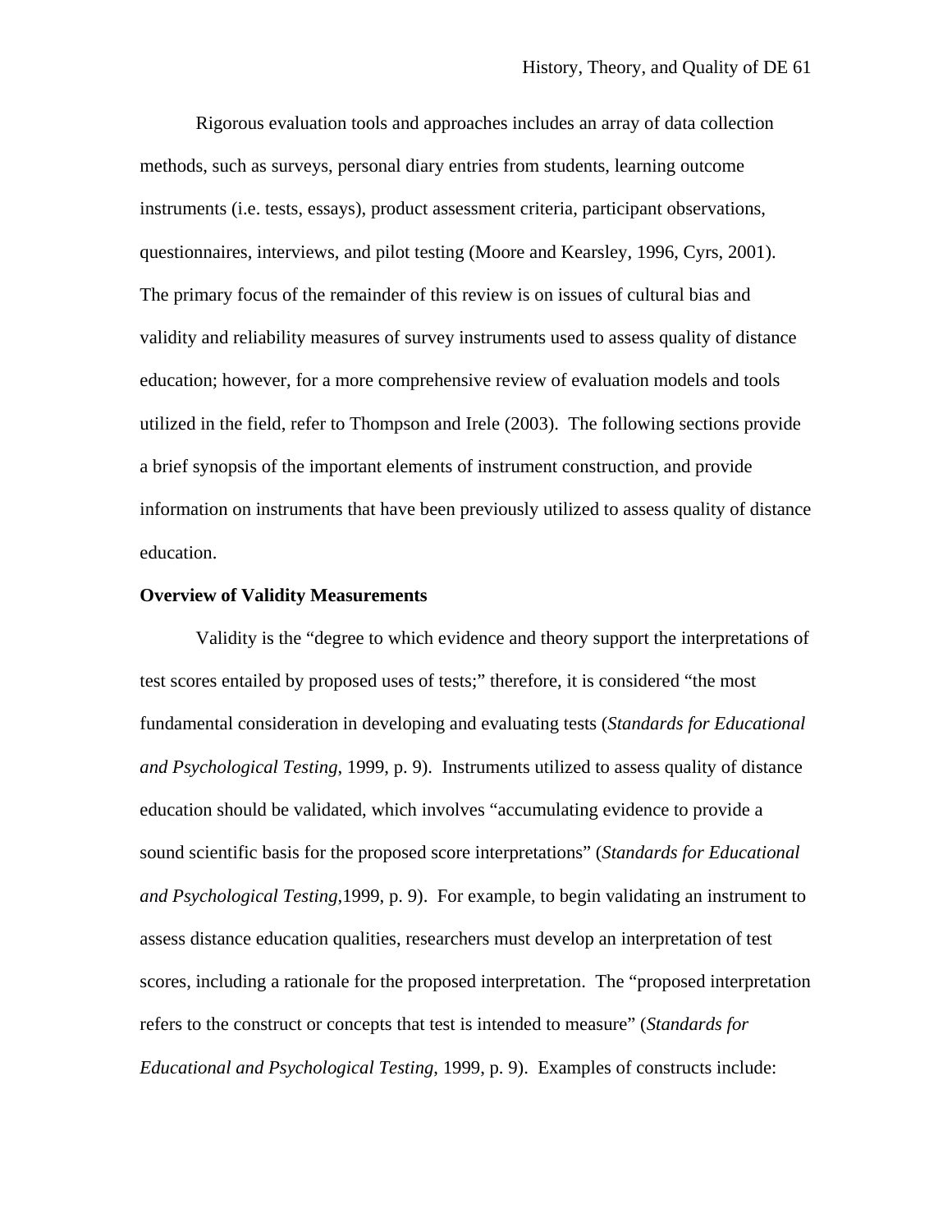Rigorous evaluation tools and approaches includes an array of data collection methods, such as surveys, personal diary entries from students, learning outcome instruments (i.e. tests, essays), product assessment criteria, participant observations, questionnaires, interviews, and pilot testing (Moore and Kearsley, 1996, Cyrs, 2001). The primary focus of the remainder of this review is on issues of cultural bias and validity and reliability measures of survey instruments used to assess quality of distance education; however, for a more comprehensive review of evaluation models and tools utilized in the field, refer to Thompson and Irele (2003). The following sections provide a brief synopsis of the important elements of instrument construction, and provide information on instruments that have been previously utilized to assess quality of distance education.

**Overview of Validity Measurements**

Validity is the "degree to which evidence and theory support the interpretations of test scores entailed by proposed uses of tests;" therefore, it is considered "the most fundamental consideration in developing and evaluating tests (*Standards for Educational and Psychological Testing*, 1999, p. 9). Instruments utilized to assess quality of distance education should be validated, which involves "accumulating evidence to provide a sound scientific basis for the proposed score interpretations" (*Standards for Educational and Psychological Testing*,1999, p. 9). For example, to begin validating an instrument to assess distance education qualities, researchers must develop an interpretation of test scores, including a rationale for the proposed interpretation. The "proposed interpretation refers to the construct or concepts that test is intended to measure" (*Standards for Educational and Psychological Testing*, 1999, p. 9). Examples of constructs include: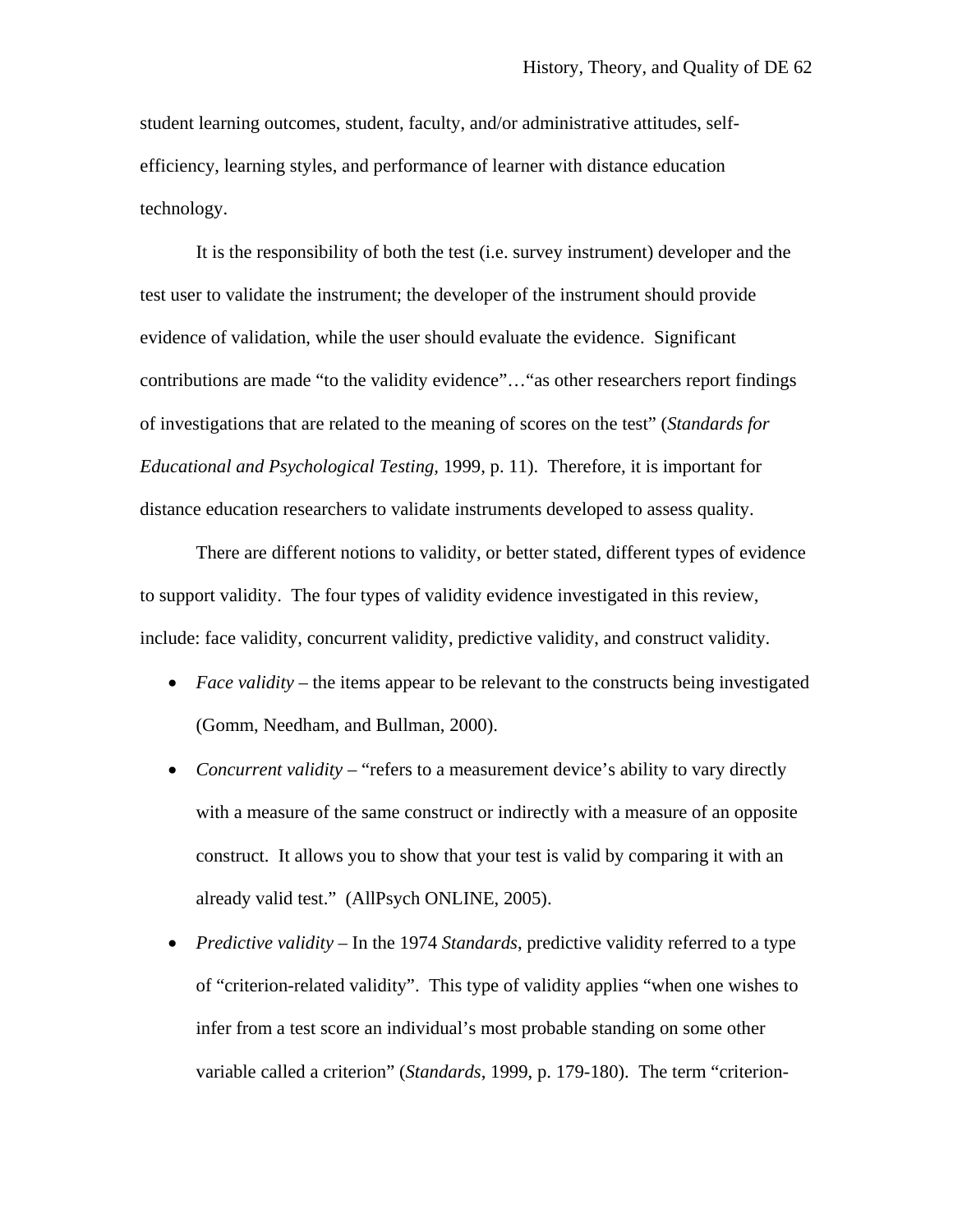student learning outcomes, student, faculty, and/or administrative attitudes, self-efficiency, learning styles, and performance of learner with distance education technology.

It is the responsibility of both the test (i.e. survey instrument) developer and the test user to validate the instrument; the developer of the instrument should provide evidence of validation, while the user should evaluate the evidence. Significant contributions are made "to the validity evidence"…"as other researchers report findings of investigations that are related to the meaning of scores on the test" (*Standards for Educational and Psychological Testing*, 1999, p. 11). Therefore, it is important for distance education researchers to validate instruments developed to assess quality.

There are different notions to validity, or better stated, different types of evidence to support validity. The four types of validity evidence investigated in this review, include: face validity, concurrent validity, predictive validity, and construct validity.

- *Face validity* – the items appear to be relevant to the constructs being investigated (Gomm, Needham, and Bullman, 2000).
- *Concurrent validity* – "refers to a measurement device's ability to vary directly with a measure of the same construct or indirectly with a measure of an opposite construct. It allows you to show that your test is valid by comparing it with an already valid test." (AllPsych ONLINE, 2005).
- *Predictive validity* – In the 1974 *Standards*, predictive validity referred to a type of "criterion-related validity". This type of validity applies "when one wishes to infer from a test score an individual's most probable standing on some other variable called a criterion" (*Standards*, 1999, p. 179-180). The term "criterion-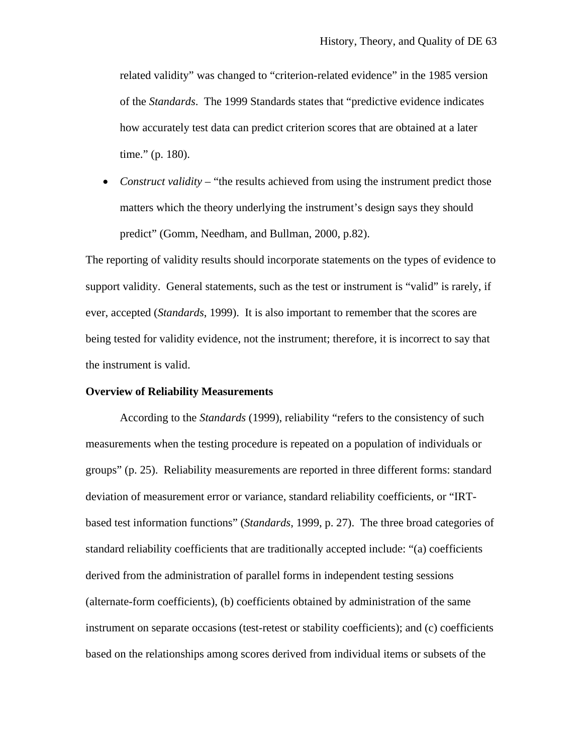related validity" was changed to "criterion-related evidence" in the 1985 version of the *Standards*. The 1999 Standards states that "predictive evidence indicates how accurately test data can predict criterion scores that are obtained at a later time." (p. 180).

- *Construct validity* – "the results achieved from using the instrument predict those matters which the theory underlying the instrument's design says they should predict" (Gomm, Needham, and Bullman, 2000, p.82).

The reporting of validity results should incorporate statements on the types of evidence to support validity. General statements, such as the test or instrument is "valid" is rarely, if ever, accepted (*Standards*, 1999). It is also important to remember that the scores are being tested for validity evidence, not the instrument; therefore, it is incorrect to say that the instrument is valid.

**Overview of Reliability Measurements**

According to the *Standards* (1999), reliability "refers to the consistency of such measurements when the testing procedure is repeated on a population of individuals or groups" (p. 25). Reliability measurements are reported in three different forms: standard deviation of measurement error or variance, standard reliability coefficients, or "IRT-based test information functions" (*Standards*, 1999, p. 27). The three broad categories of standard reliability coefficients that are traditionally accepted include: "(a) coefficients derived from the administration of parallel forms in independent testing sessions (alternate-form coefficients), (b) coefficients obtained by administration of the same instrument on separate occasions (test-retest or stability coefficients); and (c) coefficients based on the relationships among scores derived from individual items or subsets of the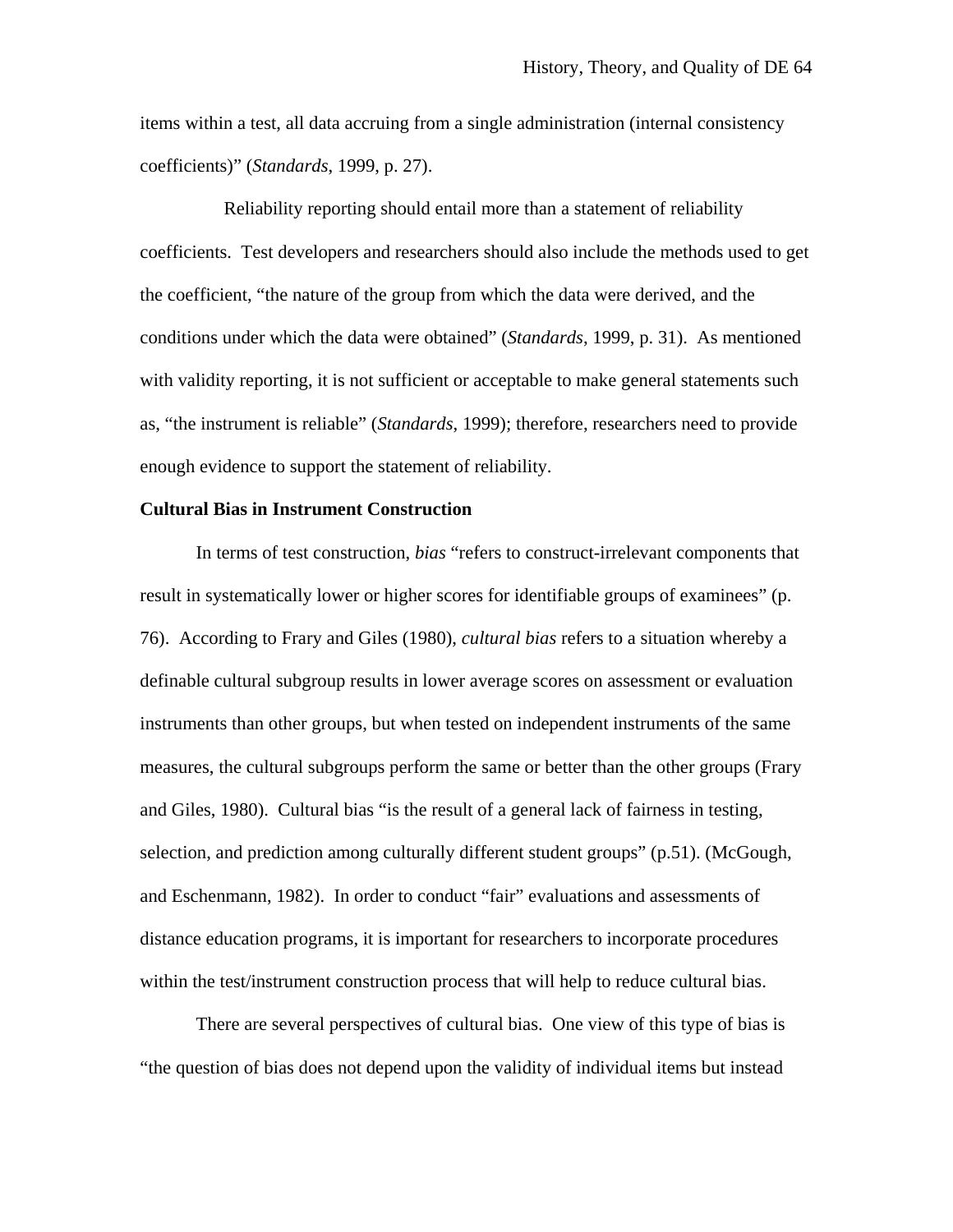items within a test, all data accruing from a single administration (internal consistency coefficients)" (*Standards*, 1999, p. 27).

Reliability reporting should entail more than a statement of reliability coefficients. Test developers and researchers should also include the methods used to get the coefficient, "the nature of the group from which the data were derived, and the conditions under which the data were obtained" (*Standards*, 1999, p. 31). As mentioned with validity reporting, it is not sufficient or acceptable to make general statements such as, "the instrument is reliable" (*Standards*, 1999); therefore, researchers need to provide enough evidence to support the statement of reliability.

**Cultural Bias in Instrument Construction**

In terms of test construction, *bias* "refers to construct-irrelevant components that result in systematically lower or higher scores for identifiable groups of examinees" (p. 76). According to Frary and Giles (1980), *cultural bias* refers to a situation whereby a definable cultural subgroup results in lower average scores on assessment or evaluation instruments than other groups, but when tested on independent instruments of the same measures, the cultural subgroups perform the same or better than the other groups (Frary and Giles, 1980). Cultural bias "is the result of a general lack of fairness in testing, selection, and prediction among culturally different student groups" (p.51). (McGough, and Eschenmann, 1982). In order to conduct "fair" evaluations and assessments of distance education programs, it is important for researchers to incorporate procedures within the test/instrument construction process that will help to reduce cultural bias.

There are several perspectives of cultural bias. One view of this type of bias is "the question of bias does not depend upon the validity of individual items but instead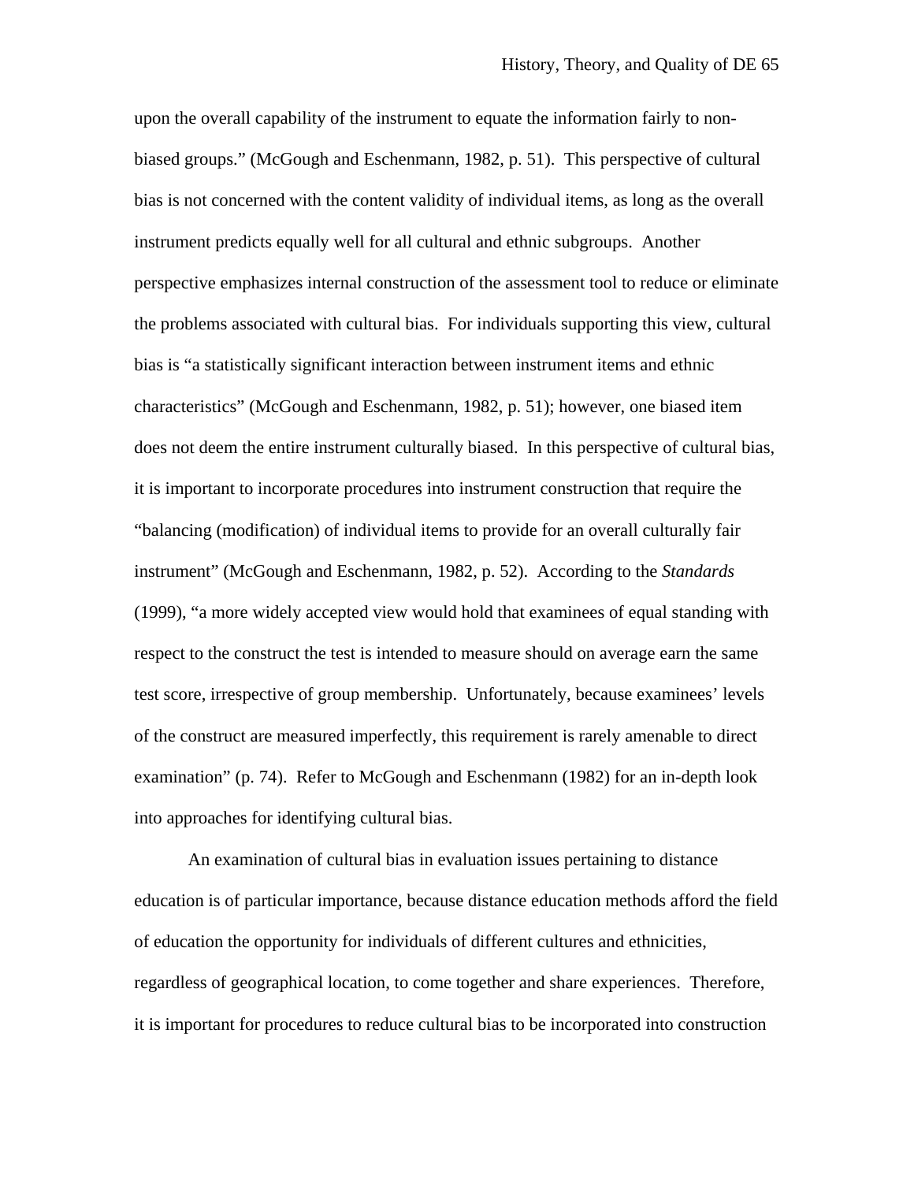upon the overall capability of the instrument to equate the information fairly to non-biased groups." (McGough and Eschenmann, 1982, p. 51). This perspective of cultural bias is not concerned with the content validity of individual items, as long as the overall instrument predicts equally well for all cultural and ethnic subgroups. Another perspective emphasizes internal construction of the assessment tool to reduce or eliminate the problems associated with cultural bias. For individuals supporting this view, cultural bias is "a statistically significant interaction between instrument items and ethnic characteristics" (McGough and Eschenmann, 1982, p. 51); however, one biased item does not deem the entire instrument culturally biased. In this perspective of cultural bias, it is important to incorporate procedures into instrument construction that require the "balancing (modification) of individual items to provide for an overall culturally fair instrument" (McGough and Eschenmann, 1982, p. 52). According to the *Standards* (1999), "a more widely accepted view would hold that examinees of equal standing with respect to the construct the test is intended to measure should on average earn the same test score, irrespective of group membership. Unfortunately, because examinees' levels of the construct are measured imperfectly, this requirement is rarely amenable to direct examination" (p. 74). Refer to McGough and Eschenmann (1982) for an in-depth look into approaches for identifying cultural bias.

An examination of cultural bias in evaluation issues pertaining to distance education is of particular importance, because distance education methods afford the field of education the opportunity for individuals of different cultures and ethnicities, regardless of geographical location, to come together and share experiences. Therefore, it is important for procedures to reduce cultural bias to be incorporated into construction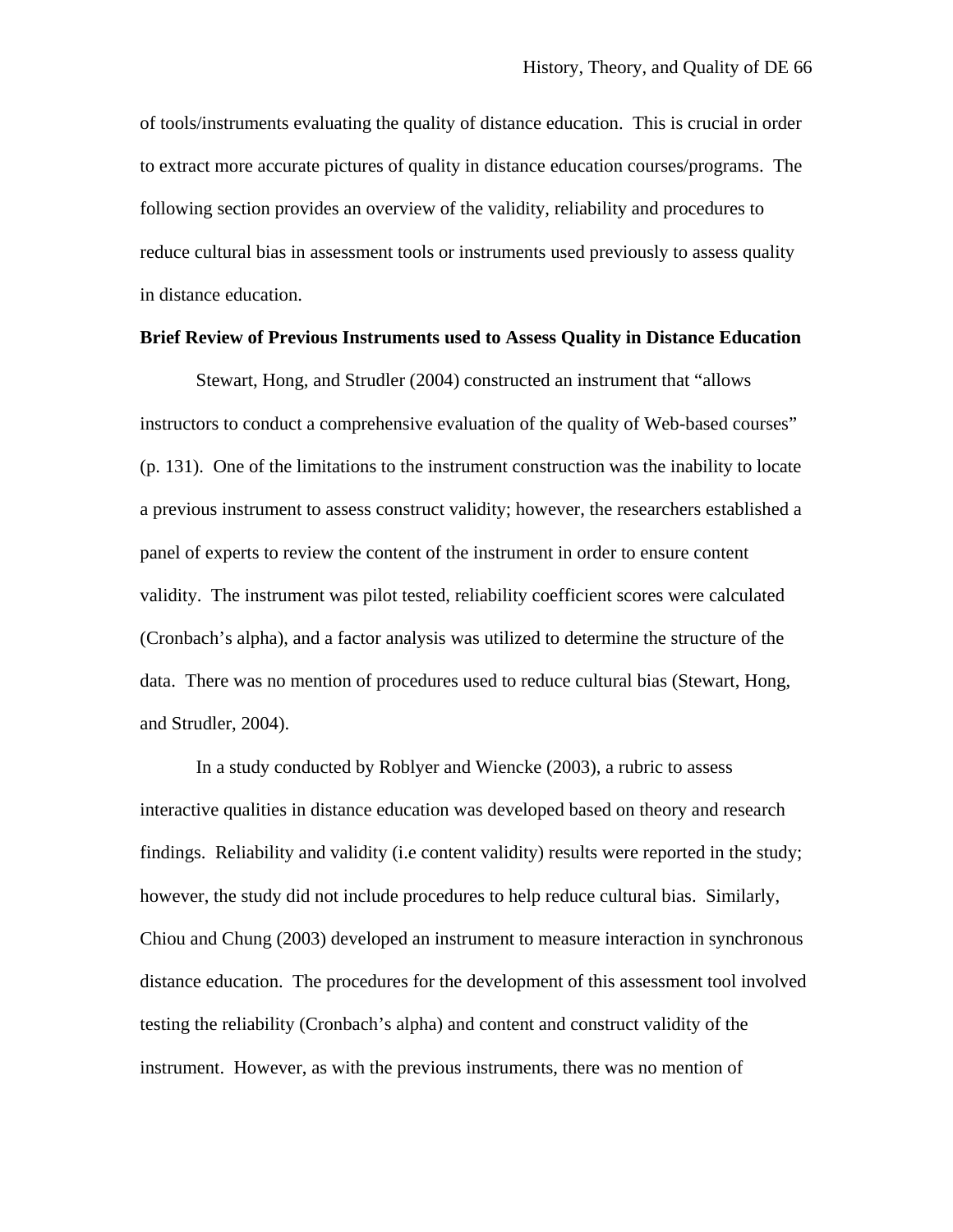of tools/instruments evaluating the quality of distance education. This is crucial in order to extract more accurate pictures of quality in distance education courses/programs. The following section provides an overview of the validity, reliability and procedures to reduce cultural bias in assessment tools or instruments used previously to assess quality in distance education.

**Brief Review of Previous Instruments used to Assess Quality in Distance Education**

Stewart, Hong, and Strudler (2004) constructed an instrument that "allows instructors to conduct a comprehensive evaluation of the quality of Web-based courses" (p. 131). One of the limitations to the instrument construction was the inability to locate a previous instrument to assess construct validity; however, the researchers established a panel of experts to review the content of the instrument in order to ensure content validity. The instrument was pilot tested, reliability coefficient scores were calculated (Cronbach's alpha), and a factor analysis was utilized to determine the structure of the data. There was no mention of procedures used to reduce cultural bias (Stewart, Hong, and Strudler, 2004).

In a study conducted by Roblyer and Wiencke (2003), a rubric to assess interactive qualities in distance education was developed based on theory and research findings. Reliability and validity (i.e content validity) results were reported in the study; however, the study did not include procedures to help reduce cultural bias. Similarly, Chiou and Chung (2003) developed an instrument to measure interaction in synchronous distance education. The procedures for the development of this assessment tool involved testing the reliability (Cronbach's alpha) and content and construct validity of the instrument. However, as with the previous instruments, there was no mention of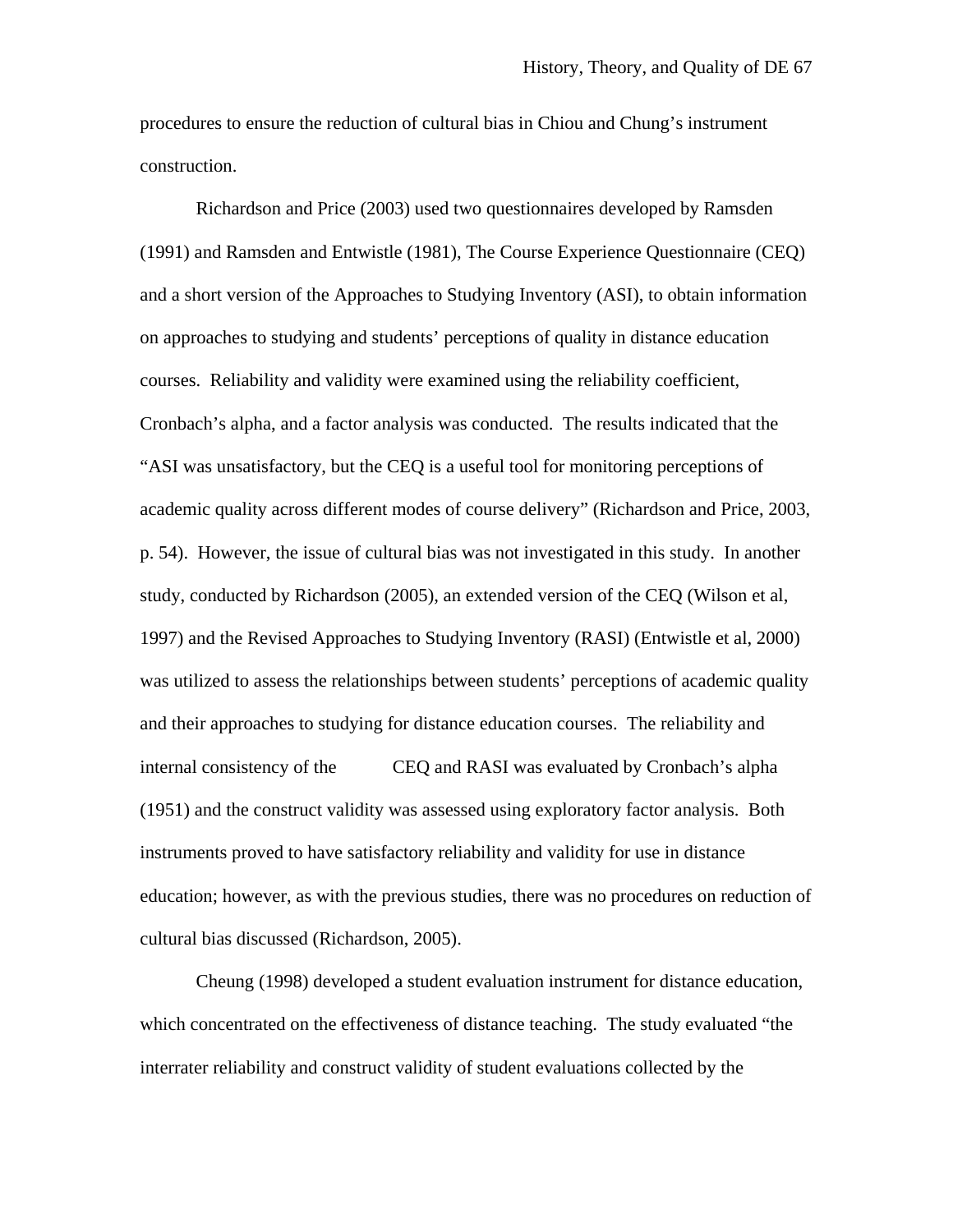procedures to ensure the reduction of cultural bias in Chiou and Chung's instrument construction.

Richardson and Price (2003) used two questionnaires developed by Ramsden (1991) and Ramsden and Entwistle (1981), The Course Experience Questionnaire (CEQ) and a short version of the Approaches to Studying Inventory (ASI), to obtain information on approaches to studying and students' perceptions of quality in distance education courses. Reliability and validity were examined using the reliability coefficient, Cronbach's alpha, and a factor analysis was conducted. The results indicated that the "ASI was unsatisfactory, but the CEQ is a useful tool for monitoring perceptions of academic quality across different modes of course delivery" (Richardson and Price, 2003, p. 54). However, the issue of cultural bias was not investigated in this study. In another study, conducted by Richardson (2005), an extended version of the CEQ (Wilson et al, 1997) and the Revised Approaches to Studying Inventory (RASI) (Entwistle et al, 2000) was utilized to assess the relationships between students' perceptions of academic quality and their approaches to studying for distance education courses. The reliability and internal consistency of the CEQ and RASI was evaluated by Cronbach's alpha (1951) and the construct validity was assessed using exploratory factor analysis. Both instruments proved to have satisfactory reliability and validity for use in distance education; however, as with the previous studies, there was no procedures on reduction of cultural bias discussed (Richardson, 2005).

Cheung (1998) developed a student evaluation instrument for distance education, which concentrated on the effectiveness of distance teaching. The study evaluated "the interrater reliability and construct validity of student evaluations collected by the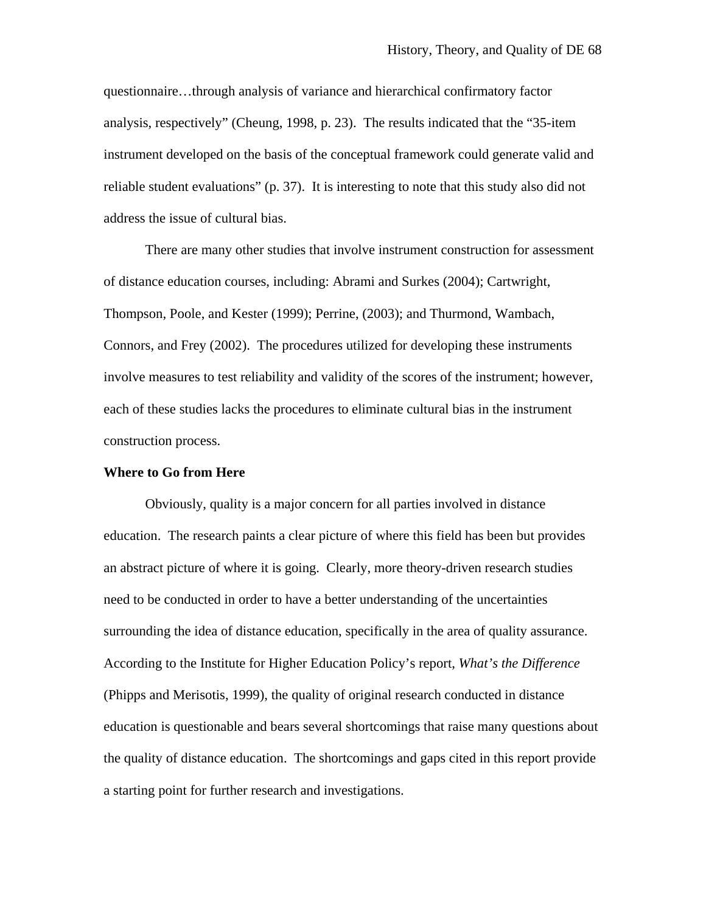questionnaire…through analysis of variance and hierarchical confirmatory factor analysis, respectively" (Cheung, 1998, p. 23). The results indicated that the "35-item instrument developed on the basis of the conceptual framework could generate valid and reliable student evaluations" (p. 37). It is interesting to note that this study also did not address the issue of cultural bias.

There are many other studies that involve instrument construction for assessment of distance education courses, including: Abrami and Surkes (2004); Cartwright, Thompson, Poole, and Kester (1999); Perrine, (2003); and Thurmond, Wambach, Connors, and Frey (2002). The procedures utilized for developing these instruments involve measures to test reliability and validity of the scores of the instrument; however, each of these studies lacks the procedures to eliminate cultural bias in the instrument construction process.

**Where to Go from Here**

Obviously, quality is a major concern for all parties involved in distance education. The research paints a clear picture of where this field has been but provides an abstract picture of where it is going. Clearly, more theory-driven research studies need to be conducted in order to have a better understanding of the uncertainties surrounding the idea of distance education, specifically in the area of quality assurance. According to the Institute for Higher Education Policy's report, *What's the Difference* (Phipps and Merisotis, 1999), the quality of original research conducted in distance education is questionable and bears several shortcomings that raise many questions about the quality of distance education. The shortcomings and gaps cited in this report provide a starting point for further research and investigations.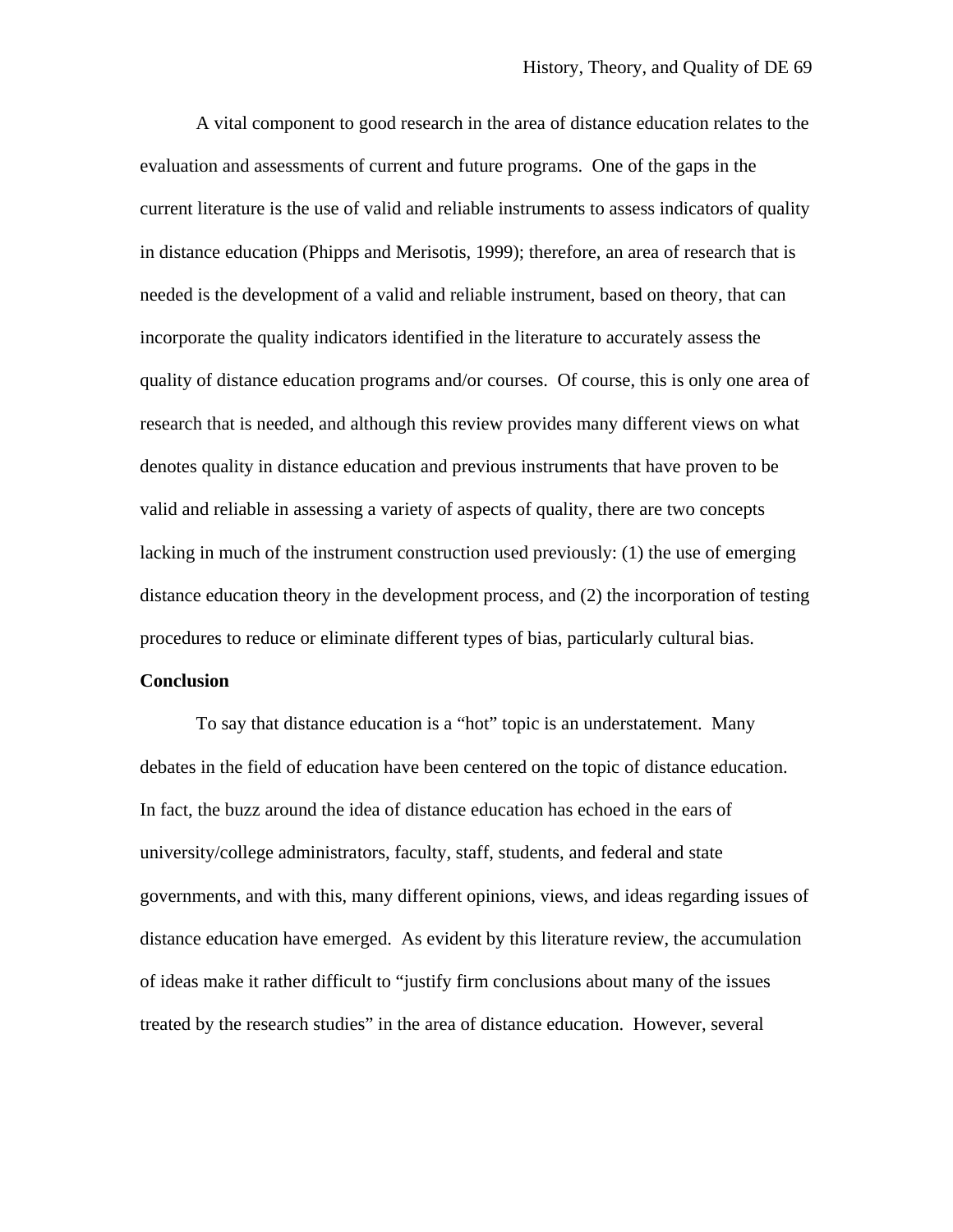A vital component to good research in the area of distance education relates to the evaluation and assessments of current and future programs. One of the gaps in the current literature is the use of valid and reliable instruments to assess indicators of quality in distance education (Phipps and Merisotis, 1999); therefore, an area of research that is needed is the development of a valid and reliable instrument, based on theory, that can incorporate the quality indicators identified in the literature to accurately assess the quality of distance education programs and/or courses. Of course, this is only one area of research that is needed, and although this review provides many different views on what denotes quality in distance education and previous instruments that have proven to be valid and reliable in assessing a variety of aspects of quality, there are two concepts lacking in much of the instrument construction used previously: (1) the use of emerging distance education theory in the development process, and (2) the incorporation of testing procedures to reduce or eliminate different types of bias, particularly cultural bias.

**Conclusion**

To say that distance education is a "hot" topic is an understatement. Many debates in the field of education have been centered on the topic of distance education. In fact, the buzz around the idea of distance education has echoed in the ears of university/college administrators, faculty, staff, students, and federal and state governments, and with this, many different opinions, views, and ideas regarding issues of distance education have emerged. As evident by this literature review, the accumulation of ideas make it rather difficult to "justify firm conclusions about many of the issues treated by the research studies" in the area of distance education. However, several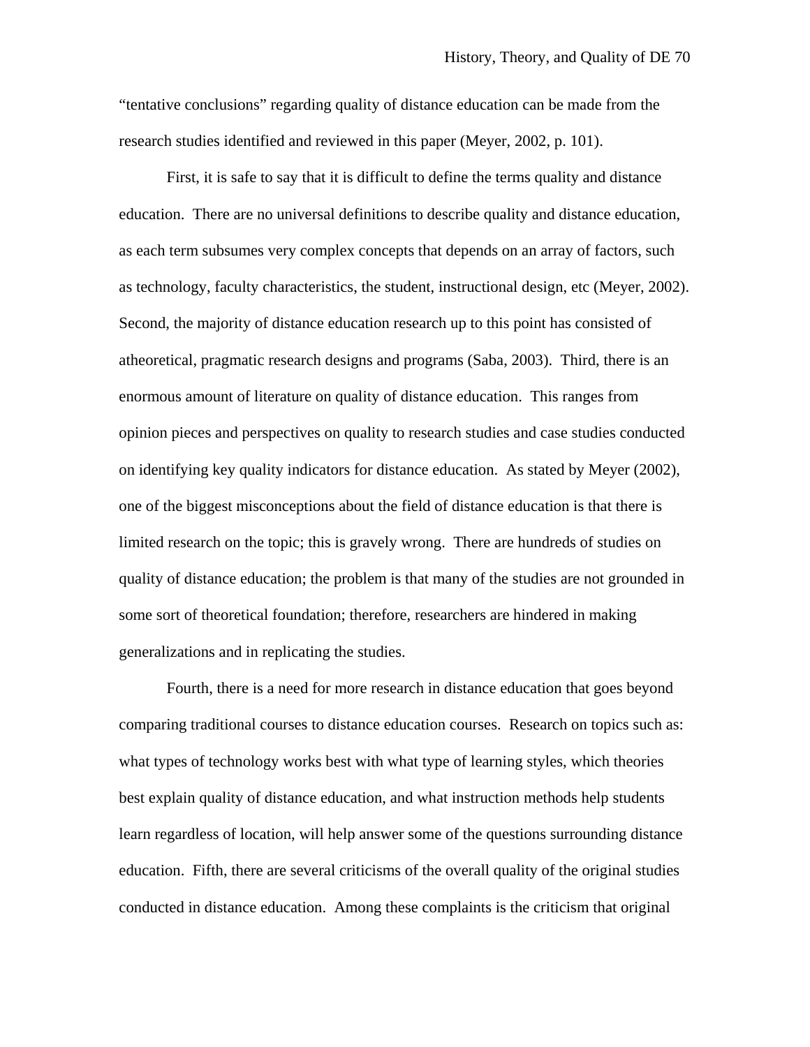"tentative conclusions" regarding quality of distance education can be made from the research studies identified and reviewed in this paper (Meyer, 2002, p. 101).

First, it is safe to say that it is difficult to define the terms quality and distance education. There are no universal definitions to describe quality and distance education, as each term subsumes very complex concepts that depends on an array of factors, such as technology, faculty characteristics, the student, instructional design, etc (Meyer, 2002). Second, the majority of distance education research up to this point has consisted of atheoretical, pragmatic research designs and programs (Saba, 2003). Third, there is an enormous amount of literature on quality of distance education. This ranges from opinion pieces and perspectives on quality to research studies and case studies conducted on identifying key quality indicators for distance education. As stated by Meyer (2002), one of the biggest misconceptions about the field of distance education is that there is limited research on the topic; this is gravely wrong. There are hundreds of studies on quality of distance education; the problem is that many of the studies are not grounded in some sort of theoretical foundation; therefore, researchers are hindered in making generalizations and in replicating the studies.

Fourth, there is a need for more research in distance education that goes beyond comparing traditional courses to distance education courses. Research on topics such as: what types of technology works best with what type of learning styles, which theories best explain quality of distance education, and what instruction methods help students learn regardless of location, will help answer some of the questions surrounding distance education. Fifth, there are several criticisms of the overall quality of the original studies conducted in distance education. Among these complaints is the criticism that original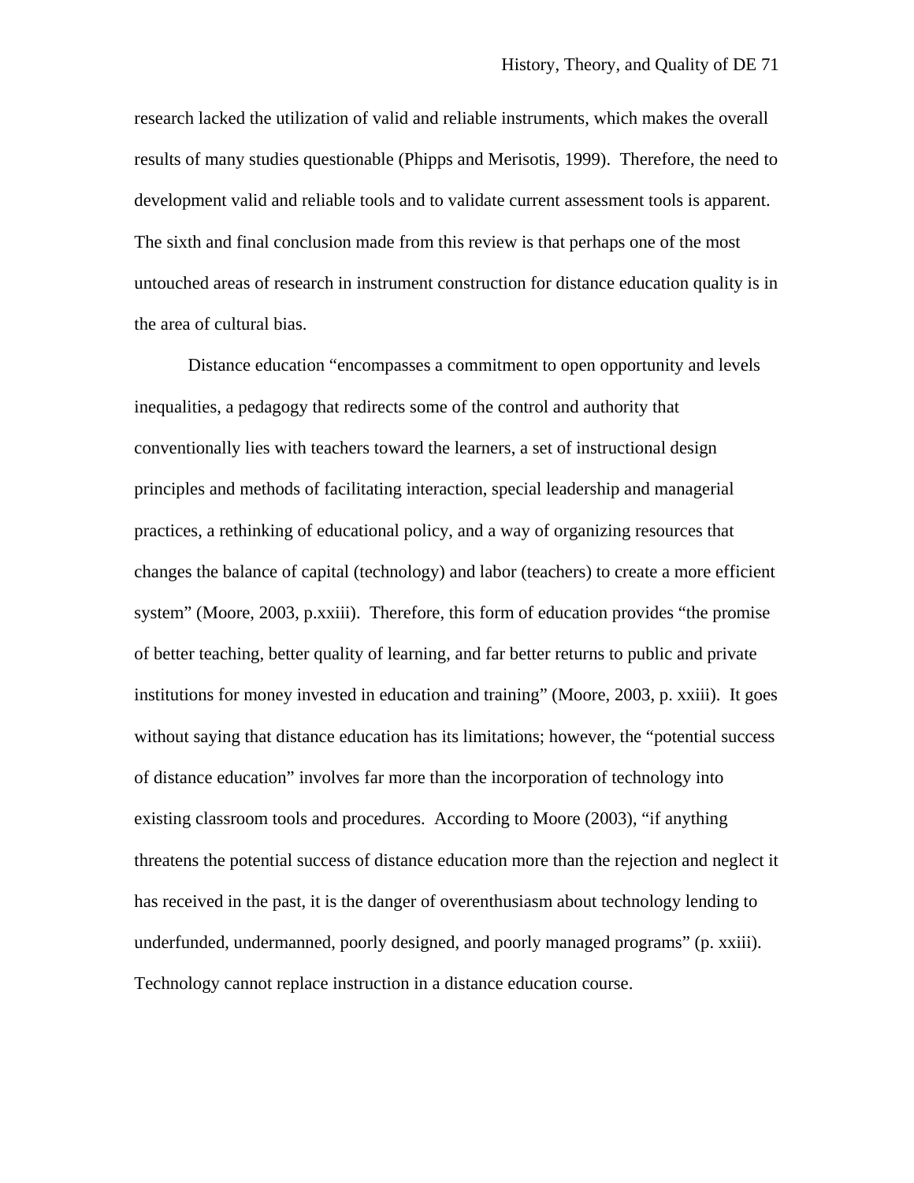research lacked the utilization of valid and reliable instruments, which makes the overall results of many studies questionable (Phipps and Merisotis, 1999). Therefore, the need to development valid and reliable tools and to validate current assessment tools is apparent. The sixth and final conclusion made from this review is that perhaps one of the most untouched areas of research in instrument construction for distance education quality is in the area of cultural bias.

Distance education "encompasses a commitment to open opportunity and levels inequalities, a pedagogy that redirects some of the control and authority that conventionally lies with teachers toward the learners, a set of instructional design principles and methods of facilitating interaction, special leadership and managerial practices, a rethinking of educational policy, and a way of organizing resources that changes the balance of capital (technology) and labor (teachers) to create a more efficient system" (Moore, 2003, p.xxiii). Therefore, this form of education provides "the promise of better teaching, better quality of learning, and far better returns to public and private institutions for money invested in education and training" (Moore, 2003, p. xxiii). It goes without saying that distance education has its limitations; however, the "potential success of distance education" involves far more than the incorporation of technology into existing classroom tools and procedures. According to Moore (2003), "if anything threatens the potential success of distance education more than the rejection and neglect it has received in the past, it is the danger of overenthusiasm about technology lending to underfunded, undermanned, poorly designed, and poorly managed programs" (p. xxiii). Technology cannot replace instruction in a distance education course.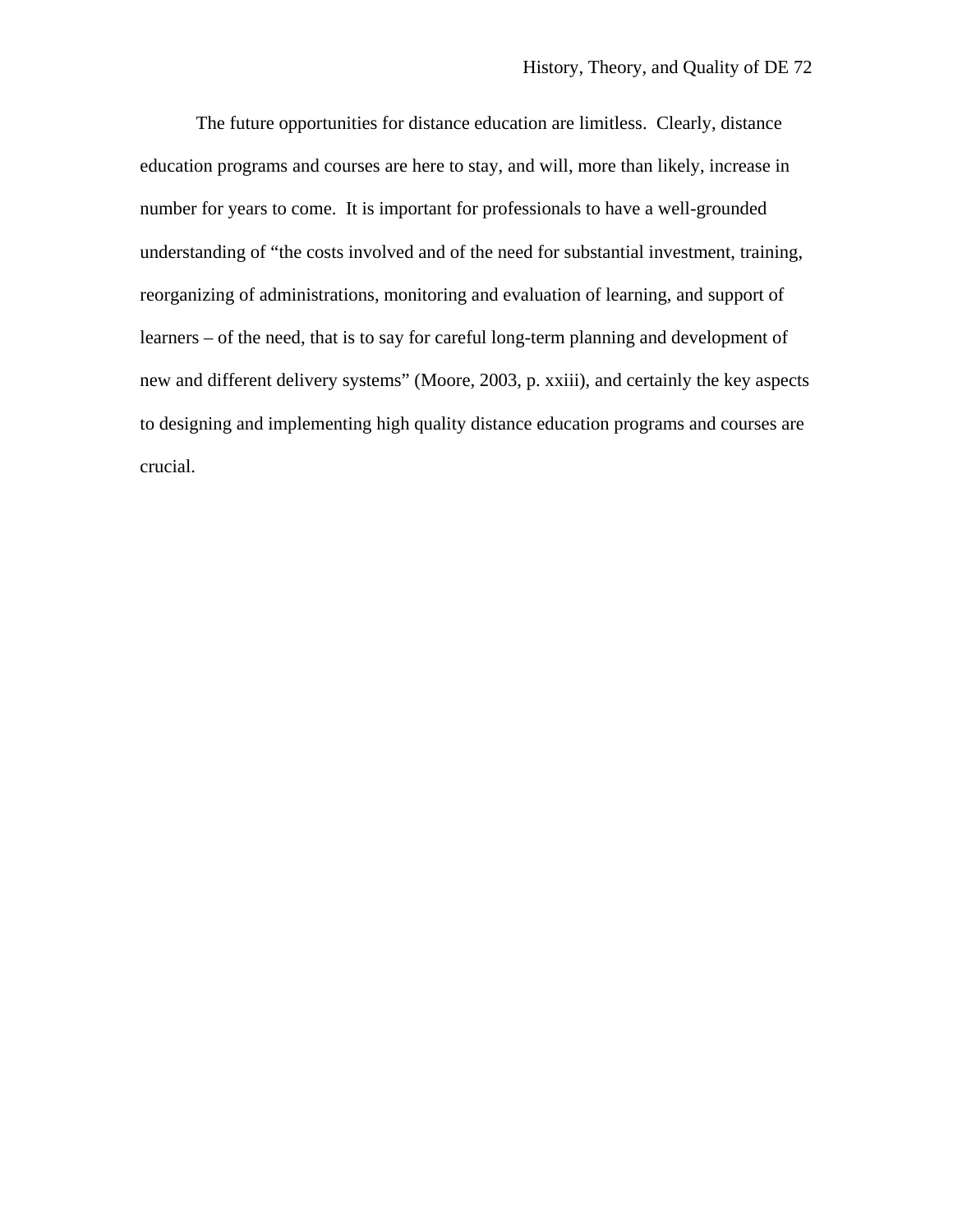The future opportunities for distance education are limitless. Clearly, distance education programs and courses are here to stay, and will, more than likely, increase in number for years to come. It is important for professionals to have a well-grounded understanding of "the costs involved and of the need for substantial investment, training, reorganizing of administrations, monitoring and evaluation of learning, and support of learners – of the need, that is to say for careful long-term planning and development of new and different delivery systems" (Moore, 2003, p. xxiii), and certainly the key aspects to designing and implementing high quality distance education programs and courses are crucial.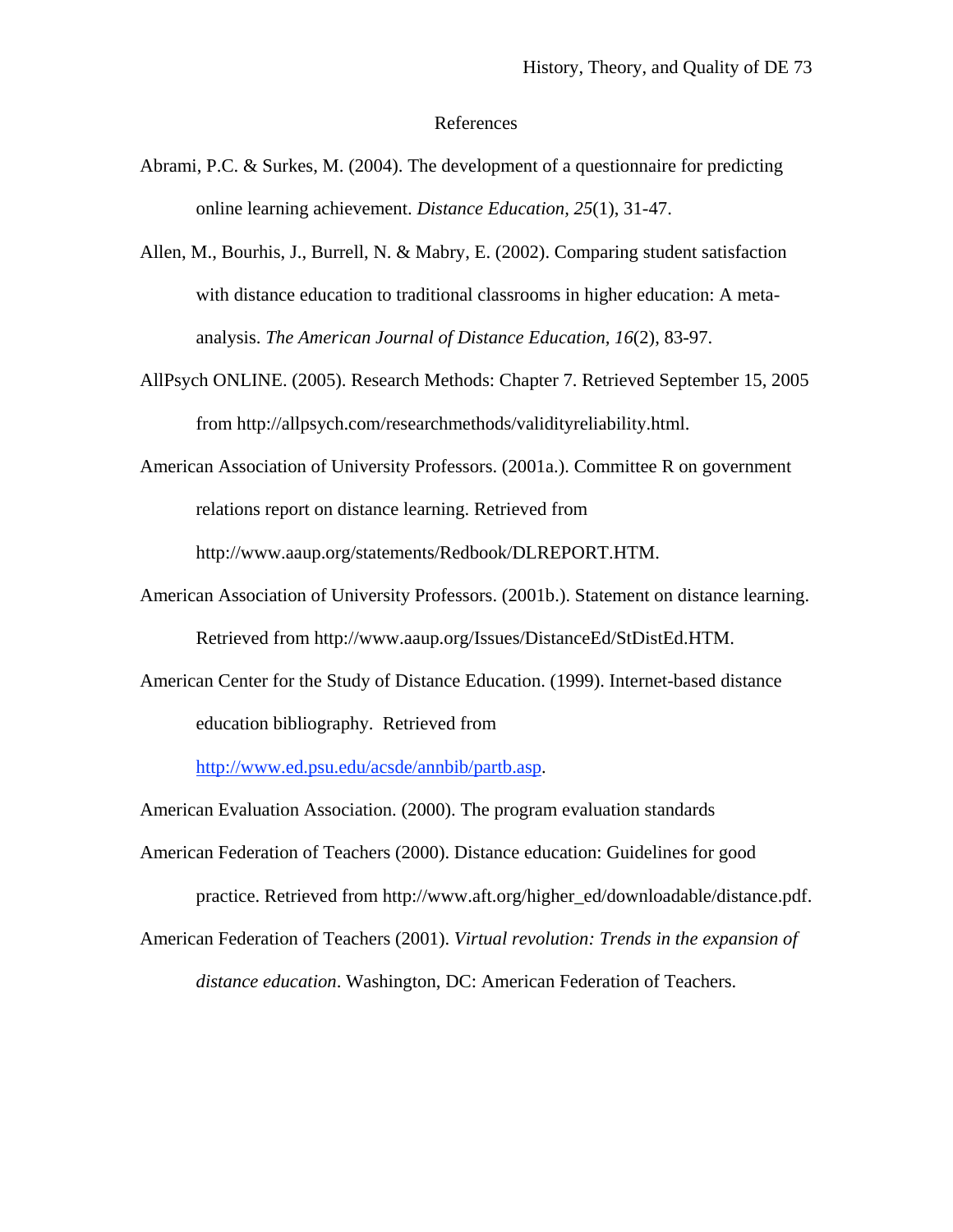## References

Abrami, P.C. & Surkes, M. (2004). The development of a questionnaire for predicting online learning achievement. *Distance Education*, *25*(1), 31-47.

Allen, M., Bourhis, J., Burrell, N. & Mabry, E. (2002). Comparing student satisfaction with distance education to traditional classrooms in higher education: A meta-analysis. *The American Journal of Distance Education, 16*(2), 83-97.

AllPsych ONLINE. (2005). Research Methods: Chapter 7. Retrieved September 15, 2005 from http://allpsych.com/researchmethods/validityreliability.html.

American Association of University Professors. (2001a.). Committee R on government relations report on distance learning. Retrieved from http://www.aaup.org/statements/Redbook/DLREPORT.HTM.

American Association of University Professors. (2001b.). Statement on distance learning. Retrieved from http://www.aaup.org/Issues/DistanceEd/StDistEd.HTM.

American Center for the Study of Distance Education. (1999). Internet-based distance education bibliography. Retrieved from http://www.ed.psu.edu/acsde/annbib/partb.asp.

American Evaluation Association. (2000). The program evaluation standards

American Federation of Teachers (2000). Distance education: Guidelines for good practice. Retrieved from http://www.aft.org/higher_ed/downloadable/distance.pdf.

American Federation of Teachers (2001). *Virtual revolution: Trends in the expansion of distance education*. Washington, DC: American Federation of Teachers.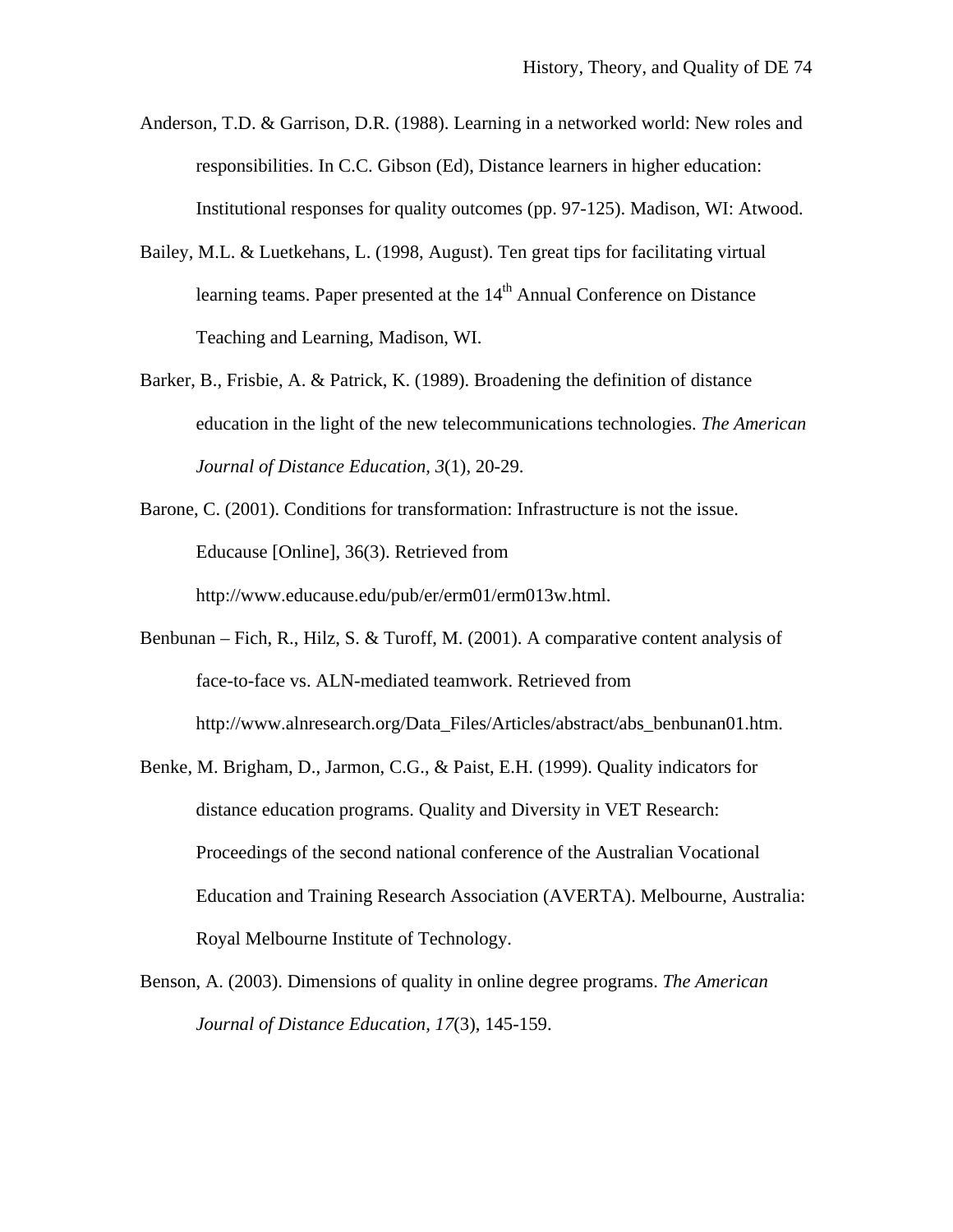Anderson, T.D. & Garrison, D.R. (1988). Learning in a networked world: New roles and responsibilities. In C.C. Gibson (Ed), Distance learners in higher education: Institutional responses for quality outcomes (pp. 97-125). Madison, WI: Atwood.

Bailey, M.L. & Luetkehans, L. (1998, August). Ten great tips for facilitating virtual learning teams. Paper presented at the $14^{th}$ Annual Conference on Distance Teaching and Learning, Madison, WI.

Barker, B., Frisbie, A. & Patrick, K. (1989). Broadening the definition of distance education in the light of the new telecommunications technologies. *The American Journal of Distance Education, 3*(1), 20-29.

Barone, C. (2001). Conditions for transformation: Infrastructure is not the issue. Educause [Online], 36(3). Retrieved from http://www.educause.edu/pub/er/erm01/erm013w.html.

Benbunan – Fich, R., Hilz, S. & Turoff, M. (2001). A comparative content analysis of face-to-face vs. ALN-mediated teamwork. Retrieved from http://www.alnresearch.org/Data_Files/Articles/abstract/abs_benbunan01.htm.

Benke, M. Brigham, D., Jarmon, C.G., & Paist, E.H. (1999). Quality indicators for distance education programs. Quality and Diversity in VET Research: Proceedings of the second national conference of the Australian Vocational Education and Training Research Association (AVERTA). Melbourne, Australia: Royal Melbourne Institute of Technology.

Benson, A. (2003). Dimensions of quality in online degree programs. *The American Journal of Distance Education, 17*(3), 145-159.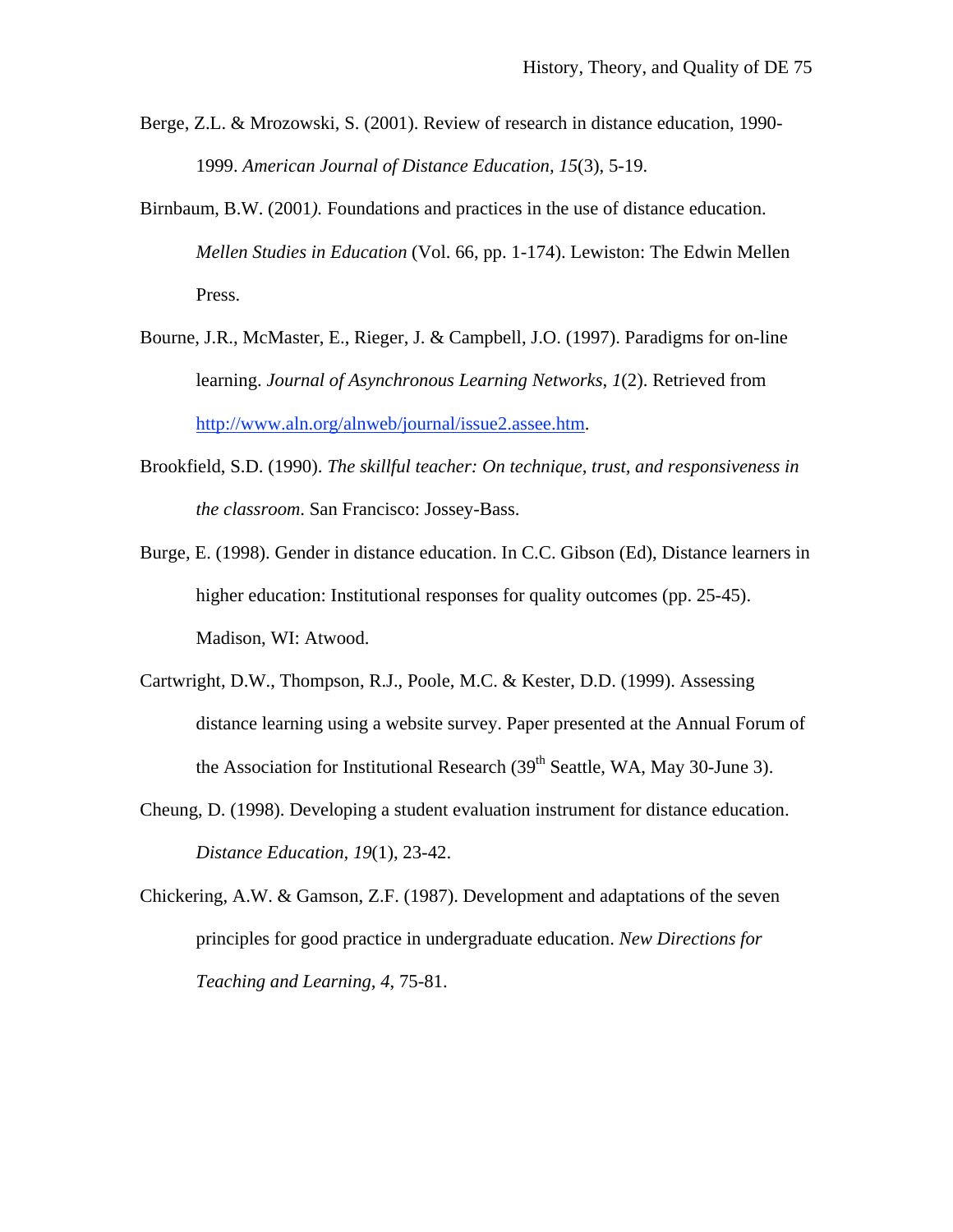Berge, Z.L. & Mrozowski, S. (2001). Review of research in distance education, 1990-1999. *American Journal of Distance Education*, *15*(3), 5-19.

Birnbaum, B.W. (2001*).* Foundations and practices in the use of distance education. *Mellen Studies in Education* (Vol. 66, pp. 1-174). Lewiston: The Edwin Mellen Press.

Bourne, J.R., McMaster, E., Rieger, J. & Campbell, J.O. (1997). Paradigms for on-line learning. *Journal of Asynchronous Learning Networks*, *1*(2). Retrieved from http://www.aln.org/alnweb/journal/issue2.assee.htm.

Brookfield, S.D. (1990). *The skillful teacher: On technique, trust, and responsiveness in the classroom*. San Francisco: Jossey-Bass.

Burge, E. (1998). Gender in distance education. In C.C. Gibson (Ed), Distance learners in higher education: Institutional responses for quality outcomes (pp. 25-45). Madison, WI: Atwood.

Cartwright, D.W., Thompson, R.J., Poole, M.C. & Kester, D.D. (1999). Assessing distance learning using a website survey. Paper presented at the Annual Forum of the Association for Institutional Research (39th Seattle, WA, May 30-June 3).

Cheung, D. (1998). Developing a student evaluation instrument for distance education. *Distance Education*, *19*(1), 23-42.

Chickering, A.W. & Gamson, Z.F. (1987). Development and adaptations of the seven principles for good practice in undergraduate education. *New Directions for Teaching and Learning*, *4*, 75-81.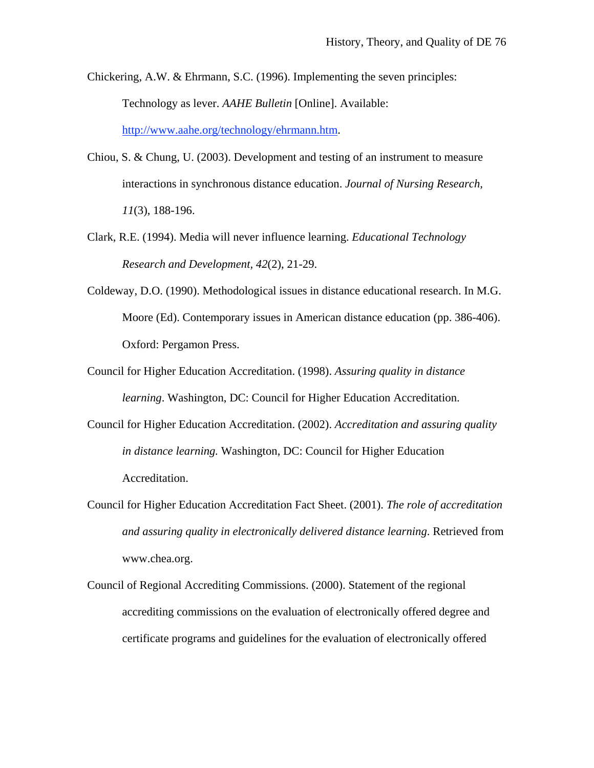Chickering, A.W. & Ehrmann, S.C. (1996). Implementing the seven principles: Technology as lever. *AAHE Bulletin* [Online]. Available: http://www.aahe.org/technology/ehrmann.htm.

Chiou, S. & Chung, U. (2003). Development and testing of an instrument to measure interactions in synchronous distance education. *Journal of Nursing Research, 11*(3), 188-196.

Clark, R.E. (1994). Media will never influence learning. *Educational Technology Research and Development, 42*(2), 21-29.

Coldeway, D.O. (1990). Methodological issues in distance educational research. In M.G. Moore (Ed). Contemporary issues in American distance education (pp. 386-406). Oxford: Pergamon Press.

Council for Higher Education Accreditation. (1998). *Assuring quality in distance learning*. Washington, DC: Council for Higher Education Accreditation.

Council for Higher Education Accreditation. (2002). *Accreditation and assuring quality in distance learning.* Washington, DC: Council for Higher Education Accreditation.

Council for Higher Education Accreditation Fact Sheet. (2001). *The role of accreditation and assuring quality in electronically delivered distance learning*. Retrieved from www.chea.org.

Council of Regional Accrediting Commissions. (2000). Statement of the regional accrediting commissions on the evaluation of electronically offered degree and certificate programs and guidelines for the evaluation of electronically offered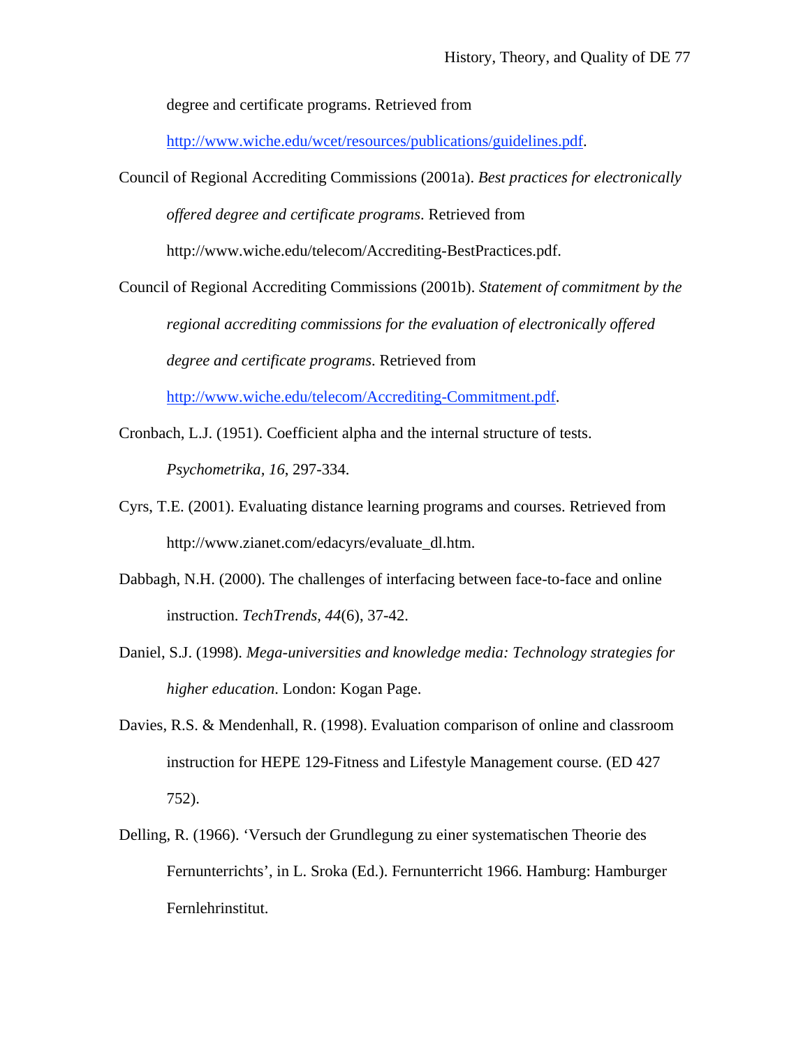degree and certificate programs. Retrieved from http://www.wiche.edu/wcet/resources/publications/guidelines.pdf.

Council of Regional Accrediting Commissions (2001a). *Best practices for electronically offered degree and certificate programs*. Retrieved from http://www.wiche.edu/telecom/Accrediting-BestPractices.pdf.

Council of Regional Accrediting Commissions (2001b). *Statement of commitment by the regional accrediting commissions for the evaluation of electronically offered degree and certificate programs*. Retrieved from http://www.wiche.edu/telecom/Accrediting-Commitment.pdf.

Cronbach, L.J. (1951). Coefficient alpha and the internal structure of tests. *Psychometrika, 16*, 297-334.

Cyrs, T.E. (2001). Evaluating distance learning programs and courses. Retrieved from http://www.zianet.com/edacyrs/evaluate_dl.htm.

Dabbagh, N.H. (2000). The challenges of interfacing between face-to-face and online instruction. *TechTrends, 44*(6), 37-42.

Daniel, S.J. (1998). *Mega-universities and knowledge media: Technology strategies for higher education*. London: Kogan Page.

Davies, R.S. & Mendenhall, R. (1998). Evaluation comparison of online and classroom instruction for HEPE 129-Fitness and Lifestyle Management course. (ED 427 752).

Delling, R. (1966). 'Versuch der Grundlegung zu einer systematischen Theorie des Fernunterrichts', in L. Sroka (Ed.). Fernunterricht 1966. Hamburg: Hamburger Fernlehrinstitut.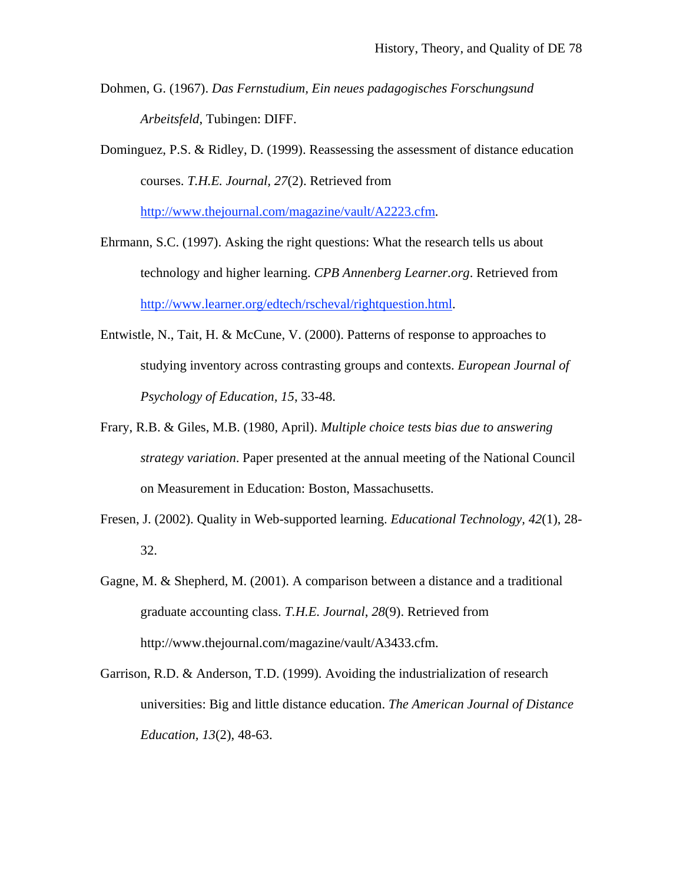Dohmen, G. (1967). *Das Fernstudium, Ein neues padagogisches Forschungsund Arbeitsfeld*, Tubingen: DIFF.

Dominguez, P.S. & Ridley, D. (1999). Reassessing the assessment of distance education courses. *T.H.E. Journal, 27*(2). Retrieved from http://www.thejournal.com/magazine/vault/A2223.cfm.

Ehrmann, S.C. (1997). Asking the right questions: What the research tells us about technology and higher learning. *CPB Annenberg Learner.org*. Retrieved from http://www.learner.org/edtech/rscheval/rightquestion.html.

Entwistle, N., Tait, H. & McCune, V. (2000). Patterns of response to approaches to studying inventory across contrasting groups and contexts. *European Journal of Psychology of Education, 15*, 33-48.

Frary, R.B. & Giles, M.B. (1980, April). *Multiple choice tests bias due to answering strategy variation*. Paper presented at the annual meeting of the National Council on Measurement in Education: Boston, Massachusetts.

Fresen, J. (2002). Quality in Web-supported learning. *Educational Technology, 42*(1), 28-32.

Gagne, M. & Shepherd, M. (2001). A comparison between a distance and a traditional graduate accounting class. *T.H.E. Journal*, *28*(9). Retrieved from http://www.thejournal.com/magazine/vault/A3433.cfm.

Garrison, R.D. & Anderson, T.D. (1999). Avoiding the industrialization of research universities: Big and little distance education. *The American Journal of Distance Education, 13*(2), 48-63.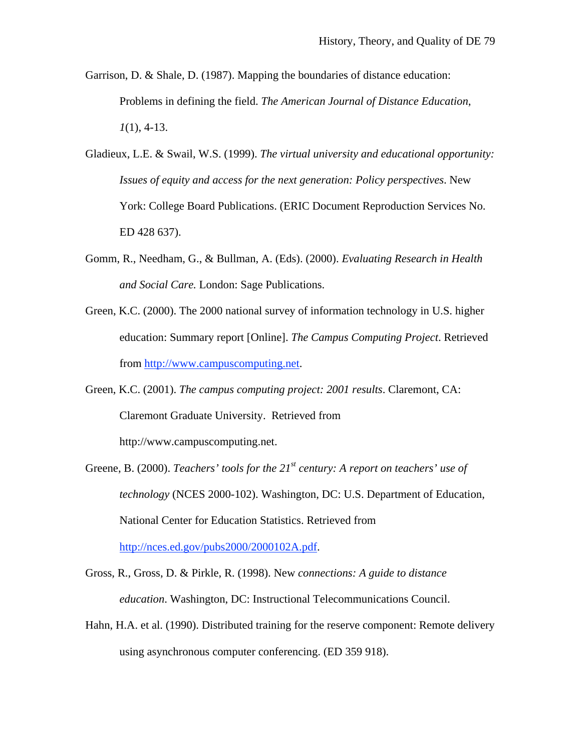Garrison, D. & Shale, D. (1987). Mapping the boundaries of distance education: Problems in defining the field. *The American Journal of Distance Education*, *1*(1), 4-13.

Gladieux, L.E. & Swail, W.S. (1999). *The virtual university and educational opportunity: Issues of equity and access for the next generation: Policy perspectives*. New York: College Board Publications. (ERIC Document Reproduction Services No. ED 428 637).

Gomm, R., Needham, G., & Bullman, A. (Eds). (2000). *Evaluating Research in Health and Social Care.* London: Sage Publications.

Green, K.C. (2000). The 2000 national survey of information technology in U.S. higher education: Summary report [Online]. *The Campus Computing Project*. Retrieved from http://www.campuscomputing.net.

Green, K.C. (2001). *The campus computing project: 2001 results*. Claremont, CA: Claremont Graduate University. Retrieved from http://www.campuscomputing.net.

Greene, B. (2000). *Teachers' tools for the 21st century: A report on teachers' use of technology* (NCES 2000-102). Washington, DC: U.S. Department of Education, National Center for Education Statistics. Retrieved from http://nces.ed.gov/pubs2000/2000102A.pdf.

Gross, R., Gross, D. & Pirkle, R. (1998). New *connections: A guide to distance education*. Washington, DC: Instructional Telecommunications Council.

Hahn, H.A. et al. (1990). Distributed training for the reserve component: Remote delivery using asynchronous computer conferencing. (ED 359 918).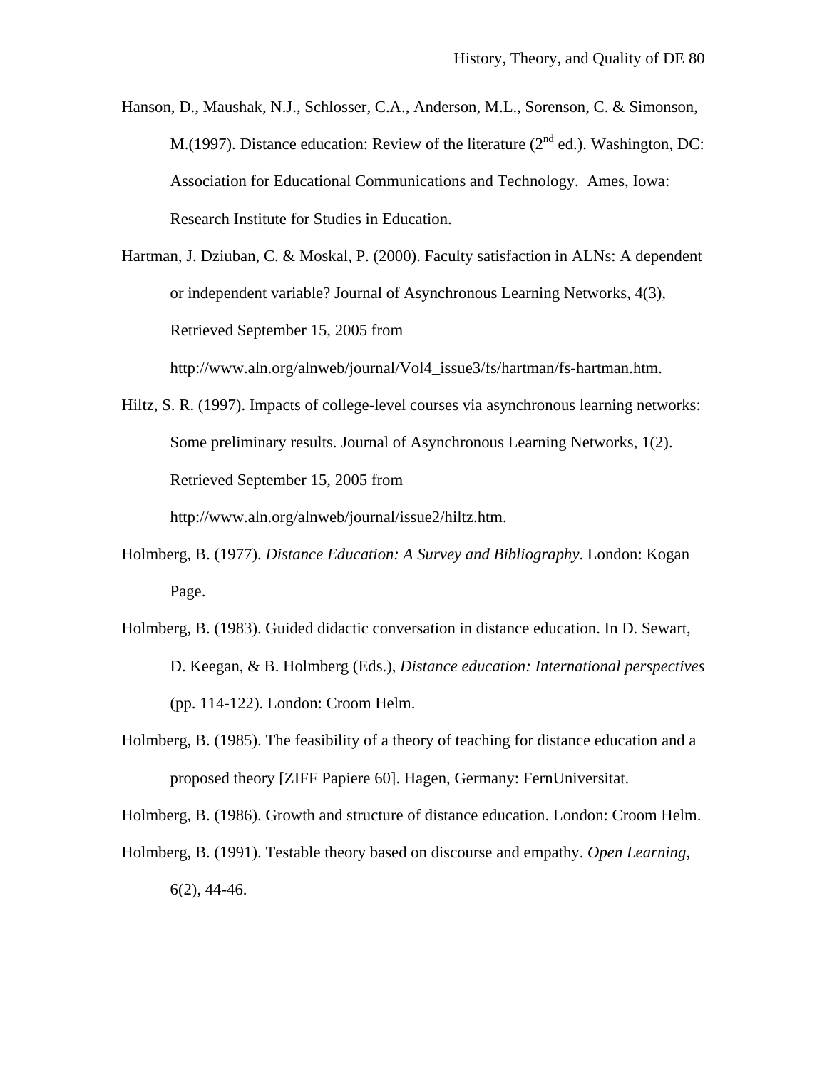Hanson, D., Maushak, N.J., Schlosser, C.A., Anderson, M.L., Sorenson, C. & Simonson, M.(1997). Distance education: Review of the literature (2nd ed.). Washington, DC: Association for Educational Communications and Technology. Ames, Iowa: Research Institute for Studies in Education.

Hartman, J. Dziuban, C. & Moskal, P. (2000). Faculty satisfaction in ALNs: A dependent or independent variable? Journal of Asynchronous Learning Networks, 4(3), Retrieved September 15, 2005 from http://www.aln.org/alnweb/journal/Vol4_issue3/fs/hartman/fs-hartman.htm.

Hiltz, S. R. (1997). Impacts of college-level courses via asynchronous learning networks: Some preliminary results. Journal of Asynchronous Learning Networks, 1(2). Retrieved September 15, 2005 from http://www.aln.org/alnweb/journal/issue2/hiltz.htm.

Holmberg, B. (1977). *Distance Education: A Survey and Bibliography*. London: Kogan Page.

Holmberg, B. (1983). Guided didactic conversation in distance education. In D. Sewart, D. Keegan, & B. Holmberg (Eds.), *Distance education: International perspectives* (pp. 114-122). London: Croom Helm.

Holmberg, B. (1985). The feasibility of a theory of teaching for distance education and a proposed theory [ZIFF Papiere 60]. Hagen, Germany: FernUniversitat.

Holmberg, B. (1986). Growth and structure of distance education. London: Croom Helm.

Holmberg, B. (1991). Testable theory based on discourse and empathy. *Open Learning*, 6(2), 44-46.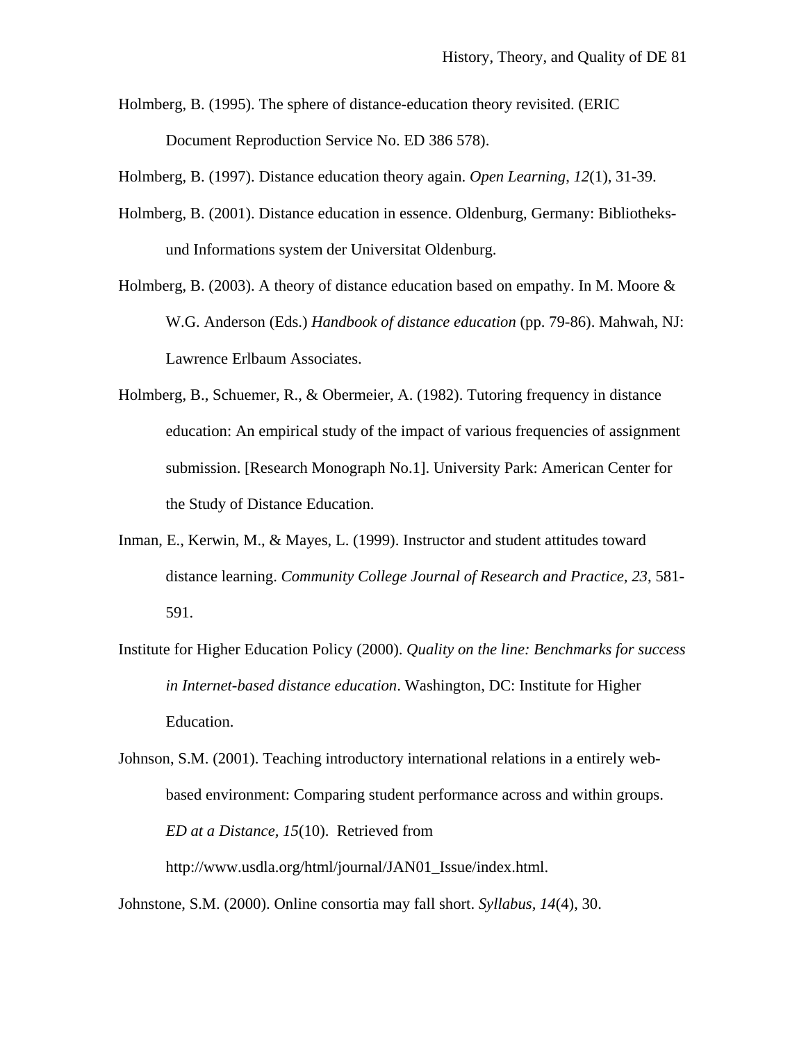Holmberg, B. (1995). The sphere of distance-education theory revisited. (ERIC Document Reproduction Service No. ED 386 578).

Holmberg, B. (1997). Distance education theory again. *Open Learning*, *12*(1), 31-39.

Holmberg, B. (2001). Distance education in essence. Oldenburg, Germany: Bibliotheks- und Informations system der Universitat Oldenburg.

Holmberg, B. (2003). A theory of distance education based on empathy. In M. Moore & W.G. Anderson (Eds.) *Handbook of distance education* (pp. 79-86). Mahwah, NJ: Lawrence Erlbaum Associates.

Holmberg, B., Schuemer, R., & Obermeier, A. (1982). Tutoring frequency in distance education: An empirical study of the impact of various frequencies of assignment submission. [Research Monograph No.1]. University Park: American Center for the Study of Distance Education.

Inman, E., Kerwin, M., & Mayes, L. (1999). Instructor and student attitudes toward distance learning. *Community College Journal of Research and Practice, 23,* 581-591.

Institute for Higher Education Policy (2000). *Quality on the line: Benchmarks for success in Internet-based distance education*. Washington, DC: Institute for Higher Education.

Johnson, S.M. (2001). Teaching introductory international relations in a entirely web-based environment: Comparing student performance across and within groups. *ED at a Distance, 15*(10). Retrieved from http://www.usdla.org/html/journal/JAN01_Issue/index.html.

Johnstone, S.M. (2000). Online consortia may fall short. *Syllabus*, *14*(4), 30.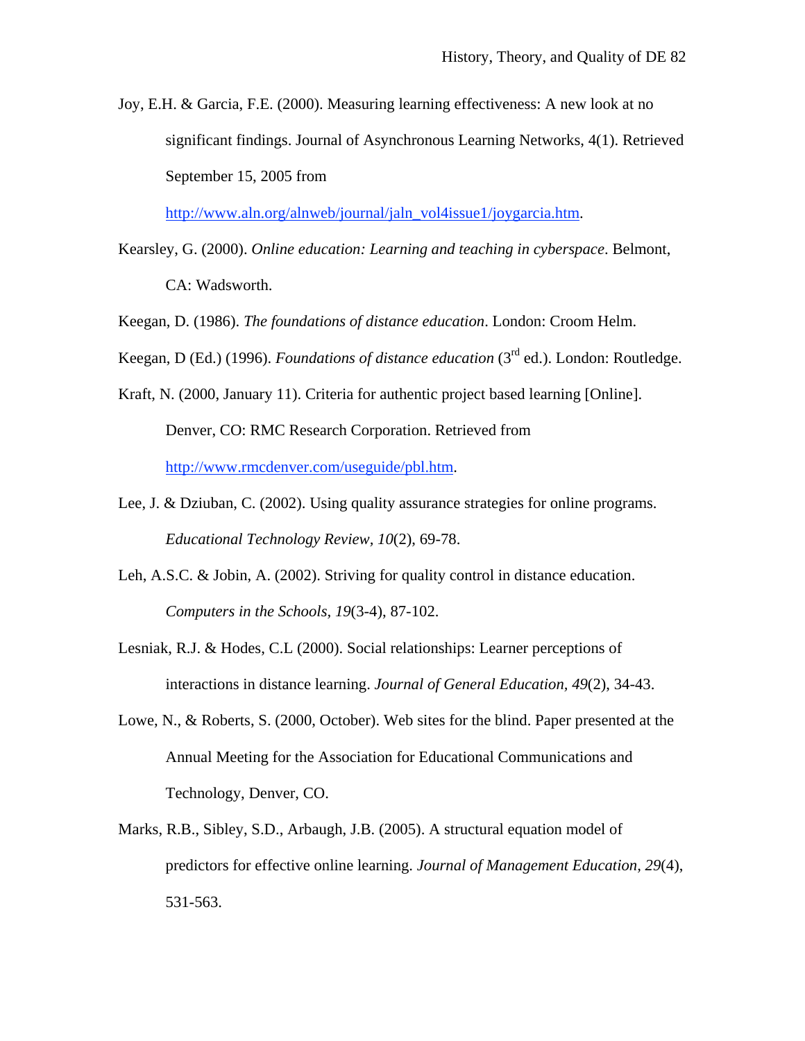Joy, E.H. & Garcia, F.E. (2000). Measuring learning effectiveness: A new look at no significant findings. Journal of Asynchronous Learning Networks, 4(1). Retrieved September 15, 2005 from http://www.aln.org/alnweb/journal/jaln_vol4issue1/joygarcia.htm.

Kearsley, G. (2000). *Online education: Learning and teaching in cyberspace*. Belmont, CA: Wadsworth.

Keegan, D. (1986). *The foundations of distance education*. London: Croom Helm.

Keegan, D (Ed.) (1996). *Foundations of distance education* (3rd ed.). London: Routledge.

Kraft, N. (2000, January 11). Criteria for authentic project based learning [Online]. Denver, CO: RMC Research Corporation. Retrieved from http://www.rmcdenver.com/useguide/pbl.htm.

Lee, J. & Dziuban, C. (2002). Using quality assurance strategies for online programs. *Educational Technology Review*, *10*(2), 69-78.

Leh, A.S.C. & Jobin, A. (2002). Striving for quality control in distance education. *Computers in the Schools*, *19*(3-4), 87-102.

Lesniak, R.J. & Hodes, C.L (2000). Social relationships: Learner perceptions of interactions in distance learning. *Journal of General Education*, *49*(2), 34-43.

Lowe, N., & Roberts, S. (2000, October). Web sites for the blind. Paper presented at the Annual Meeting for the Association for Educational Communications and Technology, Denver, CO.

Marks, R.B., Sibley, S.D., Arbaugh, J.B. (2005). A structural equation model of predictors for effective online learning. *Journal of Management Education, 29*(4), 531-563.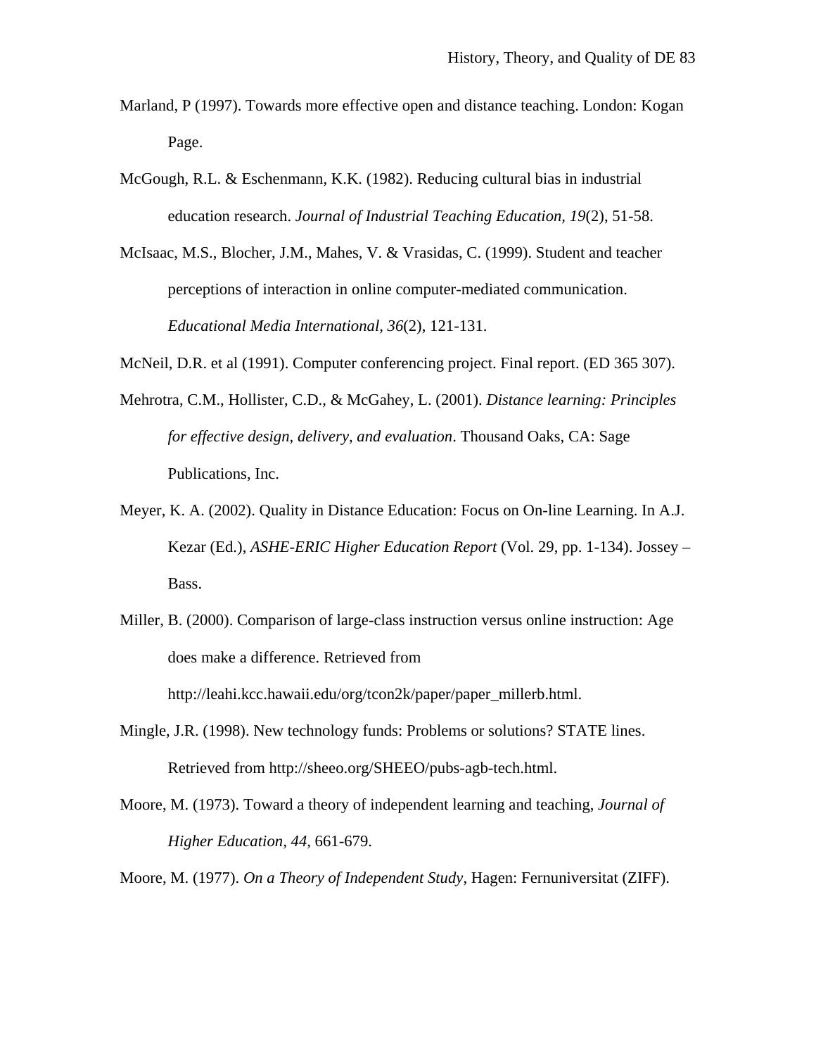Marland, P (1997). Towards more effective open and distance teaching. London: Kogan Page.

McGough, R.L. & Eschenmann, K.K. (1982). Reducing cultural bias in industrial education research. *Journal of Industrial Teaching Education, 19*(2), 51-58.

McIsaac, M.S., Blocher, J.M., Mahes, V. & Vrasidas, C. (1999). Student and teacher perceptions of interaction in online computer-mediated communication. *Educational Media International*, *36*(2), 121-131.

McNeil, D.R. et al (1991). Computer conferencing project. Final report. (ED 365 307).

Mehrotra, C.M., Hollister, C.D., & McGahey, L. (2001). *Distance learning: Principles for effective design, delivery, and evaluation*. Thousand Oaks, CA: Sage Publications, Inc.

Meyer, K. A. (2002). Quality in Distance Education: Focus on On-line Learning. In A.J. Kezar (Ed.), *ASHE-ERIC Higher Education Report* (Vol. 29, pp. 1-134). Jossey – Bass.

Miller, B. (2000). Comparison of large-class instruction versus online instruction: Age does make a difference. Retrieved from http://leahi.kcc.hawaii.edu/org/tcon2k/paper/paper_millerb.html.

Mingle, J.R. (1998). New technology funds: Problems or solutions? STATE lines. Retrieved from http://sheeo.org/SHEEO/pubs-agb-tech.html.

Moore, M. (1973). Toward a theory of independent learning and teaching, *Journal of Higher Education*, *44*, 661-679.

Moore, M. (1977). *On a Theory of Independent Study*, Hagen: Fernuniversitat (ZIFF).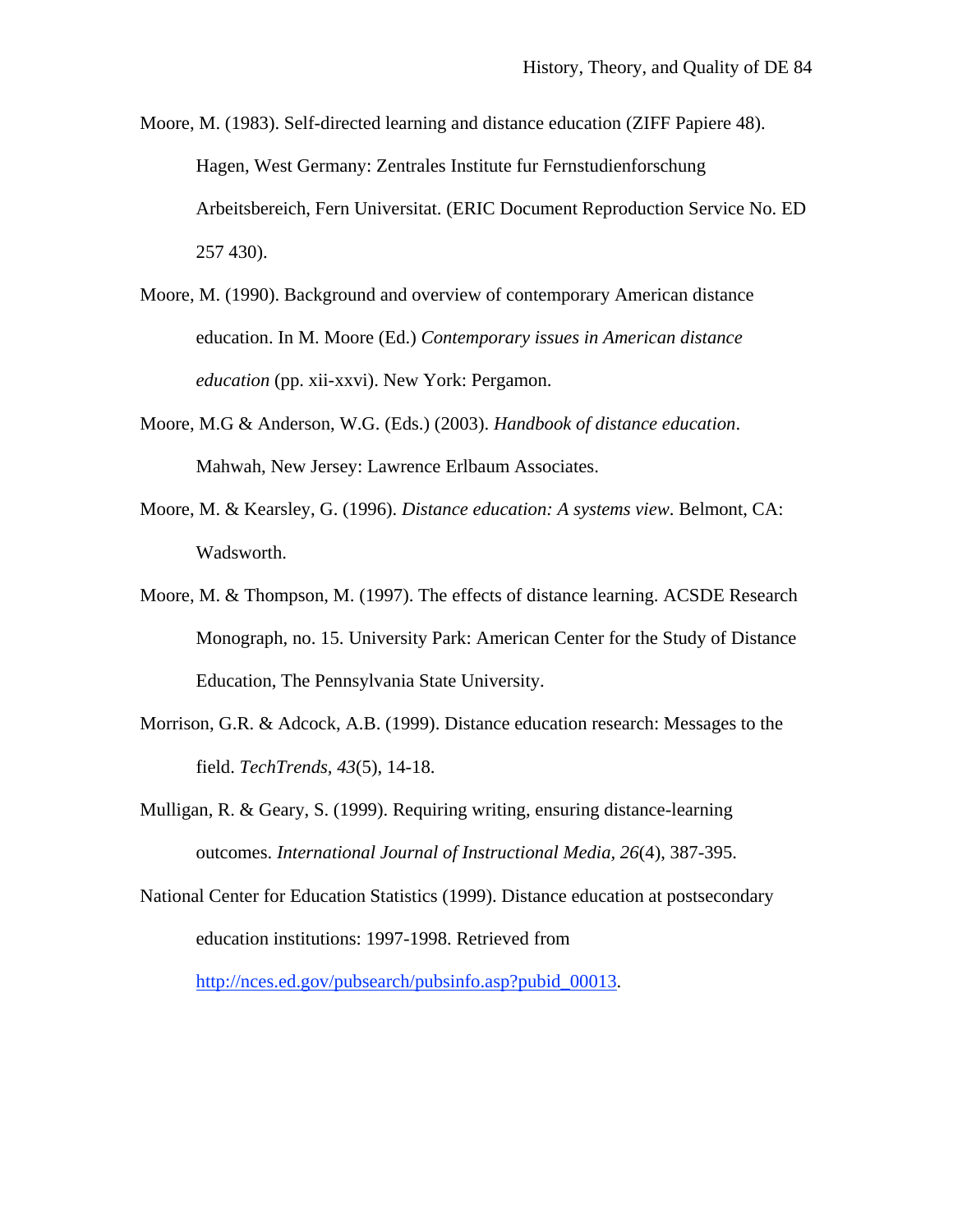Moore, M. (1983). Self-directed learning and distance education (ZIFF Papiere 48). Hagen, West Germany: Zentrales Institute fur Fernstudienforschung Arbeitsbereich, Fern Universitat. (ERIC Document Reproduction Service No. ED 257 430).

Moore, M. (1990). Background and overview of contemporary American distance education. In M. Moore (Ed.) *Contemporary issues in American distance education* (pp. xii-xxvi). New York: Pergamon.

Moore, M.G & Anderson, W.G. (Eds.) (2003). *Handbook of distance education*. Mahwah, New Jersey: Lawrence Erlbaum Associates.

Moore, M. & Kearsley, G. (1996). *Distance education: A systems view*. Belmont, CA: Wadsworth.

Moore, M. & Thompson, M. (1997). The effects of distance learning. ACSDE Research Monograph, no. 15. University Park: American Center for the Study of Distance Education, The Pennsylvania State University.

Morrison, G.R. & Adcock, A.B. (1999). Distance education research: Messages to the field. *TechTrends, 43*(5), 14-18.

Mulligan, R. & Geary, S. (1999). Requiring writing, ensuring distance-learning outcomes. *International Journal of Instructional Media*, *26*(4), 387-395.

National Center for Education Statistics (1999). Distance education at postsecondary education institutions: 1997-1998. Retrieved from http://nces.ed.gov/pubsearch/pubsinfo.asp?pubid_00013.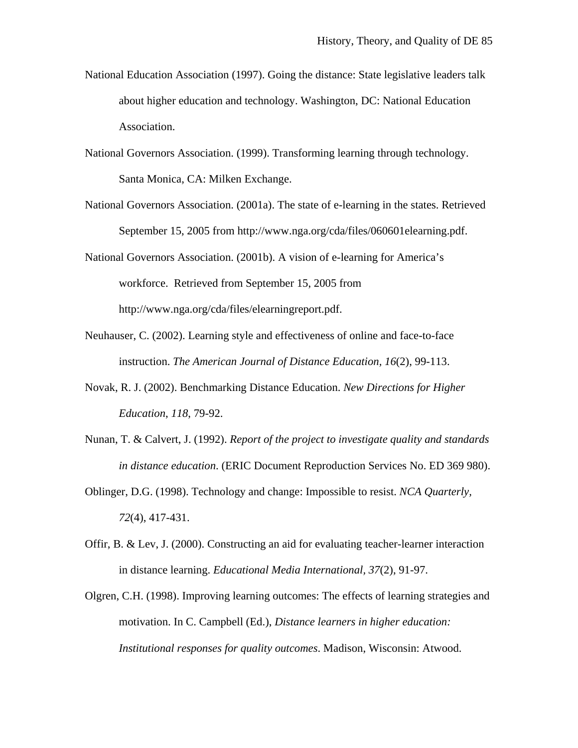National Education Association (1997). Going the distance: State legislative leaders talk about higher education and technology. Washington, DC: National Education Association.

National Governors Association. (1999). Transforming learning through technology. Santa Monica, CA: Milken Exchange.

National Governors Association. (2001a). The state of e-learning in the states. Retrieved September 15, 2005 from http://www.nga.org/cda/files/060601elearning.pdf.

National Governors Association. (2001b). A vision of e-learning for America's workforce. Retrieved from September 15, 2005 from http://www.nga.org/cda/files/elearningreport.pdf.

Neuhauser, C. (2002). Learning style and effectiveness of online and face-to-face instruction. *The American Journal of Distance Education, 16*(2), 99-113.

Novak, R. J. (2002). Benchmarking Distance Education. *New Directions for Higher Education*, *118*, 79-92.

Nunan, T. & Calvert, J. (1992). *Report of the project to investigate quality and standards in distance education.* (ERIC Document Reproduction Services No. ED 369 980).

Oblinger, D.G. (1998). Technology and change: Impossible to resist. *NCA Quarterly, 72*(4), 417-431.

Offir, B. & Lev, J. (2000). Constructing an aid for evaluating teacher-learner interaction in distance learning. *Educational Media International, 37*(2), 91-97.

Olgren, C.H. (1998). Improving learning outcomes: The effects of learning strategies and motivation. In C. Campbell (Ed.), *Distance learners in higher education: Institutional responses for quality outcomes*. Madison, Wisconsin: Atwood.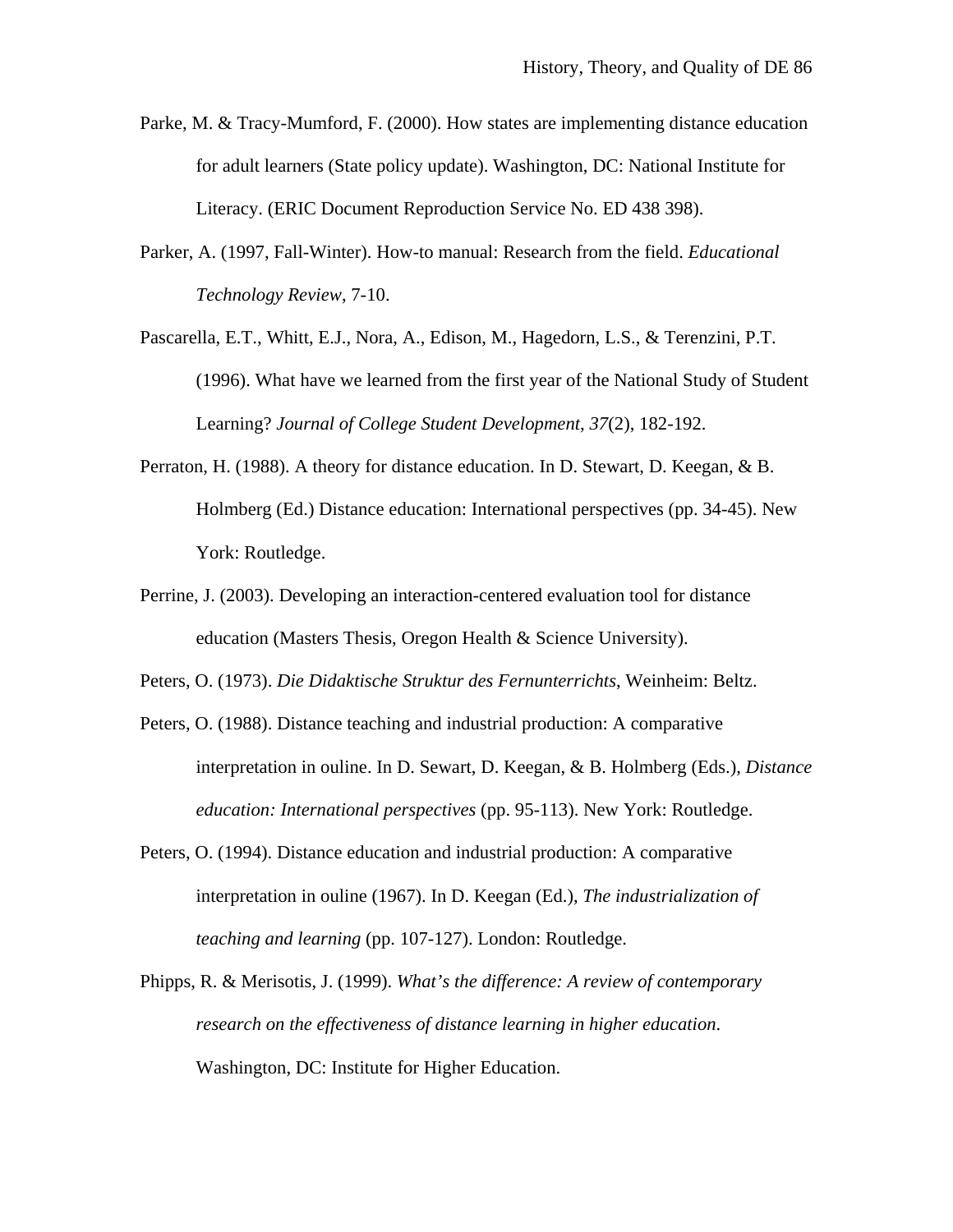Parke, M. & Tracy-Mumford, F. (2000). How states are implementing distance education for adult learners (State policy update). Washington, DC: National Institute for Literacy. (ERIC Document Reproduction Service No. ED 438 398).

Parker, A. (1997, Fall-Winter). How-to manual: Research from the field. *Educational Technology Review*, 7-10.

Pascarella, E.T., Whitt, E.J., Nora, A., Edison, M., Hagedorn, L.S., & Terenzini, P.T. (1996). What have we learned from the first year of the National Study of Student Learning? *Journal of College Student Development, 37*(2), 182-192.

Perraton, H. (1988). A theory for distance education. In D. Stewart, D. Keegan, & B. Holmberg (Ed.) Distance education: International perspectives (pp. 34-45). New York: Routledge.

Perrine, J. (2003). Developing an interaction-centered evaluation tool for distance education (Masters Thesis, Oregon Health & Science University).

Peters, O. (1973). *Die Didaktische Struktur des Fernunterrichts*, Weinheim: Beltz.

Peters, O. (1988). Distance teaching and industrial production: A comparative interpretation in ouline. In D. Sewart, D. Keegan, & B. Holmberg (Eds.), *Distance education: International perspectives* (pp. 95-113). New York: Routledge.

Peters, O. (1994). Distance education and industrial production: A comparative interpretation in ouline (1967). In D. Keegan (Ed.), *The industrialization of teaching and learning* (pp. 107-127). London: Routledge.

Phipps, R. & Merisotis, J. (1999). *What's the difference: A review of contemporary research on the effectiveness of distance learning in higher education*. Washington, DC: Institute for Higher Education.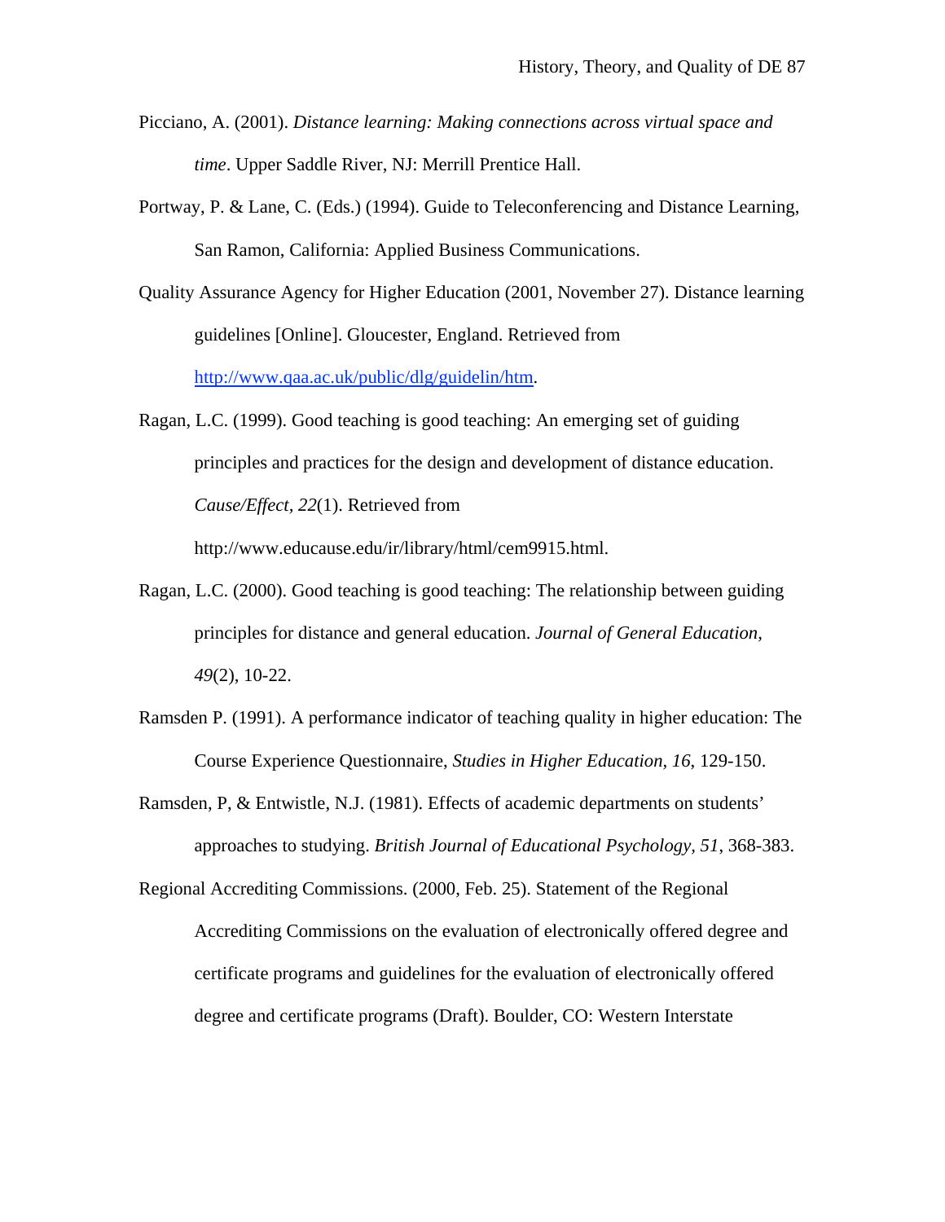Picciano, A. (2001). *Distance learning: Making connections across virtual space and time*. Upper Saddle River, NJ: Merrill Prentice Hall.

Portway, P. & Lane, C. (Eds.) (1994). Guide to Teleconferencing and Distance Learning, San Ramon, California: Applied Business Communications.

Quality Assurance Agency for Higher Education (2001, November 27). Distance learning guidelines [Online]. Gloucester, England. Retrieved from http://www.qaa.ac.uk/public/dlg/guidelin/htm.

Ragan, L.C. (1999). Good teaching is good teaching: An emerging set of guiding principles and practices for the design and development of distance education. *Cause/Effect, 22*(1). Retrieved from http://www.educause.edu/ir/library/html/cem9915.html.

Ragan, L.C. (2000). Good teaching is good teaching: The relationship between guiding principles for distance and general education. *Journal of General Education, 49*(2), 10-22.

Ramsden P. (1991). A performance indicator of teaching quality in higher education: The Course Experience Questionnaire, *Studies in Higher Education, 16*, 129-150.

Ramsden, P, & Entwistle, N.J. (1981). Effects of academic departments on students' approaches to studying. *British Journal of Educational Psychology, 51*, 368-383.

Regional Accrediting Commissions. (2000, Feb. 25). Statement of the Regional Accrediting Commissions on the evaluation of electronically offered degree and certificate programs and guidelines for the evaluation of electronically offered degree and certificate programs (Draft). Boulder, CO: Western Interstate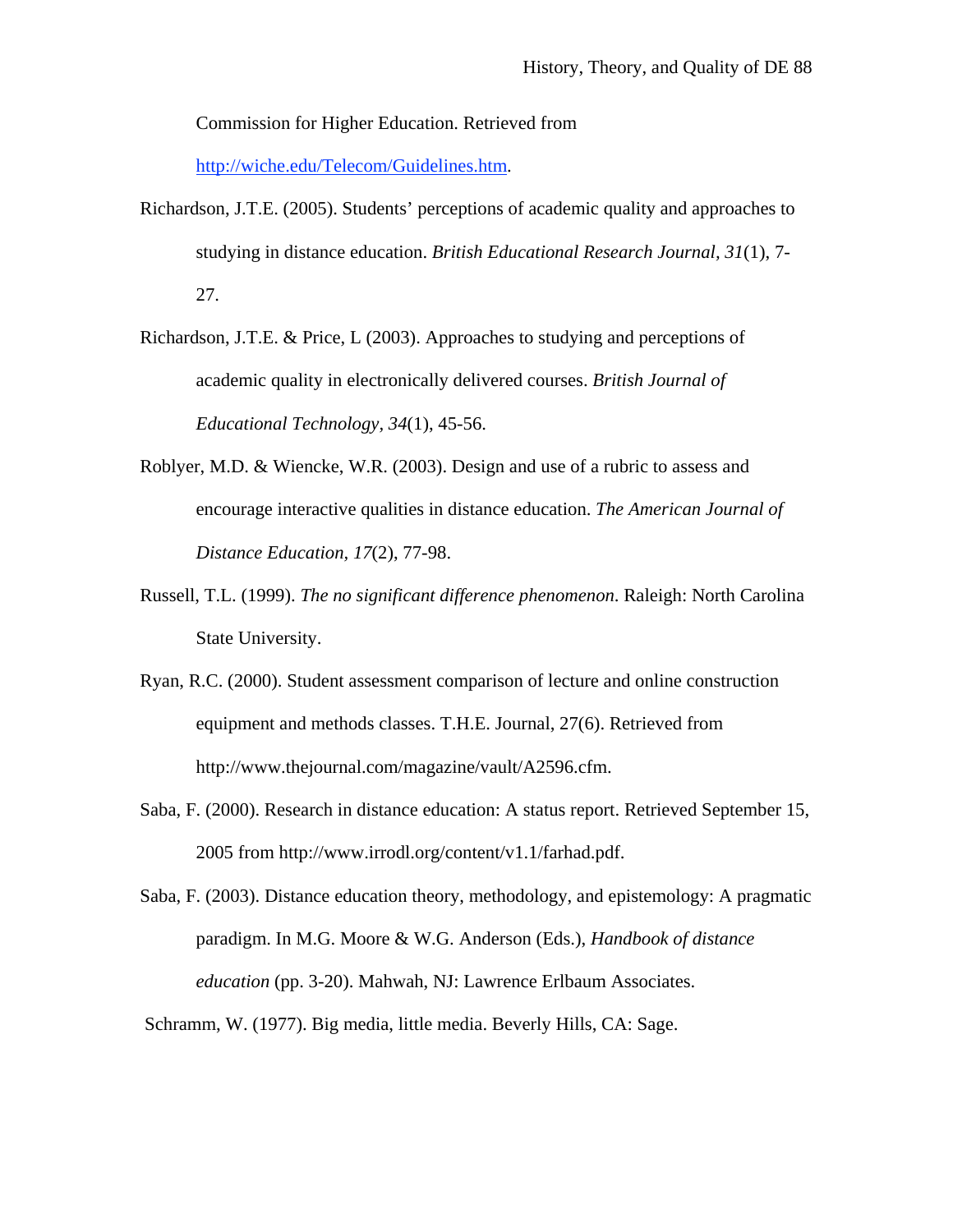Commission for Higher Education. Retrieved from http://wiche.edu/Telecom/Guidelines.htm.

Richardson, J.T.E. (2005). Students' perceptions of academic quality and approaches to studying in distance education. *British Educational Research Journal, 31*(1), 7-27.

Richardson, J.T.E. & Price, L (2003). Approaches to studying and perceptions of academic quality in electronically delivered courses. *British Journal of Educational Technology, 34*(1), 45-56.

Roblyer, M.D. & Wiencke, W.R. (2003). Design and use of a rubric to assess and encourage interactive qualities in distance education. *The American Journal of Distance Education, 17*(2), 77-98.

Russell, T.L. (1999). *The no significant difference phenomenon*. Raleigh: North Carolina State University.

Ryan, R.C. (2000). Student assessment comparison of lecture and online construction equipment and methods classes. T.H.E. Journal, 27(6). Retrieved from http://www.thejournal.com/magazine/vault/A2596.cfm.

Saba, F. (2000). Research in distance education: A status report. Retrieved September 15, 2005 from http://www.irrodl.org/content/v1.1/farhad.pdf.

Saba, F. (2003). Distance education theory, methodology, and epistemology: A pragmatic paradigm. In M.G. Moore & W.G. Anderson (Eds.), *Handbook of distance education* (pp. 3-20). Mahwah, NJ: Lawrence Erlbaum Associates.

Schramm, W. (1977). Big media, little media. Beverly Hills, CA: Sage.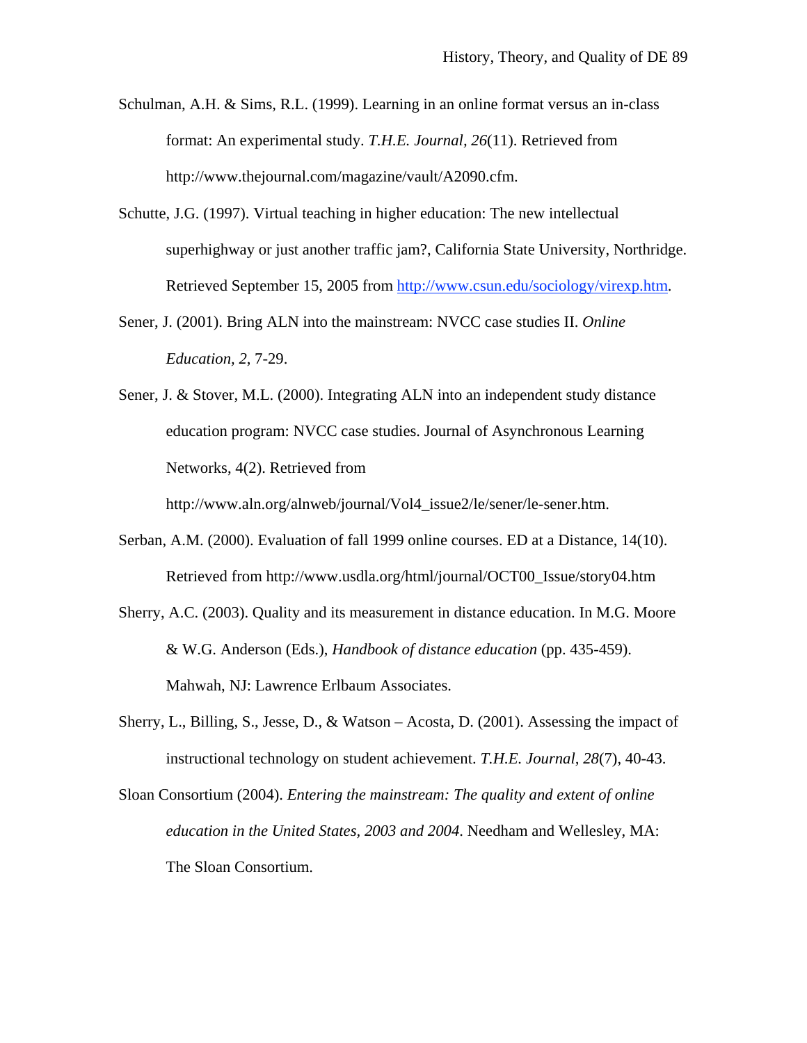Schulman, A.H. & Sims, R.L. (1999). Learning in an online format versus an in-class format: An experimental study. *T.H.E. Journal, 26*(11). Retrieved from http://www.thejournal.com/magazine/vault/A2090.cfm.

Schutte, J.G. (1997). Virtual teaching in higher education: The new intellectual superhighway or just another traffic jam?, California State University, Northridge. Retrieved September 15, 2005 from http://www.csun.edu/sociology/virexp.htm.

Sener, J. (2001). Bring ALN into the mainstream: NVCC case studies II. *Online Education, 2*, 7-29.

Sener, J. & Stover, M.L. (2000). Integrating ALN into an independent study distance education program: NVCC case studies. Journal of Asynchronous Learning Networks, 4(2). Retrieved from http://www.aln.org/alnweb/journal/Vol4_issue2/le/sener/le-sener.htm.

Serban, A.M. (2000). Evaluation of fall 1999 online courses. ED at a Distance, 14(10). Retrieved from http://www.usdla.org/html/journal/OCT00_Issue/story04.htm

Sherry, A.C. (2003). Quality and its measurement in distance education. In M.G. Moore & W.G. Anderson (Eds.), *Handbook of distance education* (pp. 435-459). Mahwah, NJ: Lawrence Erlbaum Associates.

Sherry, L., Billing, S., Jesse, D., & Watson – Acosta, D. (2001). Assessing the impact of instructional technology on student achievement. *T.H.E. Journal, 28*(7), 40-43.

Sloan Consortium (2004). *Entering the mainstream: The quality and extent of online education in the United States, 2003 and 2004*. Needham and Wellesley, MA: The Sloan Consortium.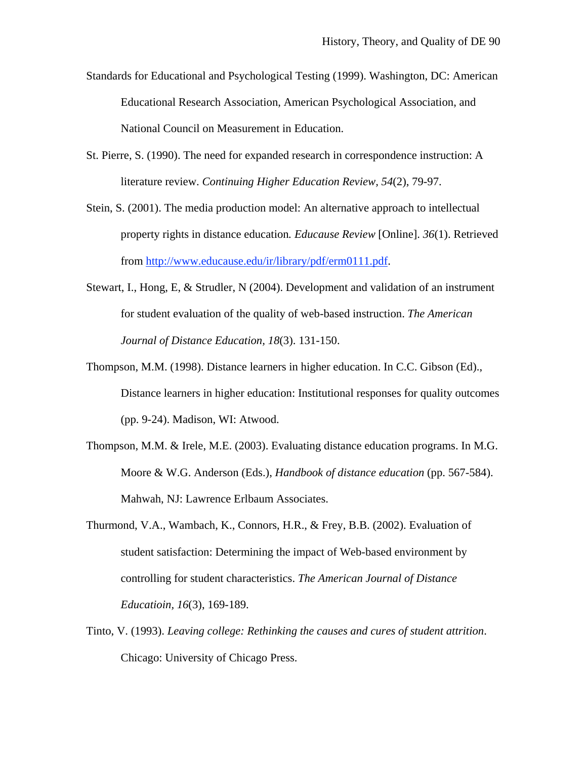Standards for Educational and Psychological Testing (1999). Washington, DC: American Educational Research Association, American Psychological Association, and National Council on Measurement in Education.

St. Pierre, S. (1990). The need for expanded research in correspondence instruction: A literature review. *Continuing Higher Education Review, 54*(2), 79-97.

Stein, S. (2001). The media production model: An alternative approach to intellectual property rights in distance education*.* *Educause Review* [Online]. *36*(1). Retrieved from http://www.educause.edu/ir/library/pdf/erm0111.pdf.

Stewart, I., Hong, E, & Strudler, N (2004). Development and validation of an instrument for student evaluation of the quality of web-based instruction. *The American Journal of Distance Education*, *18*(3). 131-150.

Thompson, M.M. (1998). Distance learners in higher education. In C.C. Gibson (Ed)., Distance learners in higher education: Institutional responses for quality outcomes (pp. 9-24). Madison, WI: Atwood.

Thompson, M.M. & Irele, M.E. (2003). Evaluating distance education programs. In M.G. Moore & W.G. Anderson (Eds.), *Handbook of distance education* (pp. 567-584). Mahwah, NJ: Lawrence Erlbaum Associates.

Thurmond, V.A., Wambach, K., Connors, H.R., & Frey, B.B. (2002). Evaluation of student satisfaction: Determining the impact of Web-based environment by controlling for student characteristics. *The American Journal of Distance Educatioin*, *16*(3), 169-189.

Tinto, V. (1993). *Leaving college: Rethinking the causes and cures of student attrition*. Chicago: University of Chicago Press.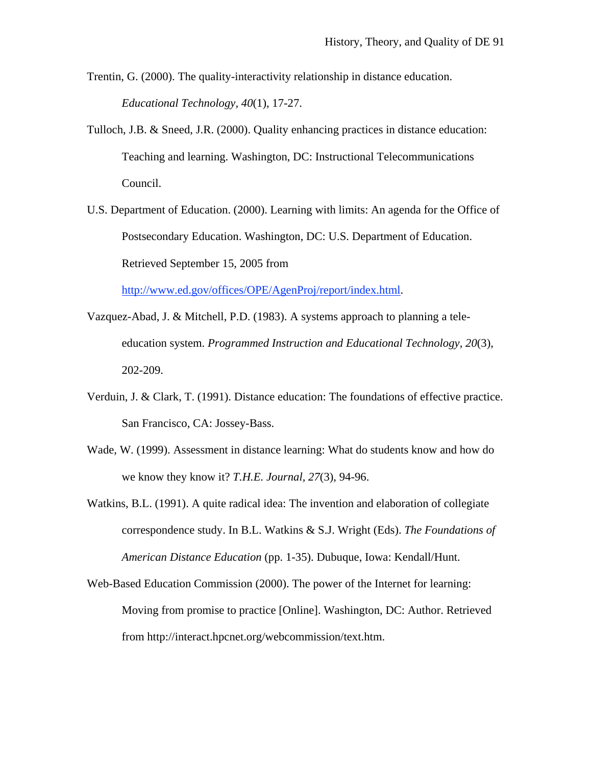Trentin, G. (2000). The quality-interactivity relationship in distance education. *Educational Technology, 40*(1), 17-27.

Tulloch, J.B. & Sneed, J.R. (2000). Quality enhancing practices in distance education: Teaching and learning. Washington, DC: Instructional Telecommunications Council.

U.S. Department of Education. (2000). Learning with limits: An agenda for the Office of Postsecondary Education. Washington, DC: U.S. Department of Education. Retrieved September 15, 2005 from http://www.ed.gov/offices/OPE/AgenProj/report/index.html.

Vazquez-Abad, J. & Mitchell, P.D. (1983). A systems approach to planning a tele-education system. *Programmed Instruction and Educational Technology, 20*(3), 202-209.

Verduin, J. & Clark, T. (1991). Distance education: The foundations of effective practice. San Francisco, CA: Jossey-Bass.

Wade, W. (1999). Assessment in distance learning: What do students know and how do we know they know it? *T.H.E. Journal, 27*(3), 94-96.

Watkins, B.L. (1991). A quite radical idea: The invention and elaboration of collegiate correspondence study. In B.L. Watkins & S.J. Wright (Eds). *The Foundations of American Distance Education* (pp. 1-35). Dubuque, Iowa: Kendall/Hunt.

Web-Based Education Commission (2000). The power of the Internet for learning: Moving from promise to practice [Online]. Washington, DC: Author. Retrieved from http://interact.hpcnet.org/webcommission/text.htm.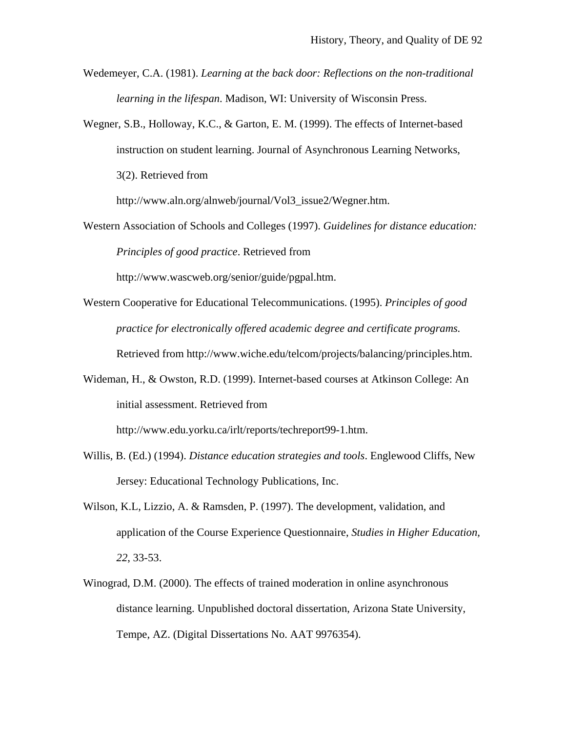Wedemeyer, C.A. (1981). *Learning at the back door: Reflections on the non-traditional learning in the lifespan*. Madison, WI: University of Wisconsin Press.

Wegner, S.B., Holloway, K.C., & Garton, E. M. (1999). The effects of Internet-based instruction on student learning. Journal of Asynchronous Learning Networks, 3(2). Retrieved from http://www.aln.org/alnweb/journal/Vol3_issue2/Wegner.htm.

Western Association of Schools and Colleges (1997). *Guidelines for distance education: Principles of good practice*. Retrieved from http://www.wascweb.org/senior/guide/pgpal.htm.

Western Cooperative for Educational Telecommunications. (1995). *Principles of good practice for electronically offered academic degree and certificate programs.* Retrieved from http://www.wiche.edu/telcom/projects/balancing/principles.htm.

Wideman, H., & Owston, R.D. (1999). Internet-based courses at Atkinson College: An initial assessment. Retrieved from http://www.edu.yorku.ca/irlt/reports/techreport99-1.htm.

Willis, B. (Ed.) (1994). *Distance education strategies and tools*. Englewood Cliffs, New Jersey: Educational Technology Publications, Inc.

Wilson, K.L, Lizzio, A. & Ramsden, P. (1997). The development, validation, and application of the Course Experience Questionnaire, *Studies in Higher Education*, *22*, 33-53.

Winograd, D.M. (2000). The effects of trained moderation in online asynchronous distance learning. Unpublished doctoral dissertation, Arizona State University, Tempe, AZ. (Digital Dissertations No. AAT 9976354).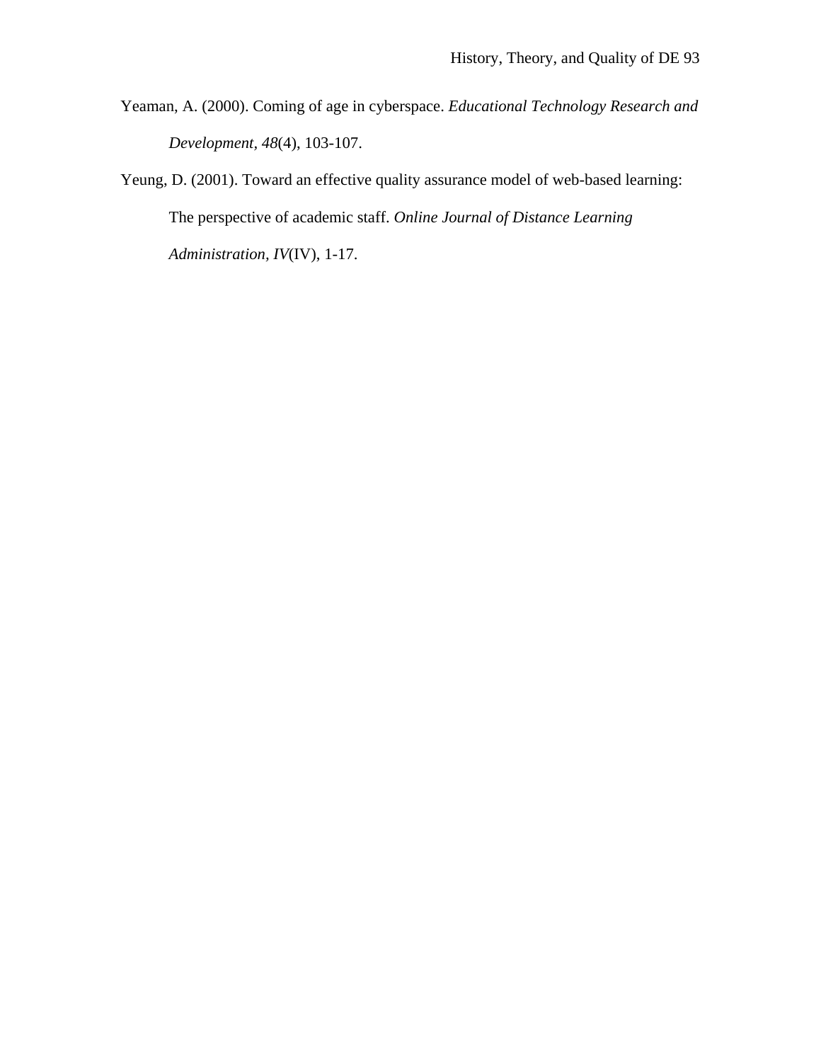Yeaman, A. (2000). Coming of age in cyberspace. *Educational Technology Research and Development*, *48*(4), 103-107.

Yeung, D. (2001). Toward an effective quality assurance model of web-based learning: The perspective of academic staff. *Online Journal of Distance Learning Administration*, *IV*(IV), 1-17.